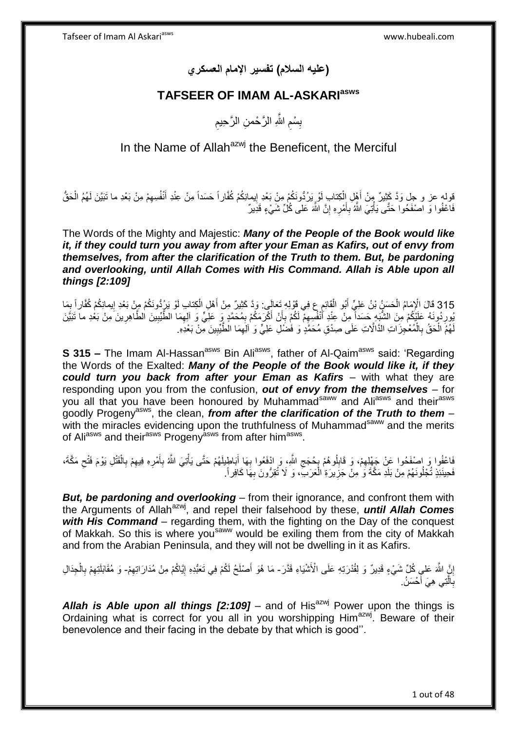# (عليه السلام) تفسير الإمام العسكري

## TAFSEER OF IMAM AL-ASKARI[asws]

بِسْمِ اللَّهِ الرَّحْمنِ الرَّحِيمِ

In the Name of Allah[azwj] the Beneficent, the Merciful

قوله عز و جل وَدَّ كَثِيرٌ مِنْ أَهْلِ الْكِتابِ لَوْ يَرُدُّونَكُمْ مِنْ بَعْدِ إِيمانِكُمْ كُفَّاراً حَسَداً مِنْ عِنْدِ أَنْفُسِهِمْ مِنْ بَعْدِ ما تَبَيَّنَ لَهُمُ الْحَقُّ فَاعْفُوا وَ اصْفَحُوا حَتَّى يَأْتِيَ اللَّهُ بِأَمْرِهِ إِنَّ اللَّهَ عَلى كُلِّ شَيْءٍ قَدِيرٌ

The Words of the Mighty and Majestic: ***Many of the People of the Book would like it, if they could turn you away from after your Eman as Kafirs, out of envy from themselves, from after the clarification of the Truth to them. But, be pardoning and overlooking, until Allah Comes with His Command. Allah is Able upon all things [2:109]***

315 قَالَ الْإِمَامُ الْحَسَنُ بْنُ عَلِيٍّ أَبُو الْقَائِمِ ع فِي قَوْلِهِ تَعَالَى: وَدَّ كَثِيرٌ مِنْ أَهْلِ الْكِتابِ لَوْ يَرُدُّونَكُمْ مِنْ بَعْدِ إِيمانِكُمْ كُفَّاراً بِمَا يُورِدُونَهُ عَلَيْكُمْ مِنَ الشُّبَهِ حَسَداً مِنْ عِنْدِ أَنْفُسِهِمْ لَكُمْ بِأَنْ أَكْرَمَكُمْ بِمُحَمَّدٍ وَ عَلِيٍّ وَ آلِهِمَا الطَّيِّبِينَ الطَّاهِرِينَ مِنْ بَعْدِ ما تَبَيَّنَ لَهُمُ الْحَقُّ بِالْمُعْجِزَاتِ الدَّالَّاتِ عَلَى صِدْقِ مُحَمَّدٍ وَ فَضْلِ عَلِيٍّ وَ آلِهِمَا الطَّيِّبِينَ مِنْ بَعْدِهِ.

**S 315 –** The Imam Al-Hassan[asws] Bin Ali[asws], father of Al-Qaim[asws] said: 'Regarding the Words of the Exalted: ***Many of the People of the Book would like it, if they could turn you back from after your Eman as Kafirs*** – with what they are responding upon you from the confusion, ***out of envy from the themselves*** – for you all that you have been honoured by Muhammad[saww] and Ali[asws] and their[asws] goodly Progeny[asws], the clean, ***from after the clarification of the Truth to them*** – with the miracles evidencing upon the truthfulness of Muhammad[saww] and the merits of Ali[asws] and their[asws] Progeny[asws] from after him[asws].

فَاعْفُوا وَ اصْفَحُوا عَنْ جَهْلِهِمْ، وَ قَابِلُوهُمْ بِحُجَجِ اللَّهِ، وَ ادْفَعُوا بِهَا أَبَاطِيلَهُمْ حَتَّى يَأْتِيَ اللَّهُ بِأَمْرِهِ فِيهِمْ بِالْقَتْلِ يَوْمَ فَتْحِ مَكَّةَ، فَحِينَئِذٍ تُجْلُونَهُمْ مِنْ بَلَدِ مَكَّةَ وَ مِنْ جَزِيرَةِ الْعَرَبِ، وَ لَا تُقِرُّونَ بِهَا كَافِراً.

***But, be pardoning and overlooking*** – from their ignorance, and confront them with the Arguments of Allah[azwj], and repel their falsehood by these, ***until Allah Comes with His Command*** – regarding them, with the fighting on the Day of the conquest of Makkah. So this is where you[saww] would be exiling them from the city of Makkah and from the Arabian Peninsula, and they will not be dwelling in it as Kafirs.

إِنَّ اللَّهَ عَلى كُلِّ شَيْءٍ قَدِيرٌ وَ لِقُدْرَتِهِ عَلَى الْأَشْيَاءِ قَدَّرَ- مَا هُوَ أَصْلَحُ لَكُمْ فِي تَعَبُّدِهِ إِيَّاكُمْ مِنْ مُدَارَاتِهِمْ- وَ مُقَابَلَتِهِمْ بِالْجِدَالِ بِالَّتِي هِيَ أَحْسَنُ.

***Allah is Able upon all things [2:109]*** – and of His[azwj] Power upon the things is Ordaining what is correct for you all in you worshipping Him[azwj]. Beware of their benevolence and their facing in the debate by that which is good''.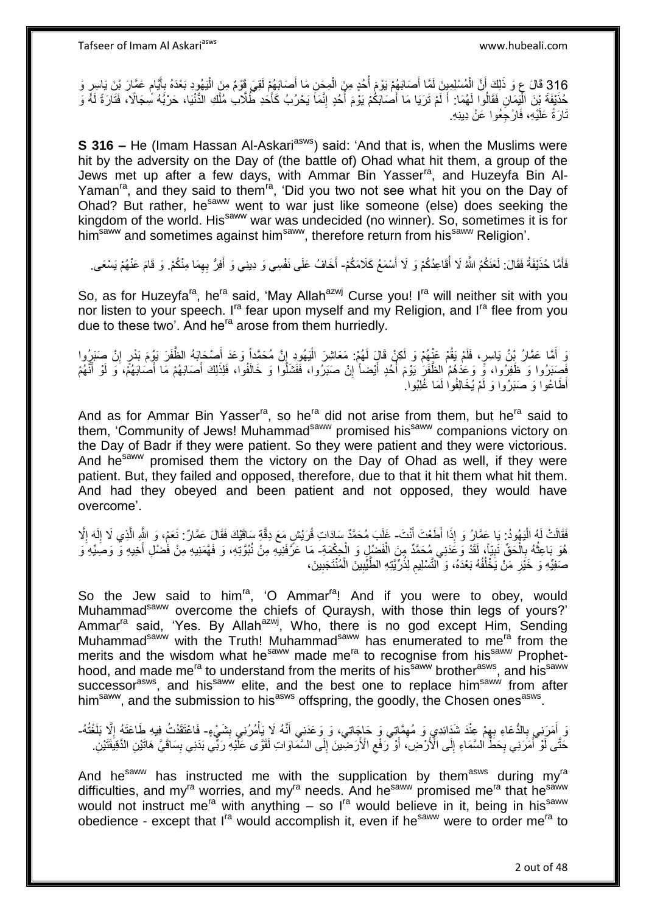316 قَالَ ع وَ ذَلِكَ أَنَّ الْمُسْلِمِينَ لَمَّا أَصَابَهُمْ يَوْمَ أُحُدٍ مِنَ الْمِحَنِ مَا أَصَابَهُمْ لَقِيَ قَوْمٌ مِنَ الْيَهُودِ بَعْدَهُ بِأَيَّامٍ عَمَّارَ بْنَ يَاسِرٍ وَ حُذَيْفَةَ بْنَ الْيَمَانِ فَقَالُوا لَهُمَا: أَ لَمْ تَرَيَا مَا أَصَابَكُمْ يَوْمَ أُحُدٍ إِنَّمَا يَحْرُبُ كَأَحَدِ طُلَّابِ مُلْكِ الدُّنْيَا، حَرْبُهُ سِجَالٌ، فَتَارَةً لَهُ وَ تَارَةً عَلَيْهِ، فَارْجِعُوا عَنْ دِينِهِ.

**S 316 –** He (Imam Hassan Al-Askari[asws]) said: 'And that is, when the Muslims were hit by the adversity on the Day of (the battle of) Ohad what hit them, a group of the Jews met up after a few days, with Ammar Bin Yasser[ra], and Huzeyfa Bin Al-Yaman[ra], and they said to them[ra], 'Did you two not see what hit you on the Day of Ohad? But rather, he[saww] went to war just like someone (else) does seeking the kingdom of the world. His[saww] war was undecided (no winner). So, sometimes it is for him[saww] and sometimes against him[saww], therefore return from his[saww] Religion'.

فَأَمَّا حُذَيْفَةُ فَقَالَ: لَعَنَكُمُ اللَّهُ لَا أُقَاعِدُكُمْ وَ لَا أَسْمَعُ كَلَامَكُمْ- أَخَافُ عَلَى نَفْسِي وَ دِينِي وَ أَفِرُّ بِهِمَا مِنْكُمْ. وَ قَامَ عَنْهُمْ يَسْعَى.

So, as for Huzeyfa[ra], he[ra] said, 'May Allah[azwj] Curse you! I[ra] will neither sit with you nor listen to your speech. I[ra] fear upon myself and my Religion, and I[ra] flee from you due to these two'. And he[ra] arose from them hurriedly.

وَ أَمَّا عَمَّارُ بْنُ يَاسِرٍ، فَلَمْ يَقُمْ عَنْهُمْ وَ لَكِنْ قَالَ لَهُمْ: مَعَاشِرَ الْيَهُودِ إِنَّ مُحَمَّداً وَعَدَ أَصْحَابَهُ الظَّفَرَ يَوْمَ بَدْرٍ إِنْ صَبَرُوا فَصَبَرُوا وَ ظَفِرُوا، وَ وَعَدَهُمُ الظَّفَرَ يَوْمَ أُحُدٍ أَيْضاً إِنْ صَبَرُوا، فَفَشِلُوا وَ خَالَفُوا، فَلِذَلِكَ أَصَابَهُمْ مَا أَصَابَهُمْ، وَ لَوْ أَنَّهُمْ أَطَاعُوا وَ صَبَرُوا وَ لَمْ يُخَالِفُوا لَمَا غُلِبُوا.

And as for Ammar Bin Yasser[ra], so he[ra] did not arise from them, but he[ra] said to them, 'Community of Jews! Muhammad[saww] promised his[saww] companions victory on the Day of Badr if they were patient. So they were patient and they were victorious. And he[saww] promised them the victory on the Day of Ohad as well, if they were patient. But, they failed and opposed, therefore, due to that it hit them what hit them. And had they obeyed and been patient and not opposed, they would have overcome'.

فَقَالَتْ لَهُ الْيَهُودُ: يَا عَمَّارُ وَ إِذَا أَطَعْتَ أَنْتَ- غَلَبَ مُحَمَّدٌ سَادَاتِ قُرَيْشٍ مَعَ دِقَّةِ سَاقَيْكَ فَقَالَ عَمَّارٌ: نَعَمْ، وَ اللَّهِ الَّذِي لَا إِلَهَ إِلَّا هُوَ بَاعِثُهُ بِالْحَقِّ نَبِيّاً، لَقَدْ وَعَدَنِي مُحَمَّدٌ مِنَ الْفَضْلِ وَ الْحِكْمَةِ- مَا عَرَّفَنِيهِ مِنْ نُبُوَّتِهِ، وَ فَهَّمَنِيهِ مِنْ فَضْلِ أَخِيهِ وَ وَصِيِّهِ وَ صَفِيِّهِ وَ خَيْرِ مَنْ يَخْلُفُهُ بَعْدَهُ، وَ التَّسْلِيمِ لِذُرِّيَّتِهِ الطَّيِّبِينَ الْمُنْتَجَبِينَ،

So the Jew said to him[ra], 'O Ammar[ra]! And if you were to obey, would Muhammad[saww] overcome the chiefs of Quraysh, with those thin legs of yours?' Ammar[ra] said, 'Yes. By Allah[azwj], Who, there is no god except Him, Sending Muhammad[saww] with the Truth! Muhammad[saww] has enumerated to me[ra] from the merits and the wisdom what he[saww] made me[ra] to recognise from his[saww] Prophet-hood, and made me[ra] to understand from the merits of his[saww] brother[asws], and his[saww] successor[asws], and his[saww] elite, and the best one to replace him[saww] from after him[saww], and the submission to his[asws] offspring, the goodly, the Chosen ones[asws].

وَ أَمَرَنِي بِالدُّعَاءِ بِهِمْ عِنْدَ شَدَائِدِي وَ مُهِمَّاتِي وَ حَاجَاتِي، وَ وَعَدَنِي أَنَّهُ لَا يَأْمُرُنِي بِشَيْءٍ- فَاعْتَقَدْتُ فِيهِ طَاعَتَهُ إِلَّا بَلَغْتُهُ- حَتَّى لَوْ أَمَرَنِي بِحَطِّ السَّمَاءِ إِلَى الْأَرْضِ، أَوْ رَفْعِ الْأَرَضِينَ إِلَى السَّمَاوَاتِ لَقَوَّى عَلَيْهِ رَبِّي بَدَنِي بِسَاقَيَّ هَاتَيْنِ الدَّقِيقَتَيْنِ.

And he[saww] has instructed me with the supplication by them[asws] during my[ra] difficulties, and my[ra] worries, and my[ra] needs. And he[saww] promised me[ra] that he[saww] would not instruct me[ra] with anything – so I[ra] would believe in it, being in his[saww] obedience - except that I[ra] would accomplish it, even if he[saww] were to order me[ra] to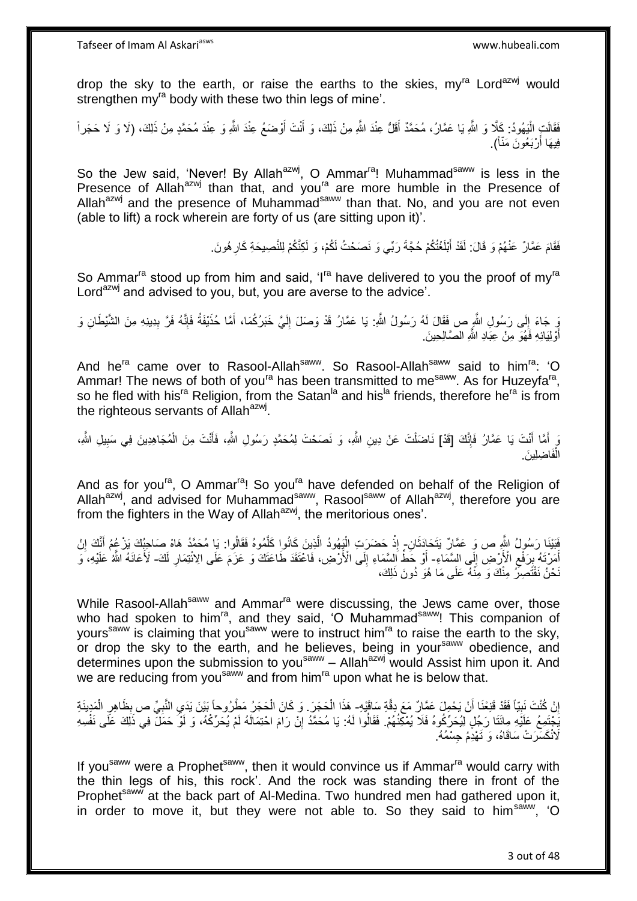drop the sky to the earth, or raise the earths to the skies, my[ra] Lord[azwj] would strengthen my[ra] body with these two thin legs of mine'.

فَقَالَتِ الْيَهُودُ: كَلَّا وَ اللَّهِ يَا عَمَّارُ، مُحَمَّدٌ أَقَلُّ عِنْدَ اللَّهِ مِنْ ذَلِكَ، وَ أَنْتَ أَوْضَعُ عِنْدَ اللَّهِ وَ عِنْدَ مُحَمَّدٍ مِنْ ذَلِكَ، (لَا وَ لَا حَجَراً فِيهَا أَرْبَعُونَ مِنَّا).

So the Jew said, 'Never! By Allah[azwj], O Ammar[ra]! Muhammad[saww] is less in the Presence of Allah[azwj] than that, and you[ra] are more humble in the Presence of Allah[azwj] and the presence of Muhammad[saww] than that. No, and you are not even (able to lift) a rock wherein are forty of us (are sitting upon it)'.

فَقَامَ عَمَّارٌ عَنْهُمْ وَ قَالَ: لَقَدْ أَبْلَغْتُكُمْ حُجَّةَ رَبِّي وَ نَصَحْتُ لَكُمْ، وَ لَكِنَّكُمْ لِلنَّصِيحَةِ كَارِهُونَ.

So Ammar[ra] stood up from him and said, 'I[ra] have delivered to you the proof of my[ra] Lord[azwj] and advised to you, but, you are averse to the advice'.

وَ جَاءَ إِلَى رَسُولِ اللَّهِ ص فَقَالَ لَهُ رَسُولُ اللَّهِ: يَا عَمَّارُ قَدْ وَصَلَ إِلَيَّ خَبَرُكُمَا، أَمَّا حُذَيْفَةُ فَإِنَّهُ فَرَّ بِدِينِهِ مِنَ الشَّيْطَانِ وَ أَوْلِيَائِهِ فَهُوَ مِنْ عِبَادِ اللَّهِ الصَّالِحِينَ.

And he[ra] came over to Rasool-Allah[saww]. So Rasool-Allah[saww] said to him[ra]: 'O Ammar! The news of both of you[ra] has been transmitted to me[saww]. As for Huzeyfa[ra], so he fled with his[ra] Religion, from the Satan[la] and his[la] friends, therefore he[ra] is from the righteous servants of Allah[azwj].

وَ أَمَّا أَنْتَ يَا عَمَّارُ فَإِنَّكَ [قَدْ] نَاضَلْتَ عَنْ دِينِ اللَّهِ، وَ نَصَحْتَ لِمُحَمَّدٍ رَسُولِ اللَّهِ، فَأَنْتَ مِنَ الْمُجَاهِدِينَ فِي سَبِيلِ اللَّهِ، الْفَاضِلِينَ.

And as for you[ra], O Ammar[ra]! So you[ra] have defended on behalf of the Religion of Allah[azwj], and advised for Muhammad[saww], Rasool[saww] of Allah[azwj], therefore you are from the fighters in the Way of Allah[azwj], the meritorious ones'.

فَبَيْنَا رَسُولُ اللَّهِ ص وَ عَمَّارٌ يَتَحَادَثَانِ- إِذْ حَضَرَتِ الْيَهُودُ الَّذِينَ كَانُوا كَلَّمُوهُ فَقَالُوا: يَا مُحَمَّدُ هَاهْ صَاحِبُكَ يَزْعُمُ أَنَّكَ إِنْ أَمَرْتَهُ بِرَفْعِ الْأَرْضِ إِلَى السَّمَاءِ- أَوْ حَطِّ السَّمَاءِ إِلَى الْأَرْضِ، فَاعْتَقَدَ طَاعَتَكَ وَ عَزَمَ عَلَى الِائْتِمَارِ لَكَ- لَأَعَانَهُ اللَّهُ عَلَيْهِ، وَ نَحْنُ نَقْتَصِرُ مِنْكَ وَ مِنْهُ عَلَى مَا هُوَ دُونَ ذَلِكَ،

While Rasool-Allah[saww] and Ammar[ra] were discussing, the Jews came over, those who had spoken to him[ra], and they said, 'O Muhammad[saww]! This companion of yours[saww] is claiming that you[saww] were to instruct him[ra] to raise the earth to the sky, or drop the sky to the earth, and he believes, being in your[saww] obedience, and determines upon the submission to you[saww] – Allah[azwj] would Assist him upon it. And we are reducing from you[saww] and from him[ra] upon what he is below that.

إِنْ كُنْتَ نَبِيّاً فَقَدْ قَنِعْنَا أَنْ يَحْمِلَ عَمَّارٌ مَعَ دِقَّةِ سَاقَيْهِ- هَذَا الْحَجَرَ. وَ كَانَ الْحَجَرُ مَطْرُوحاً بَيْنَ يَدَيِ النَّبِيِّ ص بِظَاهِرِ الْمَدِينَةِ يَجْتَمِعُ عَلَيْهِ مِائَتَا رَجُلٍ لِيُحَرِّكُوهُ فَلَا يُمْكِنُهُمْ. فَقَالُوا لَهُ: يَا مُحَمَّدُ إِنْ رَامَ احْتِمَالَهُ لَمْ يُحَرِّكْهُ، وَ لَوْ حَمَلَ فِي ذَلِكَ عَلَى نَفْسِهِ لَانْكَسَرَتْ سَاقَاهُ، وَ تَهَدَّمَ جِسْمُهُ.

If you[saww] were a Prophet[saww], then it would convince us if Ammar[ra] would carry with the thin legs of his, this rock'. And the rock was standing there in front of the Prophet[saww] at the back part of Al-Medina. Two hundred men had gathered upon it, in order to move it, but they were not able to. So they said to him[saww], 'O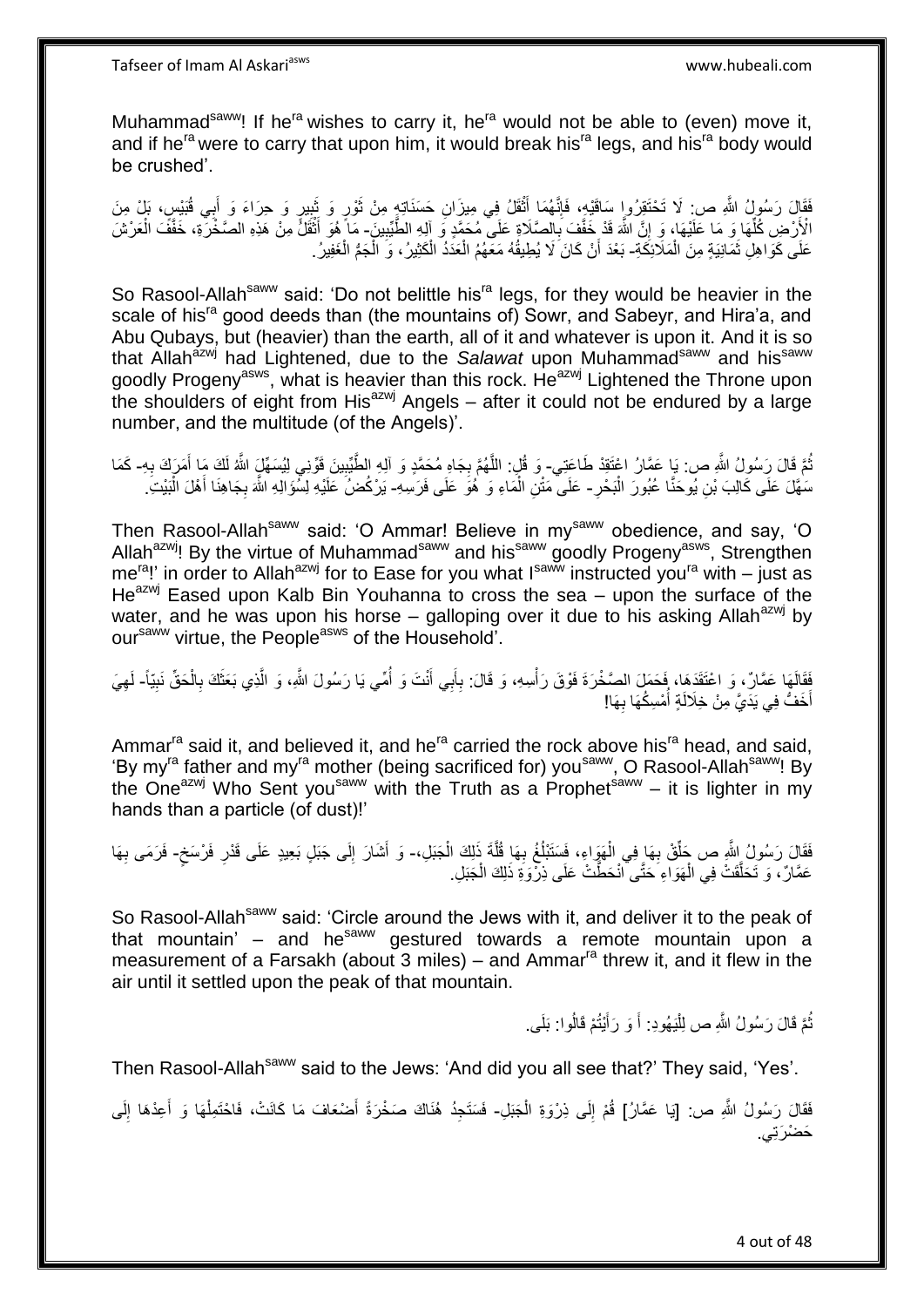Muhammad[saww]! If he[ra] wishes to carry it, he[ra] would not be able to (even) move it, and if he[ra] were to carry that upon him, it would break his[ra] legs, and his[ra] body would be crushed'.

فَقَالَ رَسُولُ اللَّهِ ص: لَا تَحْتَقِرُوا سَاقَيْهِ، فَإِنَّهُمَا أَثْقَلُ فِي مِيزَانِ حَسَنَاتِهِ مِنْ ثَوْرٍ وَ ثَبِيرٍ وَ حِرَاءَ وَ أَبِي قُبَيْسٍ، بَلْ مِنَ الْأَرْضِ كُلِّهَا وَ مَا عَلَيْهَا، وَ إِنَّ اللَّهَ قَدْ خَفَّفَ بِالصَّلَاةِ عَلَى مُحَمَّدٍ وَ آلِهِ الطَّيِّبِينَ- مَا هُوَ أَثْقَلُ مِنْ هَذِهِ الصَّخْرَةِ، خَفَّفَ الْعَرْشَ عَلَى كَوَاهِلِ ثَمَانِيَةٍ مِنَ الْمَلَائِكَةِ- بَعْدَ أَنْ كَانَ لَا يُطِيقُهُ مَعَهُمُ الْعَدَدُ الْكَثِيرُ، وَ الْجَمُّ الْغَفِيرُ.

So Rasool-Allah[saww] said: 'Do not belittle his[ra] legs, for they would be heavier in the scale of his[ra] good deeds than (the mountains of) Sowr, and Sabeyr, and Hira'a, and Abu Qubays, but (heavier) than the earth, all of it and whatever is upon it. And it is so that Allah[azwj] had Lightened, due to the *Salawat* upon Muhammad[saww] and his[saww] goodly Progeny[asws], what is heavier than this rock. He[azwj] Lightened the Throne upon the shoulders of eight from His[azwj] Angels – after it could not be endured by a large number, and the multitude (of the Angels)'.

ثُمَّ قَالَ رَسُولُ اللَّهِ ص: يَا عَمَّارُ اعْتَقِدْ طَاعَتِي- وَ قُلِ: اللَّهُمَّ بِجَاهِ مُحَمَّدٍ وَ آلِهِ الطَّيِّبِينَ قَوِّنِي لِيُسَهِّلَ اللَّهُ لَكَ مَا أَمَرَكَ بِهِ- كَمَا سَهَّلَ عَلَى كَالِبَ بْنِ يُوحَنَّا عُبُورَ الْبَحْرِ- عَلَى مَتْنِ الْمَاءِ وَ هُوَ عَلَى فَرَسِهِ- يَرْكُضُ عَلَيْهِ لِسُؤَالِهِ اللَّهَ بِجَاهِنَا أَهْلَ الْبَيْتِ.

Then Rasool-Allah[saww] said: 'O Ammar! Believe in my[saww] obedience, and say, 'O Allah[azwj]! By the virtue of Muhammad[saww] and his[saww] goodly Progeny[asws], Strengthen me[ra]!' in order to Allah[azwj] for to Ease for you what I[saww] instructed you[ra] with – just as He[azwj] Eased upon Kalb Bin Youhanna to cross the sea – upon the surface of the water, and he was upon his horse – galloping over it due to his asking Allah[azwj] by our[saww] virtue, the People[asws] of the Household'.

فَقَالَهَا عَمَّارٌ، وَ اعْتَقَدَهَا، فَحَمَلَ الصَّخْرَةَ فَوْقَ رَأْسِهِ، وَ قَالَ: بِأَبِي أَنْتَ وَ أُمِّي يَا رَسُولَ اللَّهِ، وَ الَّذِي بَعَثَكَ بِالْحَقِّ نَبِيّاً- لَهِيَ أَخَفُّ فِي يَدَيَّ مِنْ خِلَالَةٍ أُمْسِكُهَا بِهَا!

Ammar[ra] said it, and believed it, and he[ra] carried the rock above his[ra] head, and said, 'By my[ra] father and my[ra] mother (being sacrificed for) you[saww], O Rasool-Allah[saww]! By the One[azwj] Who Sent you[saww] with the Truth as a Prophet[saww] – it is lighter in my hands than a particle (of dust)!'

فَقَالَ رَسُولُ اللَّهِ ص حَلِّقْ بِهَا فِي الْهَوَاءِ، فَسَتَبْلُغُ بِهَا قُلَّةَ ذَلِكَ الْجَبَلِ،- وَ أَشَارَ إِلَى جَبَلٍ بَعِيدٍ عَلَى قَدْرِ فَرْسَخٍ- فَرَمَى بِهَا عَمَّارٌ، وَ تَحَلَّقَتْ فِي الْهَوَاءِ حَتَّى انْحَطَّتْ عَلَى ذِرْوَةِ ذَلِكَ الْجَبَلِ.

So Rasool-Allah[saww] said: 'Circle around the Jews with it, and deliver it to the peak of that mountain' – and he[saww] gestured towards a remote mountain upon a measurement of a Farsakh (about 3 miles) – and Ammar[ra] threw it, and it flew in the air until it settled upon the peak of that mountain.

ثُمَّ قَالَ رَسُولُ اللَّهِ ص لِلْيَهُودِ: أَ وَ رَأَيْتُمْ قَالُوا: بَلَى.

Then Rasool-Allah[saww] said to the Jews: 'And did you all see that?' They said, 'Yes'.

فَقَالَ رَسُولُ اللَّهِ ص: [يَا عَمَّارُ] قُمْ إِلَى ذِرْوَةِ الْجَبَلِ- فَسَتَجِدُ هُنَاكَ صَخْرَةً أَضْعَافَ مَا كَانَتْ، فَاحْتَمِلْهَا وَ أَعِدْهَا إِلَى حَضْرَتِي.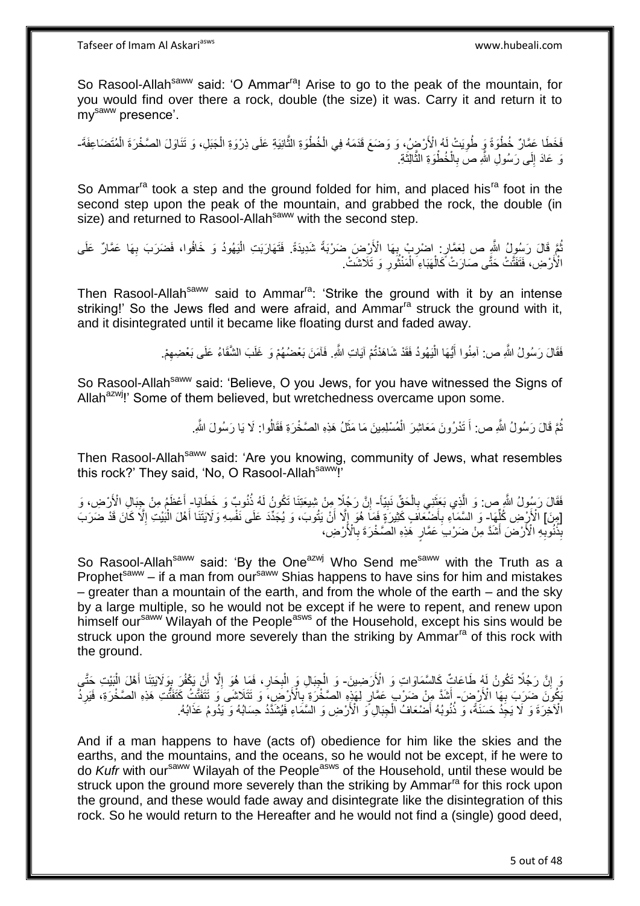So Rasool-Allah[saww] said: 'O Ammar[ra]! Arise to go to the peak of the mountain, for you would find over there a rock, double (the size) it was. Carry it and return it to my[saww] presence'.

فَخَطَا عَمَّارٌ خُطْوَةً وَ طُوِيَتْ لَهُ الْأَرْضُ، وَ وَضَعَ قَدَمَهُ فِي الْخُطْوَةِ الثَّانِيَةِ عَلَى ذِرْوَةِ الْجَبَلِ، وَ تَنَاوَلَ الصَّخْرَةَ الْمُتَضَاعِفَةَ- وَ عَادَ إِلَى رَسُولِ اللَّهِ ص بِالْخُطْوَةِ الثَّالِثَةِ.

So Ammar[ra] took a step and the ground folded for him, and placed his[ra] foot in the second step upon the peak of the mountain, and grabbed the rock, the double (in size) and returned to Rasool-Allah[saww] with the second step.

ثُمَّ قَالَ رَسُولُ اللَّهِ ص لِعَمَّارٍ: اضْرِبْ بِهَا الْأَرْضَ ضَرْبَةً شَدِيدَةً. فَتَهَارَبَتِ الْيَهُودُ وَ خَافُوا، فَضَرَبَ بِهَا عَمَّارٌ عَلَى الْأَرْضِ، فَتَفَتَّتَتْ حَتَّى صَارَتْ كَالْهَبَاءِ الْمَنْثُورِ وَ تَلَاشَتْ.

Then Rasool-Allah[saww] said to Ammar[ra]: 'Strike the ground with it by an intense striking!' So the Jews fled and were afraid, and Ammar[ra] struck the ground with it, and it disintegrated until it became like floating durst and faded away.

فَقَالَ رَسُولُ اللَّهِ ص: آمِنُوا أَيُّهَا الْيَهُودُ فَقَدْ شَاهَدْتُمْ آيَاتِ اللَّهِ. فَآمَنَ بَعْضُهُمْ وَ غَلَبَ الشَّقَاءُ عَلَى بَعْضِهِمْ.

So Rasool-Allah[saww] said: 'Believe, O you Jews, for you have witnessed the Signs of Allah[azwj]!' Some of them believed, but wretchedness overcame upon some.

ثُمَّ قَالَ رَسُولُ اللَّهِ ص: أَ تَدْرُونَ مَعَاشِرَ الْمُسْلِمِينَ مَا مَثَلُ هَذِهِ الصَّخْرَةِ فَقَالُوا: لَا يَا رَسُولَ اللَّهِ.

Then Rasool-Allah[saww] said: 'Are you knowing, community of Jews, what resembles this rock?' They said, 'No, O Rasool-Allah[saww]!'

فَقَالَ رَسُولُ اللَّهِ ص: وَ الَّذِي بَعَثَنِي بِالْحَقِّ نَبِيّاً- إِنَّ رَجُلًا مِنْ شِيعَتِنَا تَكُونُ لَهُ ذُنُوبٌ وَ خَطَايَا- أَعْظَمُ مِنْ جِبَالِ الْأَرْضِ، وَ [مِنَ] الْأَرْضِ كُلِّهَا- وَ السَّمَاءِ بِأَضْعَافٍ كَثِيرَةٍ فَمَا هُوَ إِلَّا أَنْ يَتُوبَ، وَ يُجَدِّدَ عَلَى نَفْسِهِ وَلَايَتَنَا أَهْلَ الْبَيْتِ إِلَّا كَانَ قَدْ ضَرَبَ بِذُنُوبِهِ الْأَرْضَ أَشَدَّ مِنْ ضَرْبِ عَمَّارٍ هَذِهِ الصَّخْرَةَ بِالْأَرْضِ،

So Rasool-Allah[saww] said: 'By the One[azwj] Who Send me[saww] with the Truth as a Prophet[saww] – if a man from our[saww] Shias happens to have sins for him and mistakes – greater than a mountain of the earth, and from the whole of the earth – and the sky by a large multiple, so he would not be except if he were to repent, and renew upon himself our[saww] Wilayah of the People[asws] of the Household, except his sins would be struck upon the ground more severely than the striking by Ammar[ra] of this rock with the ground.

وَ إِنَّ رَجُلًا تَكُونُ لَهُ طَاعَاتٌ كَالسَّمَاوَاتِ وَ الْأَرَضِينَ- وَ الْجِبَالِ وَ الْبِحَارِ، فَمَا هُوَ إِلَّا أَنْ يَكْفُرَ بِوَلَايَتِنَا أَهْلَ الْبَيْتِ حَتَّى يَكُونَ ضَرَبَ بِهَا الْأَرْضَ- أَشَدَّ مِنْ ضَرْبِ عَمَّارٍ لِهَذِهِ الصَّخْرَةِ بِالْأَرْضِ، وَ تَتَلَاشَى وَ تَتَفَتَّتُ كَتَفَتُّتِ هَذِهِ الصَّخْرَةِ، فَيَرِدُ الْآخِرَةَ وَ لَا يَجِدُ حَسَنَةً، وَ ذُنُوبُهُ أَضْعَافُ الْجِبَالِ وَ الْأَرْضِ وَ السَّمَاءِ فَيُشَدَّدُ حِسَابُهُ وَ يَدُومُ عَذَابُهُ.

And if a man happens to have (acts of) obedience for him like the skies and the earths, and the mountains, and the oceans, so he would not be except, if he were to do *Kufr* with our[saww] Wilayah of the People[asws] of the Household, until these would be struck upon the ground more severely than the striking by Ammar[ra] for this rock upon the ground, and these would fade away and disintegrate like the disintegration of this rock. So he would return to the Hereafter and he would not find a (single) good deed,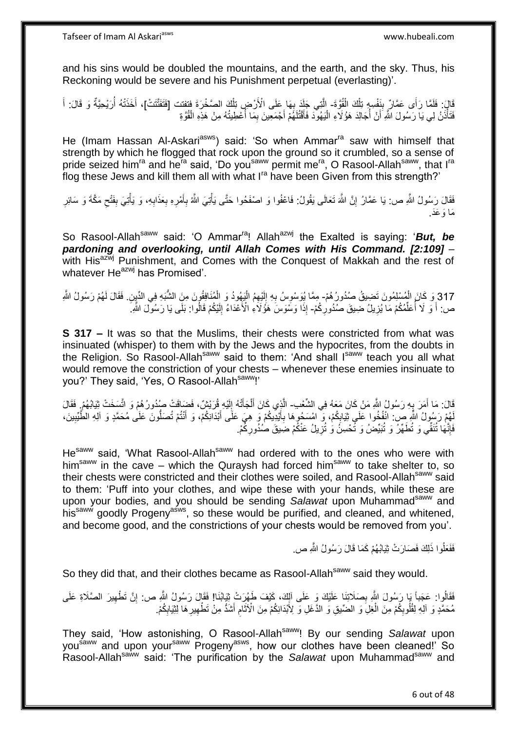and his sins would be doubled the mountains, and the earth, and the sky. Thus, his Reckoning would be severe and his Punishment perpetual (everlasting)'.

قَالَ: فَلَمَّا رَأَى عَمَّارٌ بِنَفْسِهِ تِلْكَ الْقُوَّةَ- الَّتِي جَلَدَ بِهَا عَلَى الْأَرْضِ تِلْكَ الصَّخْرَةَ فتفتت [فَتَفَتَّتَتْ]، أَخَذَتْهُ أُرْيَحِيَّةٌ وَ قَالَ: أَ فَتَأْذَنُ لِي يَا رَسُولَ اللَّهِ أَنْ أُجَالِدَ هَؤُلَاءِ الْيَهُودَ فَأَقْتُلَهُمْ أَجْمَعِينَ بِمَا أُعْطِيتُهُ مِنْ هَذِهِ الْقُوَّةِ

He (Imam Hassan Al-Askari[asws]) said: 'So when Ammar[ra] saw with himself that strength by which he flogged that rock upon the ground so it crumbled, so a sense of pride seized him[ra] and he[ra] said, 'Do you[saww] permit me[ra], O Rasool-Allah[saww], that I[ra] flog these Jews and kill them all with what I[ra] have been Given from this strength?'

فَقَالَ رَسُولُ اللَّهِ ص: يَا عَمَّارُ إِنَّ اللَّهَ تَعَالَى يَقُولُ: فَاعْفُوا وَ اصْفَحُوا حَتَّى يَأْتِيَ اللَّهُ بِأَمْرِهِ بِعَذَابِهِ، وَ يَأْتِيَ بِفَتْحِ مَكَّةَ وَ سَائِرِ مَا وَعَدَ.

So Rasool-Allah[saww] said: 'O Ammar[ra]! Allah[azwj] the Exalted is saying: '***But, be pardoning and overlooking, until Allah Comes with His Command. [2:109]*** – with His[azwj] Punishment, and Comes with the Conquest of Makkah and the rest of whatever He[azwj] has Promised'.

317 وَ كَانَ الْمُسْلِمُونَ تَضِيقُ صُدُورُهُمْ- مِمَّا يُوَسْوِسُ بِهِ إِلَيْهِمُ الْيَهُودُ وَ الْمُنَافِقُونَ مِنَ الشُّبَهِ فِي الدِّينِ. فَقَالَ لَهُمْ رَسُولُ اللَّهِ ص: أَ وَ لَا أُعَلِّمُكُمْ مَا يُزِيلُ ضِيقَ صُدُورِكُمْ- إِذَا وَسْوَسَ هَؤُلَاءِ الْأَعْدَاءُ إِلَيْكُمْ قَالُوا: بَلَى يَا رَسُولَ اللَّهِ.

**S 317 –** It was so that the Muslims, their chests were constricted from what was insinuated (whisper) to them with by the Jews and the hypocrites, from the doubts in the Religion. So Rasool-Allah[saww] said to them: 'And shall I[saww] teach you all what would remove the constriction of your chests – whenever these enemies insinuate to you?' They said, 'Yes, O Rasool-Allah[saww]!'

قَالَ: مَا أَمَرَ بِهِ رَسُولُ اللَّهِ مَنْ كَانَ مَعَهُ فِي الشِّعْبِ- الَّذِي كَانَ أَلْجَأَتْهُ إِلَيْهِ قُرَيْشٌ، فَضَاقَتْ صُدُورُهُمْ وَ اتَّسَخَتْ ثِيَابُهُمْ. فَقَالَ لَهُمْ رَسُولُ اللَّهِ ص: انْفُخُوا عَلَى ثِيَابِكُمْ، وَ امْسَحُوهَا بِأَيْدِيكُمْ وَ هِيَ عَلَى أَبْدَانِكُمْ، وَ أَنْتُمْ تُصَلُّونَ عَلَى مُحَمَّدٍ وَ آلِهِ الطَّيِّبِينَ، فَإِنَّهَا تُنَقَّى وَ تُطَهَّرُ وَ تُبَيِّضُ وَ تَحْسُنُ وَ تُزِيلُ عَنْكُمْ ضِيقَ صُدُورِكُمْ.

He[saww] said, 'What Rasool-Allah[saww] had ordered with to the ones who were with him[saww] in the cave – which the Quraysh had forced him[saww] to take shelter to, so their chests were constricted and their clothes were soiled, and Rasool-Allah[saww] said to them: 'Puff into your clothes, and wipe these with your hands, while these are upon your bodies, and you should be sending *Salawat* upon Muhammad[saww] and his[saww] goodly Progeny[asws], so these would be purified, and cleaned, and whitened, and become good, and the constrictions of your chests would be removed from you'.

فَفَعَلُوا ذَلِكَ فَصَارَتْ ثِيَابُهُمْ كَمَا قَالَ رَسُولُ اللَّهِ ص.

So they did that, and their clothes became as Rasool-Allah[saww] said they would.

فَقَالُوا: عَجَباً يَا رَسُولَ اللَّهِ بِصَلَاتِنَا عَلَيْكَ وَ عَلَى آلِكَ، كَيْفَ طَهُرَتْ ثِيَابُنَا! فَقَالَ رَسُولُ اللَّهِ ص: إِنَّ تَطْهِيرَ الصَّلَاةِ عَلَى مُحَمَّدٍ وَ آلِهِ لِقُلُوبِكُمْ مِنَ الْغِلِّ وَ الضِّيقِ وَ الدَّغَلِ وَ لِأَبْدَانِكُمْ مِنَ الْآثَامِ أَشَدُّ مِنْ تَطْهِيرِهَا لِثِيَابِكُمْ.

They said, 'How astonishing, O Rasool-Allah[saww]! By our sending *Salawat* upon you[saww] and upon your[saww] Progeny[asws], how our clothes have been cleaned!' So Rasool-Allah[saww] said: 'The purification by the *Salawat* upon Muhammad[saww] and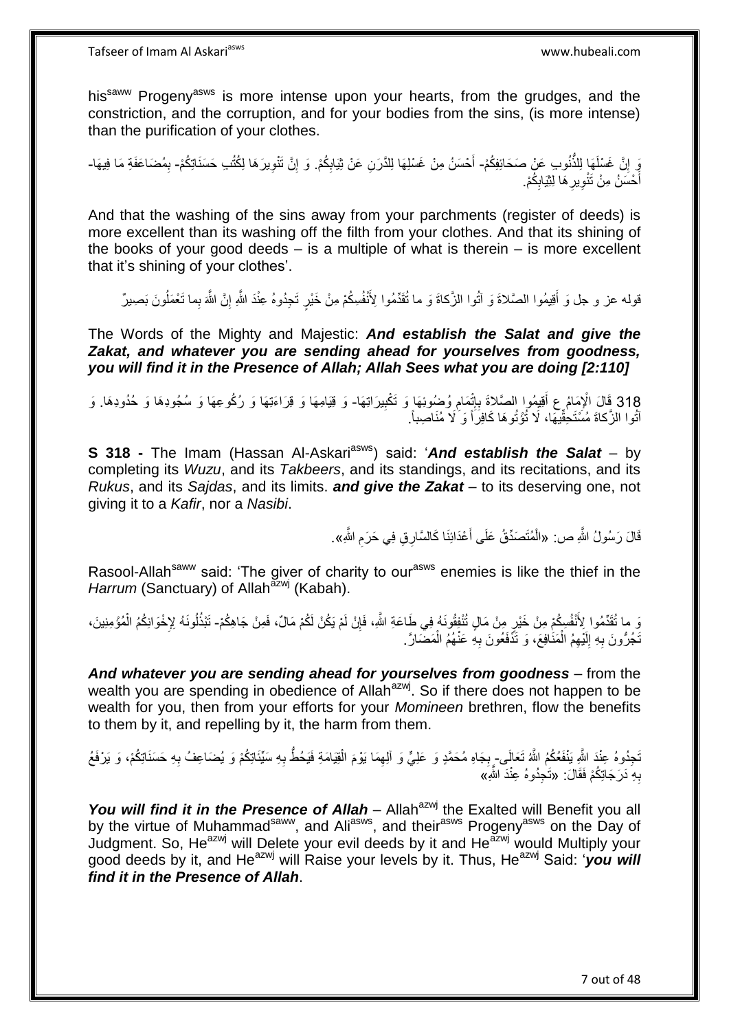his[saww] Progeny[asws] is more intense upon your hearts, from the grudges, and the constriction, and the corruption, and for your bodies from the sins, (is more intense) than the purification of your clothes.

وَ إِنَّ غَسْلَهَا لِلذُّنُوبِ عَنْ صَحَائِفِكُمْ- أَحْسَنُ مِنْ غَسْلِهَا لِلدَّرَنِ عَنْ ثِيَابِكُمْ. وَ إِنَّ تَنْوِيرَهَا لِكُتُبِ حَسَنَاتِكُمْ- بِمُضَاعَفَةِ مَا فِيهَا- أَحْسَنُ مِنْ تَنْوِيرِهَا لِثِيَابِكُمْ.

And that the washing of the sins away from your parchments (register of deeds) is more excellent than its washing off the filth from your clothes. And that its shining of the books of your good deeds – is a multiple of what is therein – is more excellent that it's shining of your clothes'.

قوله عز و جل وَ أَقِيمُوا الصَّلاةَ وَ آتُوا الزَّكاةَ وَ ما تُقَدِّمُوا لِأَنْفُسِكُمْ مِنْ خَيْرٍ تَجِدُوهُ عِنْدَ اللَّهِ إِنَّ اللَّهَ بِما تَعْمَلُونَ بَصِيرٌ

The Words of the Mighty and Majestic: ***And establish the Salat and give the Zakat, and whatever you are sending ahead for yourselves from goodness, you will find it in the Presence of Allah; Allah Sees what you are doing [2:110]***

318 قَالَ الْإِمَامُ ع أَقِيمُوا الصَّلاةَ بِإِتْمَامِ وُضُوئِهَا وَ تَكْبِيرَاتِهَا- وَ قِيَامِهَا وَ قِرَاءَتِهَا وَ رُكُوعِهَا وَ سُجُودِهَا وَ حُدُودِهَا. وَ آتُوا الزَّكاةَ مُسْتَحِقِّيهَا، لَا تُؤْتُوهَا كَافِراً وَ لَا مُنَاصِباً.

**S 318 -** The Imam (Hassan Al-Askari[asws]) said: '***And establish the Salat*** – by completing its *Wuzu*, and its *Takbeers*, and its standings, and its recitations, and its *Rukus*, and its *Sajdas*, and its limits. ***and give the Zakat*** – to its deserving one, not giving it to a *Kafir*, nor a *Nasibi*.

قَالَ رَسُولُ اللَّهِ ص: «الْمُتَصَدِّقُ عَلَى أَعْدَائِنَا كَالسَّارِقِ فِي حَرَمِ اللَّهِ».

Rasool-Allah[saww] said: 'The giver of charity to our[asws] enemies is like the thief in the *Harrum* (Sanctuary) of Allah[azwj] (Kabah).

وَ ما تُقَدِّمُوا لِأَنْفُسِكُمْ مِنْ خَيْرٍ مِنْ مَالٍ تُنْفِقُونَهُ فِي طَاعَةِ اللَّهِ، فَإِنْ لَمْ يَكُنْ لَكُمْ مَالٌ، فَمِنْ جَاهِكُمْ- تَبْذُلُونَهُ لِإِخْوَانِكُمُ الْمُؤْمِنِينَ، تَجُرُّونَ بِهِ إِلَيْهِمُ الْمَنَافِعَ، وَ تَدْفَعُونَ بِهِ عَنْهُمُ الْمَضَارَّ.

***And whatever you are sending ahead for yourselves from goodness*** – from the wealth you are spending in obedience of Allah[azwj]. So if there does not happen to be wealth for you, then from your efforts for your *Momineen* brethren, flow the benefits to them by it, and repelling by it, the harm from them.

تَجِدُوهُ عِنْدَ اللَّهِ يَنْفَعُكُمُ اللَّهُ تَعَالَى- بِجَاهِ مُحَمَّدٍ وَ عَلِيٍّ وَ آلِهِمَا يَوْمَ الْقِيَامَةِ فَيَحُطُّ بِهِ سَيِّئَاتِكُمْ وَ يُضَاعِفُ بِهِ حَسَنَاتِكُمْ، وَ يَرْفَعُ بِهِ دَرَجَاتِكُمْ فَقَالَ: «تَجِدُوهُ عِنْدَ اللَّهِ»

***You will find it in the Presence of Allah*** – Allah[azwj] the Exalted will Benefit you all by the virtue of Muhammad[saww], and Ali[asws], and their[asws] Progeny[asws] on the Day of Judgment. So, He[azwj] will Delete your evil deeds by it and He[azwj] would Multiply your good deeds by it, and He[azwj] will Raise your levels by it. Thus, He[azwj] Said: '***you will find it in the Presence of Allah***.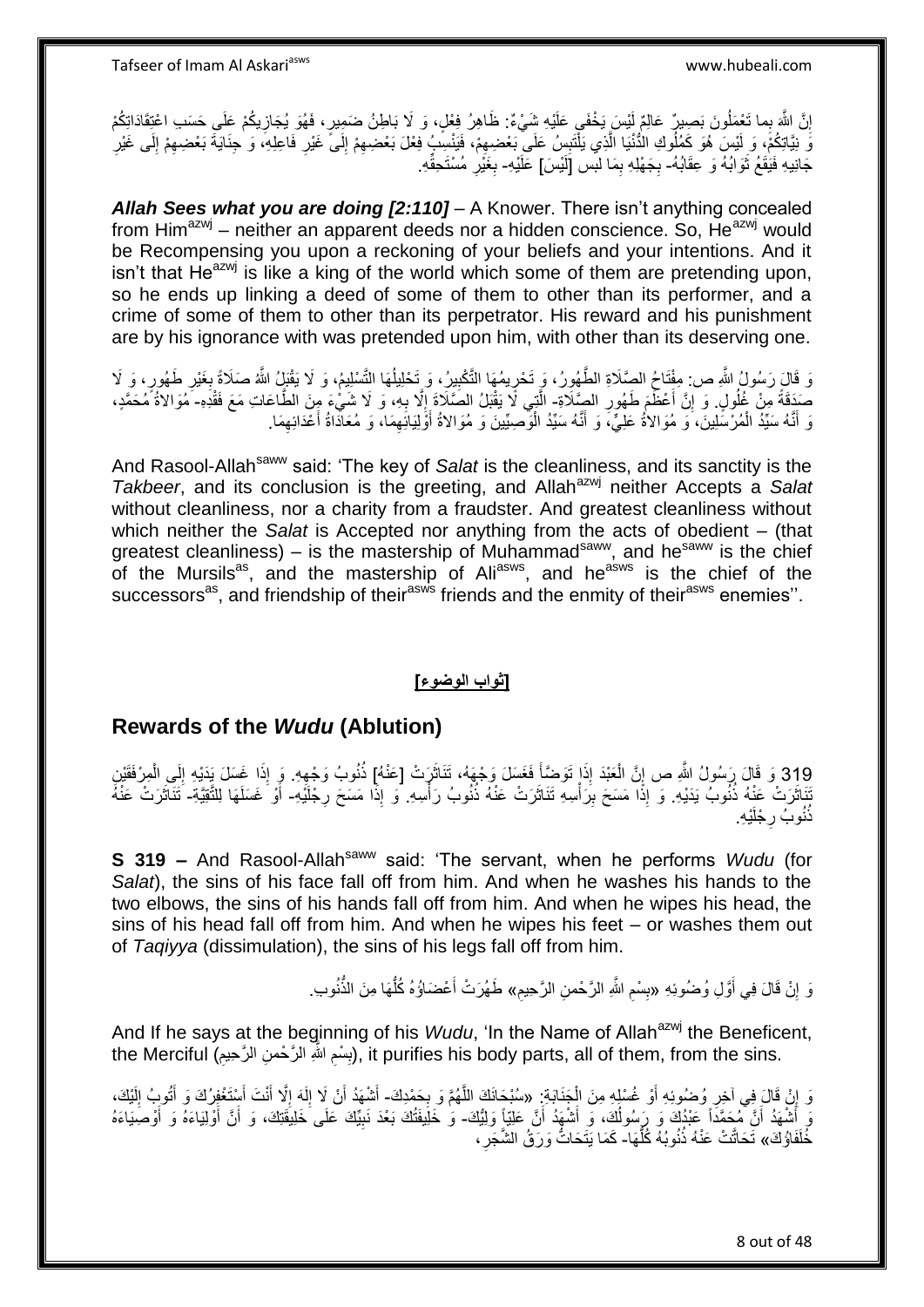إِنَّ اللَّهَ بِما تَعْمَلُونَ بَصِيرٌ عَالِمٌ لَيْسَ يَخْفَى عَلَيْهِ شَيْءٌ: ظَاهِرُ فِعْلٍ، وَ لَا بَاطِنُ ضَمِيرٍ، فَهُوَ يُجَازِيكُمْ عَلَى حَسَبِ اعْتِقَادَاتِكُمْ وَ نِيَّاتِكُمْ، وَ لَيْسَ هُوَ كَمُلُوكِ الدُّنْيَا الَّذِي يَلْتَبِسُ عَلَى بَعْضِهِمْ، فَيَنْسِبُ فِعْلَ بَعْضِهِمْ إِلَى غَيْرِ فَاعِلِهِ، وَ جِنَايَةَ بَعْضِهِمْ إِلَى غَيْرِ جَانِيهِ فَيَقَعُ ثَوَابُهُ وَ عِقَابُهُ- بِجَهْلِهِ بِمَا لبس [لُبِسَ] عَلَيْهِ- بِغَيْرِ مُسْتَحِقِّهِ.

***Allah Sees what you are doing [2:110]*** – A Knower. There isn't anything concealed from Him[azwj] – neither an apparent deeds nor a hidden conscience. So, He[azwj] would be Recompensing you upon a reckoning of your beliefs and your intentions. And it isn't that He[azwj] is like a king of the world which some of them are pretending upon, so he ends up linking a deed of some of them to other than its performer, and a crime of some of them to other than its perpetrator. His reward and his punishment are by his ignorance with was pretended upon him, with other than its deserving one.

وَ قَالَ رَسُولُ اللَّهِ ص: مِفْتَاحُ الصَّلَاةِ الطَّهُورُ، وَ تَحْرِيمُهَا التَّكْبِيرُ، وَ تَحْلِيلُهَا التَّسْلِيمُ، وَ لَا يَقْبَلُ اللَّهُ صَلَاةً بِغَيْرِ طَهُورٍ، وَ لَا صَدَقَةً مِنْ غُلُولٍ. وَ إِنَّ أَعْظَمَ طَهُورِ الصَّلَاةِ- الَّتِي لَا يَقْبَلُ الصَّلَاةَ إِلَّا بِهِ، وَ لَا شَيْءَ مِنَ الطَّاعَاتِ مَعَ فَقْدِهِ- مُوَالاةُ مُحَمَّدٍ، وَ أَنَّهُ سَيِّدُ الْمُرْسَلِينَ، وَ مُوَالاةُ عَلِيٍّ، وَ أَنَّهُ سَيِّدُ الْوَصِيِّينَ وَ مُوَالاةُ أَوْلِيَائِهِمَا، وَ مُعَادَاةُ أَعْدَائِهِمَا.

And Rasool-Allah[saww] said: 'The key of *Salat* is the cleanliness, and its sanctity is the *Takbeer*, and its conclusion is the greeting, and Allah[azwj] neither Accepts a *Salat* without cleanliness, nor a charity from a fraudster. And greatest cleanliness without which neither the *Salat* is Accepted nor anything from the acts of obedient – (that greatest cleanliness) – is the mastership of Muhammad[saww], and he[saww] is the chief of the Mursils[as], and the mastership of Ali[asws], and he[asws] is the chief of the successors[as], and friendship of their[asws] friends and the enmity of their[asws] enemies''.

## [ثواب الوضوء]

## Rewards of the *Wudu* (Ablution)

319 وَ قَالَ رَسُولُ اللَّهِ ص إِنَّ الْعَبْدَ إِذَا تَوَضَّأَ فَغَسَلَ وَجْهَهُ، تَنَاثَرَتْ [عَنْهُ] ذُنُوبُ وَجْهِهِ. وَ إِذَا غَسَلَ يَدَيْهِ إِلَى الْمِرْفَقَيْنِ تَنَاثَرَتْ عَنْهُ ذُنُوبُ يَدَيْهِ. وَ إِذَا مَسَحَ بِرَأْسِهِ تَنَاثَرَتْ عَنْهُ ذُنُوبُ رَأْسِهِ. وَ إِذَا مَسَحَ رِجْلَيْهِ- أَوْ غَسَلَهَا لِلتَّقِيَّةِ- تَنَاثَرَتْ عَنْهُ ذُنُوبُ رِجْلَيْهِ.

**S 319 –** And Rasool-Allah[saww] said: 'The servant, when he performs *Wudu* (for *Salat*), the sins of his face fall off from him. And when he washes his hands to the two elbows, the sins of his hands fall off from him. And when he wipes his head, the sins of his head fall off from him. And when he wipes his feet – or washes them out of *Taqiyya* (dissimulation), the sins of his legs fall off from him.

وَ إِنْ قَالَ فِي أَوَّلِ وُضُوئِهِ «بِسْمِ اللَّهِ الرَّحْمنِ الرَّحِيمِ» طَهُرَتْ أَعْضَاؤُهُ كُلُّهَا مِنَ الذُّنُوبِ.

And If he says at the beginning of his *Wudu*, 'In the Name of Allah[azwj] the Beneficent, the Merciful (بِسْمِ اللَّهِ الرَّحْمنِ الرَّحِيمِ), it purifies his body parts, all of them, from the sins.

وَ إِنْ قَالَ فِي آخِرِ وُضُوئِهِ أَوْ غُسْلِهِ مِنَ الْجَنَابَةِ: «سُبْحَانَكَ اللَّهُمَّ وَ بِحَمْدِكَ- أَشْهَدُ أَنْ لَا إِلَهَ إِلَّا أَنْتَ أَسْتَغْفِرُكَ وَ أَتُوبُ إِلَيْكَ، وَ أَشْهَدُ أَنَّ مُحَمَّداً عَبْدُكَ وَ رَسُولُكَ، وَ أَشْهَدُ أَنَّ عَلِيّاً وَلِيُّكَ- وَ خَلِيفَتُكَ بَعْدَ نَبِيِّكَ عَلَى خَلِيقَتِكَ، وَ أَنَّ أَوْلِيَاءَهُ وَ أَوْصِيَاءَهُ خُلَفَاؤُكَ» تَحَاتَّتْ عَنْهُ ذُنُوبُهُ كُلُّهَا- كَمَا يَتَحَاتُّ وَرَقُ الشَّجَرِ،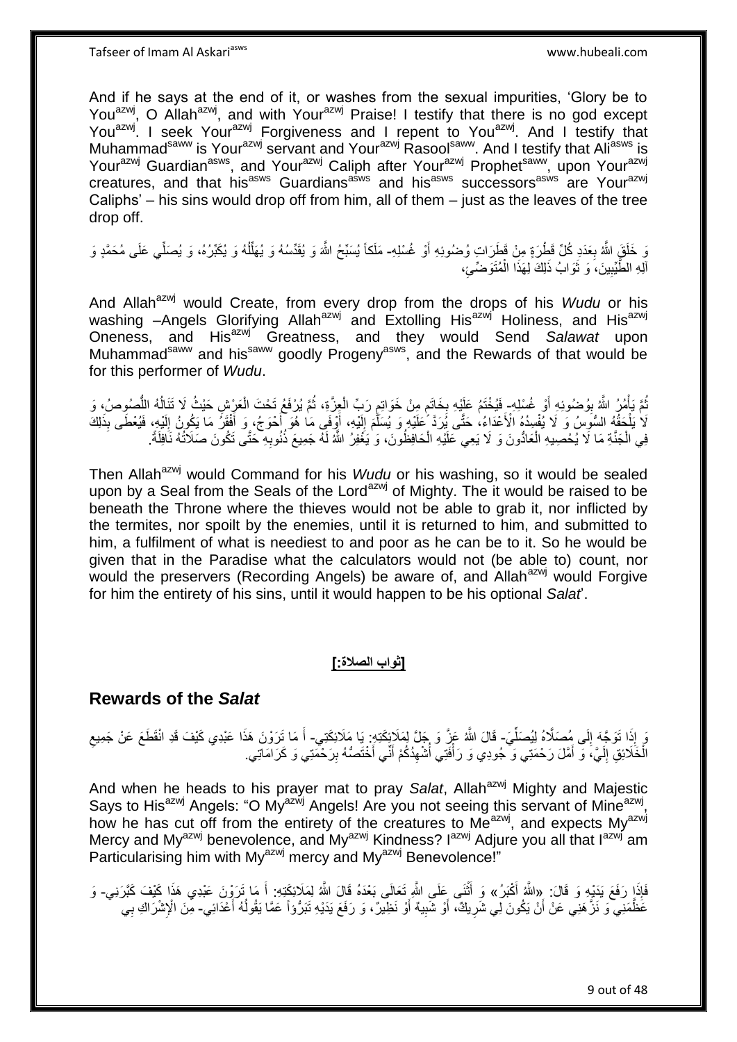And if he says at the end of it, or washes from the sexual impurities, 'Glory be to You[azwj], O Allah[azwj], and with Your[azwj] Praise! I testify that there is no god except You[azwj]. I seek Your[azwj] Forgiveness and I repent to You[azwj]. And I testify that Muhammad[saww] is Your[azwj] servant and Your[azwj] Rasool[saww]. And I testify that Ali[asws] is Your[azwj] Guardian[asws], and Your[azwj] Caliph after Your[azwj] Prophet[saww], upon Your[azwj] creatures, and that his[asws] Guardians[asws] and his[asws] successors[asws] are Your[azwj] Caliphs' – his sins would drop off from him, all of them – just as the leaves of the tree drop off.

وَ خَلَقَ اللَّهُ بِعَدَدِ كُلِّ قَطْرَةٍ مِنْ قَطَرَاتِ وُضُوئِهِ أَوْ غُسْلِهِ- مَلَكاً يُسَبِّحُ اللَّهَ وَ يُقَدِّسُهُ وَ يُهَلِّلُهُ وَ يُكَبِّرُهُ، وَ يُصَلِّي عَلَى مُحَمَّدٍ وَ آلِهِ الطَّيِّبِينَ، وَ ثَوَابُ ذَلِكَ لِهَذَا الْمُتَوَضِّئِ،

And Allah[azwj] would Create, from every drop from the drops of his *Wudu* or his washing –Angels Glorifying Allah[azwj] and Extolling His[azwj] Holiness, and His[azwj] Oneness, and His[azwj] Greatness, and they would Send *Salawat* upon Muhammad[saww] and his[saww] goodly Progeny[asws], and the Rewards of that would be for this performer of *Wudu*.

ثُمَّ يَأْمُرُ اللَّهُ بِوُضُوئِهِ أَوْ غُسْلِهِ- فَيُخْتَمُ عَلَيْهِ بِخَاتَمٍ مِنْ خَوَاتِمِ رَبِّ الْعِزَّةِ، ثُمَّ يُرْفَعُ تَحْتَ الْعَرْشِ حَيْثُ لَا تَنَالُهُ اللُّصُوصُ، وَ لَا يَلْحَقُهُ السُّوسُ وَ لَا يُفْسِدُهُ الْأَعْدَاءُ، حَتَّى يُرَدَّ عَلَيْهِ وَ يُسَلَّمَ إِلَيْهِ، أَوْفَى مَا هُوَ أَحْوَجُ، وَ أَفْقَرُ مَا يَكُونُ إِلَيْهِ، فَيُعْطَى بِذَلِكَ فِي الْجَنَّةِ مَا لَا يُحْصِيهِ الْعَادُّونَ وَ لَا يَعِي عَلَيْهِ الْحَافِظُونَ، وَ يَغْفِرُ اللَّهُ لَهُ جَمِيعَ ذُنُوبِهِ حَتَّى تَكُونَ صَلَاتُهُ نَافِلَةً.

Then Allah[azwj] would Command for his *Wudu* or his washing, so it would be sealed upon by a Seal from the Seals of the Lord[azwj] of Mighty. The it would be raised to be beneath the Throne where the thieves would not be able to grab it, nor inflicted by the termites, nor spoilt by the enemies, until it is returned to him, and submitted to him, a fulfilment of what is neediest to and poor as he can be to it. So he would be given that in the Paradise what the calculators would not (be able to) count, nor would the preservers (Recording Angels) be aware of, and Allah[azwj] would Forgive for him the entirety of his sins, until it would happen to be his optional *Salat*'.

**[ثواب الصلاة:]**

## Rewards of the *Salat*

وَ إِذَا تَوَجَّهَ إِلَى مُصَلَّاهُ لِيُصَلِّيَ- قَالَ اللَّهُ عَزَّ وَ جَلَّ لِمَلَائِكَتِهِ: يَا مَلَائِكَتِي- أَ مَا تَرَوْنَ هَذَا عَبْدِي كَيْفَ قَدِ انْقَطَعَ عَنْ جَمِيعِ الْخَلَائِقِ إِلَيَّ، وَ أَمَّلَ رَحْمَتِي وَ جُودِي وَ رَأْفَتِي أُشْهِدُكُمْ أَنِّي أَخْتَصُّهُ بِرَحْمَتِي وَ كَرَامَاتِي.

And when he heads to his prayer mat to pray *Salat*, Allah[azwj] Mighty and Majestic Says to His[azwj] Angels: "O My[azwj] Angels! Are you not seeing this servant of Mine[azwj], how he has cut off from the entirety of the creatures to Me[azwj], and expects My[azwj] Mercy and My[azwj] benevolence, and My[azwj] Kindness? I[azwj] Adjure you all that I[azwj] am Particularising him with My[azwj] mercy and My[azwj] Benevolence!"

فَإِذَا رَفَعَ يَدَيْهِ وَ قَالَ: «اللَّهُ أَكْبَرُ» وَ أَثْنَى عَلَى اللَّهِ تَعَالَى بَعْدَهُ قَالَ اللَّهُ لِمَلَائِكَتِهِ: أَ مَا تَرَوْنَ عَبْدِي هَذَا كَيْفَ كَبَّرَنِي- وَ عَظَّمَنِي وَ نَزَّهَنِي عَنْ أَنْ يَكُونَ لِي شَرِيكٌ، أَوْ شَبِيهٌ أَوْ نَظِيرٌ، وَ رَفَعَ يَدَيْهِ تَبَرُّؤاً عَمَّا يَقُولُهُ أَعْدَائِي- مِنَ الْإِشْرَاكِ بِي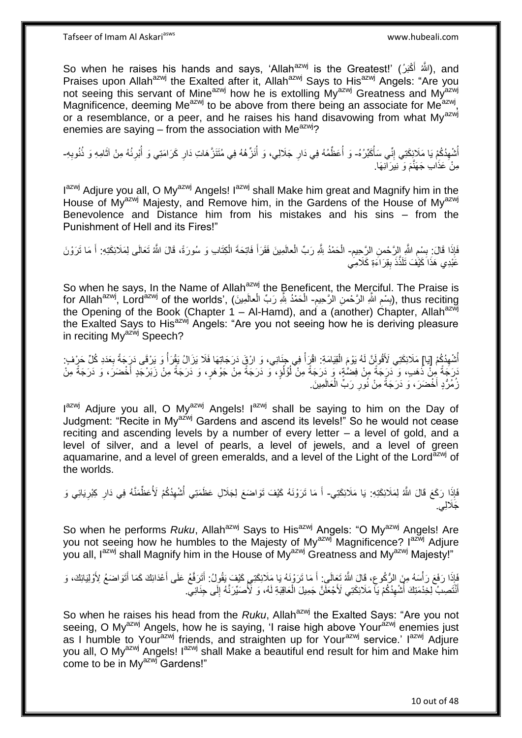So when he raises his hands and says, 'Allah[azwj] is the Greatest!' (اللَّهُ أَكْبَرُ), and Praises upon Allah[azwj] the Exalted after it, Allah[azwj] Says to His[azwj] Angels: "Are you not seeing this servant of Mine[azwj] how he is extolling My[azwj] Greatness and My[azwj] Magnificence, deeming Me[azwj] to be above from there being an associate for Me[azwj], or a resemblance, or a peer, and he raises his hand disavowing from what My[azwj] enemies are saying – from the association with Me[azwj]?

أُشْهِدُكُمْ يَا مَلَائِكَتِي إِنِّي سَأُكَبِّرُهُ- وَ أُعَظِّمُهُ فِي دَارِ جَلَالِي، وَ أُنَزِّهُهُ فِي مُتَنَزَّهَاتِ دَارِ كَرَامَتِي وَ أُبَرِئُهُ مِنْ آثَامِهِ وَ ذُنُوبِهِ- مِنْ عَذَابِ جَهَنَّمَ وَ نِيرَانِهَا.

I[azwj] Adjure you all, O My[azwj] Angels! I[azwj] shall Make him great and Magnify him in the House of My[azwj] Majesty, and Remove him, in the Gardens of the House of My[azwj] Benevolence and Distance him from his mistakes and his sins – from the Punishment of Hell and its Fires!"

فَإِذَا قَالَ: بِسْمِ اللَّهِ الرَّحْمنِ الرَّحِيمِ- الْحَمْدُ لِلَّهِ رَبِّ الْعالَمِينَ فَقَرَأَ فَاتِحَةَ الْكِتَابِ وَ سُورَةً، قَالَ اللَّهُ تَعَالَى لِمَلَائِكَتِهِ: أَ مَا تَرَوْنَ عَبْدِي هَذَا كَيْفَ تَلَذَّذَ بِقِرَاءَةِ كَلَامِي

So when he says, In the Name of Allah[azwj] the Beneficent, the Merciful. The Praise is for Allah[azwj], Lord[azwj] of the worlds', (بِسْمِ اللَّهِ الرَّحْمنِ الرَّحِيمِ- الْحَمْدُ لِلَّهِ رَبِّ الْعالَمِينَ), thus reciting the Opening of the Book (Chapter 1 – Al-Hamd), and a (another) Chapter, Allah[azwj] the Exalted Says to His[azwj] Angels: "Are you not seeing how he is deriving pleasure in reciting My[azwj] Speech?

أُشْهِدُكُمْ [يَا] مَلَائِكَتِي لَأَقُولَنَّ لَهُ يَوْمَ الْقِيَامَةِ: اقْرَأْ فِي جِنَانِي، وَ ارْقَ دَرَجَاتِهَا فَلَا يَزَالُ يَقْرَأُ وَ يَرْقَى دَرَجَةً بِعَدَدِ كُلِّ حَرْفٍ: دَرَجَةً مِنْ ذَهَبٍ، وَ دَرَجَةً مِنْ فِضَّةٍ، وَ دَرَجَةً مِنْ لُؤْلُؤٍ، وَ دَرَجَةً مِنْ جَوْهَرٍ، وَ دَرَجَةً مِنْ زَبَرْجَدٍ أَخْضَرَ، وَ دَرَجَةً مِنْ زُمُرُّدٍ أَخْضَرَ، وَ دَرَجَةً مِنْ نُورِ رَبِّ الْعَالَمِينَ.

I[azwj] Adjure you all, O My[azwj] Angels! I[azwj] shall be saying to him on the Day of Judgment: "Recite in My[azwj] Gardens and ascend its levels!" So he would not cease reciting and ascending levels by a number of every letter – a level of gold, and a level of silver, and a level of pearls, a level of jewels, and a level of green aquamarine, and a level of green emeralds, and a level of the Light of the Lord[azwj] of the worlds.

فَإِذَا رَكَعَ قَالَ اللَّهُ لِمَلَائِكَتِهِ: يَا مَلَائِكَتِي- أَ مَا تَرَوْنَهُ كَيْفَ تَوَاضَعَ لِجَلَالِ عَظَمَتِي أُشْهِدُكُمْ لَأُعَظِّمَنَّهُ فِي دَارِ كِبْرِيَائِي وَ جَلَالِي.

So when he performs *Ruku*, Allah[azwj] Says to His[azwj] Angels: "O My[azwj] Angels! Are you not seeing how he humbles to the Majesty of My[azwj] Magnificence? I[azwj] Adjure you all, I[azwj] shall Magnify him in the House of My[azwj] Greatness and My[azwj] Majesty!"

فَإِذَا رَفَعَ رَأْسَهُ مِنَ الرُّكُوعِ، قَالَ اللَّهُ تَعَالَى: أَ مَا تَرَوْنَهُ يَا مَلَائِكَتِي كَيْفَ يَقُولُ: أَتَرَفَّعُ عَلَى أَعْدَائِكَ كَمَا أَتَوَاضَعُ لِأَوْلِيَائِكَ، وَ أَنْتَصِبُ لِخِدْمَتِكَ أُشْهِدُكُمْ يَا مَلَائِكَتِي لَأَجْعَلَنَّ جَمِيلَ الْعَاقِبَةِ لَهُ، وَ لَأُصَيِّرَنَّهُ إِلَى جِنَانِي.

So when he raises his head from the *Ruku*, Allah[azwj] the Exalted Says: "Are you not seeing, O My[azwj] Angels, how he is saying, 'I raise high above Your[azwj] enemies just as I humble to Your[azwj] friends, and straighten up for Your[azwj] service.' I[azwj] Adjure you all, O My[azwj] Angels! I[azwj] shall Make a beautiful end result for him and Make him come to be in My[azwj] Gardens!"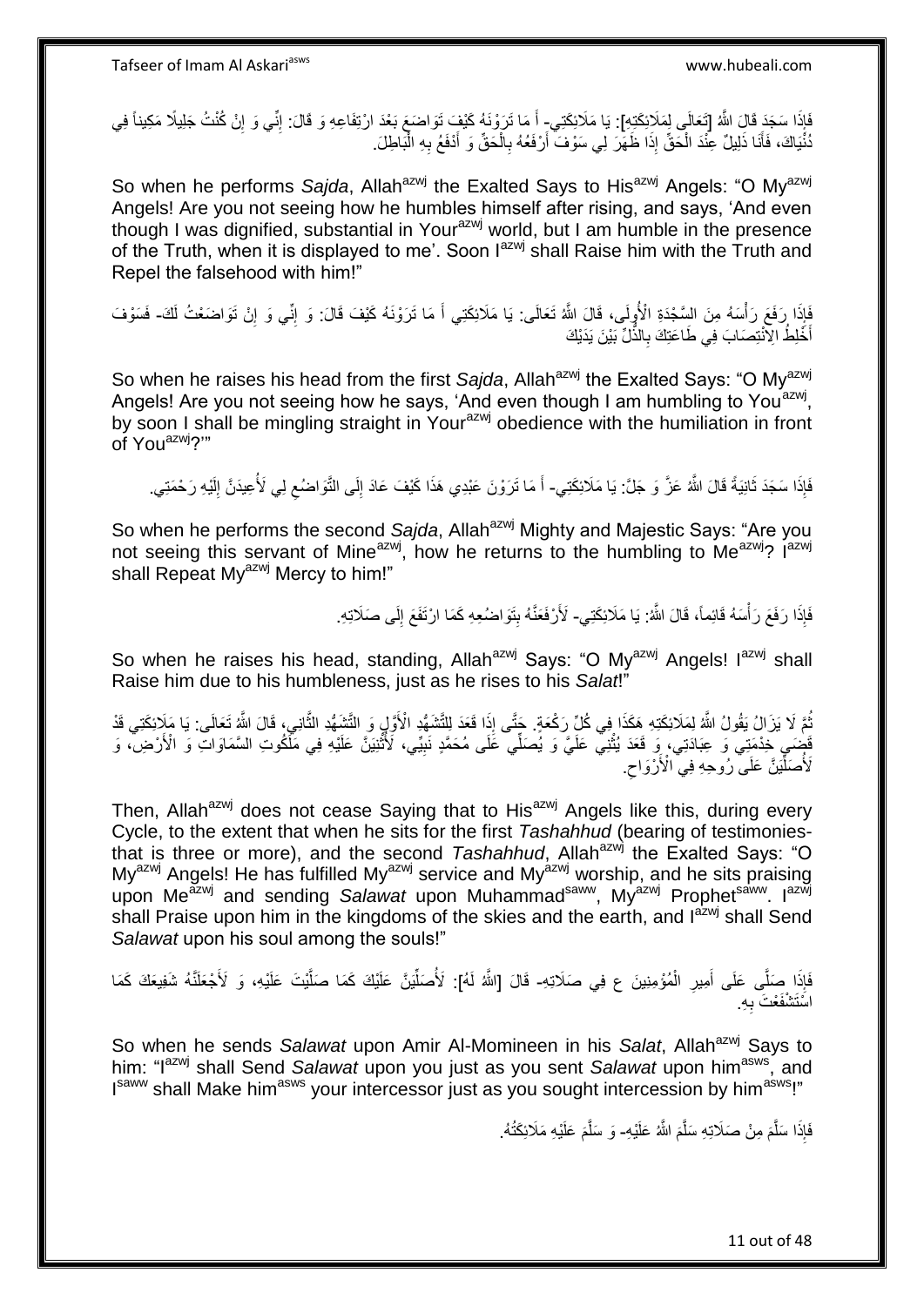فَإِذَا سَجَدَ قَالَ اللَّهُ [تَعَالَى لِمَلَائِكَتِهِ]: يَا مَلَائِكَتِي- أَ مَا تَرَوْنَهُ كَيْفَ تَوَاضَعَ بَعْدَ ارْتِفَاعِهِ وَ قَالَ: إِنِّي وَ إِنْ كُنْتُ جَلِيلًا مَكِيناً فِي دُنْيَاكَ، فَأَنَا ذَلِيلٌ عِنْدَ الْحَقِّ إِذَا ظَهَرَ لِي سَوْفَ أَرْفَعُهُ بِالْحَقِّ وَ أَدْفَعُ بِهِ الْبَاطِلَ.

So when he performs *Sajda*, Allah[azwj] the Exalted Says to His[azwj] Angels: "O My[azwj] Angels! Are you not seeing how he humbles himself after rising, and says, 'And even though I was dignified, substantial in Your[azwj] world, but I am humble in the presence of the Truth, when it is displayed to me'. Soon I[azwj] shall Raise him with the Truth and Repel the falsehood with him!"

فَإِذَا رَفَعَ رَأْسَهُ مِنَ السَّجْدَةِ الْأُولَى، قَالَ اللَّهُ تَعَالَى: يَا مَلَائِكَتِي أَ مَا تَرَوْنَهُ كَيْفَ قَالَ: وَ إِنِّي وَ إِنْ تَوَاضَعْتُ لَكَ- فَسَوْفَ أَخْلِطُ الِانْتِصَابَ فِي طَاعَتِكَ بِالذُّلِّ بَيْنَ يَدَيْكَ

So when he raises his head from the first *Sajda*, Allah[azwj] the Exalted Says: "O My[azwj] Angels! Are you not seeing how he says, 'And even though I am humbling to You[azwj], by soon I shall be mingling straight in Your[azwj] obedience with the humiliation in front of You[azwj]?'"

فَإِذَا سَجَدَ ثَانِيَةً قَالَ اللَّهُ عَزَّ وَ جَلَّ: يَا مَلَائِكَتِي- أَ مَا تَرَوْنَ عَبْدِي هَذَا كَيْفَ عَادَ إِلَى التَّوَاضُعِ لِي لَأُعِيدَنَّ إِلَيْهِ رَحْمَتِي.

So when he performs the second *Sajda*, Allah[azwj] Mighty and Majestic Says: "Are you not seeing this servant of Mine[azwj], how he returns to the humbling to Me[azwj]? I[azwj] shall Repeat My[azwj] Mercy to him!"

فَإِذَا رَفَعَ رَأْسَهُ قَائِماً، قَالَ اللَّهُ: يَا مَلَائِكَتِي- لَأَرْفَعَنَّهُ بِتَوَاضُعِهِ كَمَا ارْتَفَعَ إِلَى صَلَاتِهِ.

So when he raises his head, standing, Allah[azwj] Says: "O My[azwj] Angels! I[azwj] shall Raise him due to his humbleness, just as he rises to his *Salat*!"

ثُمَّ لَا يَزَالُ يَقُولُ اللَّهُ لِمَلَائِكَتِهِ هَكَذَا فِي كُلِّ رَكْعَةٍ. حَتَّى إِذَا قَعَدَ لِلتَّشَهُّدِ الْأَوَّلِ وَ التَّشَهُّدِ الثَّانِي، قَالَ اللَّهُ تَعَالَى: يَا مَلَائِكَتِي قَدْ قَضَى خِدْمَتِي وَ عِبَادَتِي، وَ قَعَدَ يُثْنِي عَلَيَّ وَ يُصَلِّي عَلَى مُحَمَّدٍ نَبِيِّي، لَأُثْنِيَنَّ عَلَيْهِ فِي مَلَكُوتِ السَّمَاوَاتِ وَ الْأَرْضِ، وَ لَأُصَلِّيَنَّ عَلَى رُوحِهِ فِي الْأَرْوَاحِ.

Then, Allah[azwj] does not cease Saying that to His[azwj] Angels like this, during every Cycle, to the extent that when he sits for the first *Tashahhud* (bearing of testimonies- that is three or more), and the second *Tashahhud*, Allah[azwj] the Exalted Says: "O My[azwj] Angels! He has fulfilled My[azwj] service and My[azwj] worship, and he sits praising upon Me[azwj] and sending *Salawat* upon Muhammad[saww], My[azwj] Prophet[saww]. I[azwj] shall Praise upon him in the kingdoms of the skies and the earth, and I[azwj] shall Send *Salawat* upon his soul among the souls!"

فَإِذَا صَلَّى عَلَى أَمِيرِ الْمُؤْمِنِينَ ع فِي صَلَاتِهِ- قَالَ [اللَّهُ لَهُ]: لَأُصَلِّيَنَّ عَلَيْكَ كَمَا صَلَّيْتَ عَلَيْهِ، وَ لَأَجْعَلَنَّهُ شَفِيعَكَ كَمَا اسْتَشْفَعْتَ بِهِ.

So when he sends *Salawat* upon Amir Al-Momineen in his *Salat*, Allah[azwj] Says to him: "I[azwj] shall Send *Salawat* upon you just as you sent *Salawat* upon him[asws], and I[saww] shall Make him[asws] your intercessor just as you sought intercession by him[asws]!"

فَإِذَا سَلَّمَ مِنْ صَلَاتِهِ سَلَّمَ اللَّهُ عَلَيْهِ- وَ سَلَّمَ عَلَيْهِ مَلَائِكَتُهُ.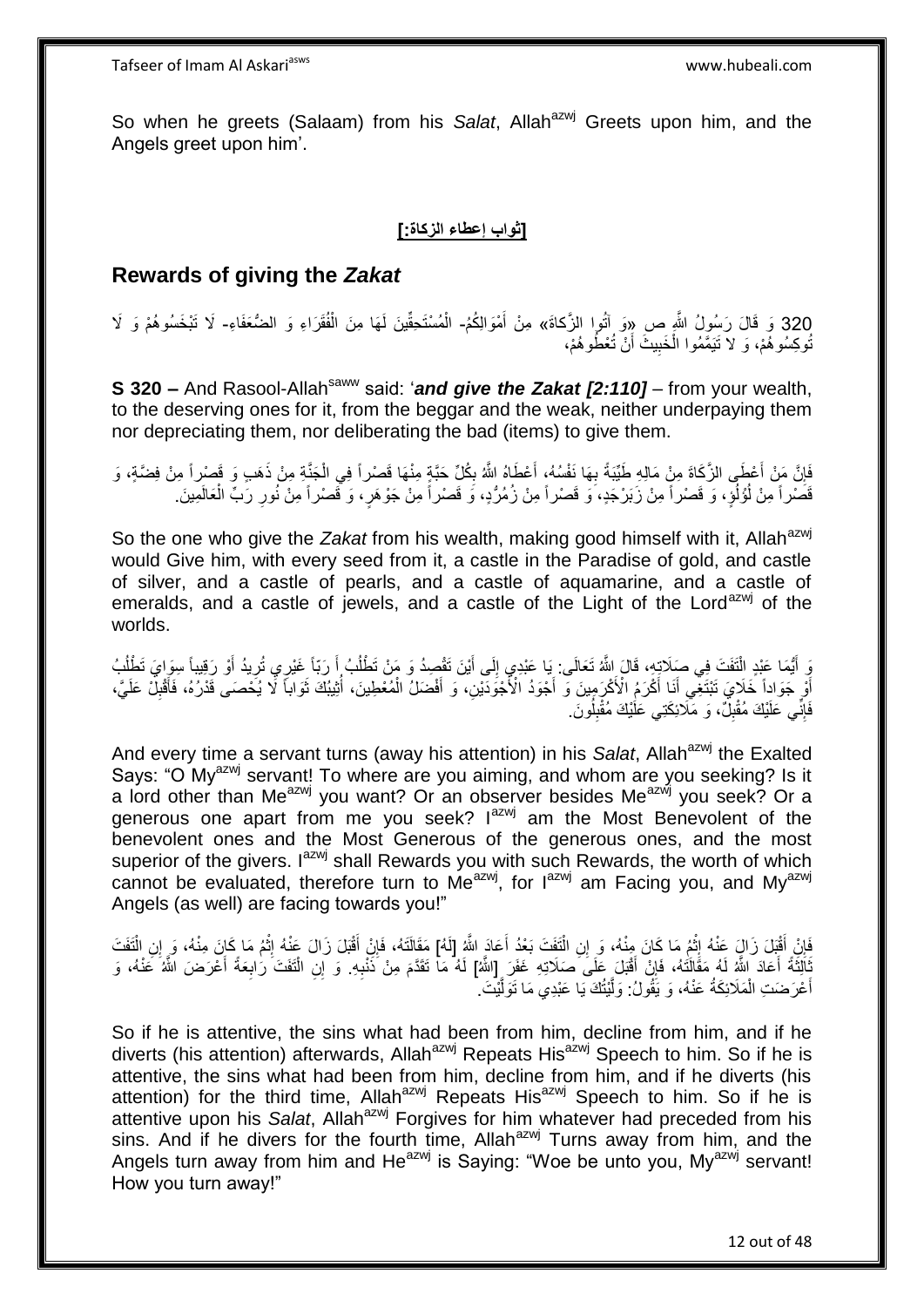So when he greets (Salaam) from his *Salat*, Allah[azwj] Greets upon him, and the Angels greet upon him'.

**[ثواب إعطاء الزكاة:]**

## Rewards of giving the *Zakat*

320 وَ قَالَ رَسُولُ اللَّهِ ص «وَ آتُوا الزَّكاةَ» مِنْ أَمْوَالِكُمْ- الْمُسْتَحِقِّينَ لَهَا مِنَ الْفُقَرَاءِ وَ الضُّعَفَاءِ- لَا تَبْخَسُوهُمْ وَ لَا تُوَكِسُوهُمْ، وَ لا تَيَمَّمُوا الْخَبِيثَ أَنْ تُعْطُوهُمْ،

**S 320 –** And Rasool-Allah[saww] said: '***and give the Zakat [2:110]*** – from your wealth, to the deserving ones for it, from the beggar and the weak, neither underpaying them nor depreciating them, nor deliberating the bad (items) to give them.

فَإِنَّ مَنْ أَعْطَى الزَّكَاةَ مِنْ مَالِهِ طَيِّبَةً بِهَا نَفْسُهُ، أَعْطَاهُ اللَّهُ بِكُلِّ حَبَّةٍ مِنْهَا قَصْراً فِي الْجَنَّةِ مِنْ ذَهَبٍ وَ قَصْراً مِنْ فِضَّةٍ، وَ قَصْراً مِنْ لُؤْلُؤٍ، وَ قَصْراً مِنْ زَبَرْجَدٍ، وَ قَصْراً مِنْ زُمُرُّدٍ، وَ قَصْراً مِنْ جَوْهَرٍ، وَ قَصْراً مِنْ نُورِ رَبِّ الْعَالَمِينَ.

So the one who give the *Zakat* from his wealth, making good himself with it, Allah[azwj] would Give him, with every seed from it, a castle in the Paradise of gold, and castle of silver, and a castle of pearls, and a castle of aquamarine, and a castle of emeralds, and a castle of jewels, and a castle of the Light of the Lord[azwj] of the worlds.

وَ أَيُّمَا عَبْدٍ الْتَفَتَ فِي صَلَاتِهِ، قَالَ اللَّهُ تَعَالَى: يَا عَبْدِي إِلَى أَيْنَ تَقْصِدُ وَ مَنْ تَطْلُبُ أَ رَبّاً غَيْرِي تُرِيدُ أَوْ رَقِيباً سِوَايَ تَطْلُبُ أَوْ جَوَاداً خَلَايَ تَبْتَغِي أَنَا أَكْرَمُ الْأَكْرَمِينَ وَ أَجْوَدُ الْأَجْوَدِينَ، وَ أَفْضَلُ الْمُعْطِينَ، أُثِيبُكَ ثَوَاباً لَا يُحْصَى قَدْرُهُ، فَأَقْبِلْ عَلَيَّ، فَإِنِّي عَلَيْكَ مُقْبِلٌ، وَ مَلَائِكَتِي عَلَيْكَ مُقْبِلُونَ.

And every time a servant turns (away his attention) in his *Salat*, Allah[azwj] the Exalted Says: "O My[azwj] servant! To where are you aiming, and whom are you seeking? Is it a lord other than Me[azwj] you want? Or an observer besides Me[azwj] you seek? Or a generous one apart from me you seek? I[azwj] am the Most Benevolent of the benevolent ones and the Most Generous of the generous ones, and the most superior of the givers. I[azwj] shall Rewards you with such Rewards, the worth of which cannot be evaluated, therefore turn to Me[azwj], for I[azwj] am Facing you, and My[azwj] Angels (as well) are facing towards you!"

فَإِنْ أَقْبَلَ زَالَ عَنْهُ إِثْمُ مَا كَانَ مِنْهُ، وَ إِنِ الْتَفَتَ بَعْدُ أَعَادَ اللَّهُ [لَهُ] مَقَالَتَهُ، فَإِنْ أَقْبَلَ زَالَ عَنْهُ إِثْمُ مَا كَانَ مِنْهُ، وَ إِنِ الْتَفَتَ ثَالِثَةً أَعَادَ اللَّهُ لَهُ مَقَالَتَهُ، فَإِنْ أَقْبَلَ عَلَى صَلَاتِهِ غَفَرَ [اللَّهُ] لَهُ مَا تَقَدَّمَ مِنْ ذَنْبِهِ. وَ إِنِ الْتَفَتَ رَابِعَةً أَعْرَضَ اللَّهُ عَنْهُ، وَ أَعْرَضَتِ الْمَلَائِكَةُ عَنْهُ، وَ يَقُولُ: وَلَّيْتُكَ يَا عَبْدِي مَا تَوَلَّيْتَ.

So if he is attentive, the sins what had been from him, decline from him, and if he diverts (his attention) afterwards, Allah[azwj] Repeats His[azwj] Speech to him. So if he is attentive, the sins what had been from him, decline from him, and if he diverts (his attention) for the third time, Allah[azwj] Repeats His[azwj] Speech to him. So if he is attentive upon his *Salat*, Allah[azwj] Forgives for him whatever had preceded from his sins. And if he divers for the fourth time, Allah[azwj] Turns away from him, and the Angels turn away from him and He[azwj] is Saying: "Woe be unto you, My[azwj] servant! How you turn away!"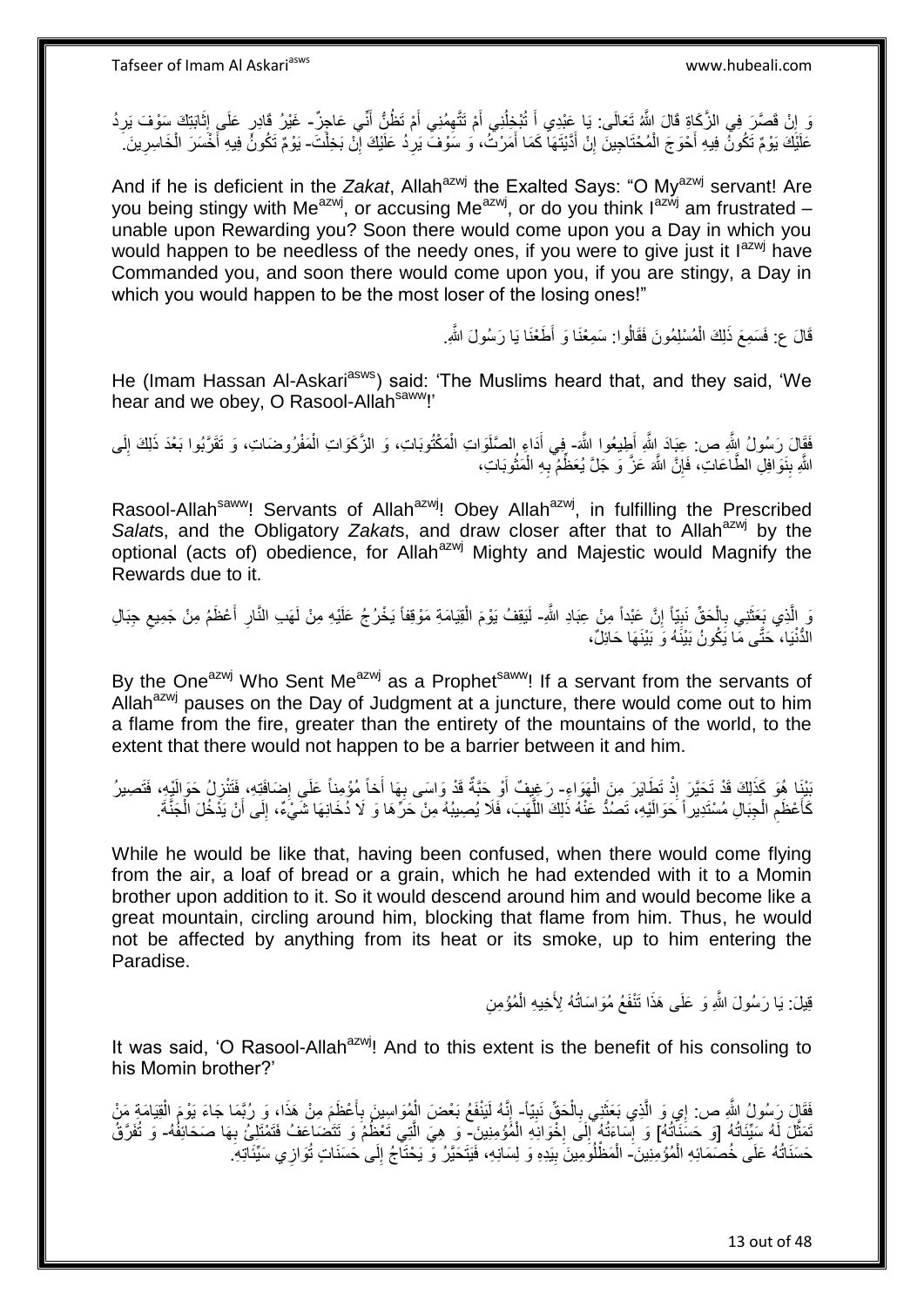وَ إِنْ قَصَّرَ فِي الزَّكَاةِ قَالَ اللَّهُ تَعَالَى: يَا عَبْدِي أَ تُبْخِلُنِي أَمْ تَتَّهِمُنِي أَمْ تَظُنُّ أَنِّي عَاجِزٌ- غَيْرُ قَادِرٍ عَلَى إِثَابَتِكَ سَوْفَ يَرِدُ عَلَيْكَ يَوْمٌ تَكُونُ فِيهِ أَحْوَجَ الْمُحْتَاجِينَ إِنْ أَدَّيْتَهَا كَمَا أَمَرْتُ، وَ سَوْفَ يَرِدُ عَلَيْكَ إِنْ بَخِلْتَ- يَوْمٌ تَكُونُ فِيهِ أَخْسَرَ الْخَاسِرِينَ.

And if he is deficient in the *Zakat*, Allah[azwj] the Exalted Says: "O My[azwj] servant! Are you being stingy with Me[azwj], or accusing Me[azwj], or do you think I[azwj] am frustrated – unable upon Rewarding you? Soon there would come upon you a Day in which you would happen to be needless of the needy ones, if you were to give just it I[azwj] have Commanded you, and soon there would come upon you, if you are stingy, a Day in which you would happen to be the most loser of the losing ones!"

قَالَ ع: فَسَمِعَ ذَلِكَ الْمُسْلِمُونَ فَقَالُوا: سَمِعْنَا وَ أَطَعْنَا يَا رَسُولَ اللَّهِ.

He (Imam Hassan Al-Askari[asws]) said: 'The Muslims heard that, and they said, 'We hear and we obey, O Rasool-Allah[saww]!'

فَقَالَ رَسُولُ اللَّهِ ص: عِبَادَ اللَّهِ أَطِيعُوا اللَّهَ- فِي أَدَاءِ الصَّلَوَاتِ الْمَكْتُوبَاتِ، وَ الزَّكَوَاتِ الْمَفْرُوضَاتِ، وَ تَقَرَّبُوا بَعْدَ ذَلِكَ إِلَى اللَّهِ بِنَوَافِلِ الطَّاعَاتِ، فَإِنَّ اللَّهَ عَزَّ وَ جَلَّ يُعَظِّمُ بِهِ الْمَثُوبَاتِ،

Rasool-Allah[saww]! Servants of Allah[azwj]! Obey Allah[azwj], in fulfilling the Prescribed *Salat*s, and the Obligatory *Zakat*s, and draw closer after that to Allah[azwj] by the optional (acts of) obedience, for Allah[azwj] Mighty and Majestic would Magnify the Rewards due to it.

وَ الَّذِي بَعَثَنِي بِالْحَقِّ نَبِيّاً إِنَّ عَبْداً مِنْ عِبَادِ اللَّهِ- لَيَقِفُ يَوْمَ الْقِيَامَةِ مَوْقِفاً يَخْرُجُ عَلَيْهِ مِنْ لَهَبِ النَّارِ أَعْظَمُ مِنْ جَمِيعِ جِبَالِ الدُّنْيَا، حَتَّى مَا يَكُونُ بَيْنَهُ وَ بَيْنَهَا حَائِلٌ،

By the One[azwj] Who Sent Me[azwj] as a Prophet[saww]! If a servant from the servants of Allah[azwj] pauses on the Day of Judgment at a juncture, there would come out to him a flame from the fire, greater than the entirety of the mountains of the world, to the extent that there would not happen to be a barrier between it and him.

بَيْنَا هُوَ كَذَلِكَ قَدْ تَحَيَّرَ إِذْ تَطَايَرَ مِنَ الْهَوَاءِ- رَغِيفٌ أَوْ حَبَّةٌ قَدْ وَاسَى بِهَا أَخاً مُؤْمِناً عَلَى إِضَافَتِهِ، فَتَنْزِلُ حَوَالَيْهِ، فَتَصِيرُ كَأَعْظَمِ الْجِبَالِ مُسْتَدِيراً حَوَالَيْهِ، تَصُدُّ عَنْهُ ذَلِكَ اللَّهَبَ، فَلَا يُصِيبُهُ مِنْ حَرِّهَا وَ لَا دُخَانِهَا شَيْءٌ، إِلَى أَنْ يَدْخُلَ الْجَنَّةَ.

While he would be like that, having been confused, when there would come flying from the air, a loaf of bread or a grain, which he had extended with it to a Momin brother upon addition to it. So it would descend around him and would become like a great mountain, circling around him, blocking that flame from him. Thus, he would not be affected by anything from its heat or its smoke, up to him entering the Paradise.

قِيلَ: يَا رَسُولَ اللَّهِ وَ عَلَى هَذَا تَنْفَعُ مُوَاسَاتُهُ لِأَخِيهِ الْمُؤْمِنِ

It was said, 'O Rasool-Allah[azwj]! And to this extent is the benefit of his consoling to his Momin brother?'

فَقَالَ رَسُولُ اللَّهِ ص: إِي وَ الَّذِي بَعَثَنِي بِالْحَقِّ نَبِيّاً- إِنَّهُ لَيَنْفَعُ بَعْضَ الْمُوَاسِينَ بِأَعْظَمَ مِنْ هَذَا، وَ رُبَّمَا جَاءَ يَوْمَ الْقِيَامَةِ مَنْ تَمَثَّلَ لَهُ سَيِّئَاتُهُ [وَ حَسَنَاتُهُ] وَ إِسَاءَتُهُ إِلَى إِخْوَانِهِ الْمُؤْمِنِينَ- وَ هِيَ الَّتِي تَعْظُمُ وَ تَتَضَاعَفُ فَتَمْتَلِئُ بِهَا صَحَائِفُهُ- وَ تُفَرَّقُ حَسَنَاتُهُ عَلَى خُصَمَائِهِ الْمُؤْمِنِينَ- الْمَظْلُومِينَ بِيَدِهِ وَ لِسَانِهِ، فَيَتَحَيَّرُ وَ يَحْتَاجُ إِلَى حَسَنَاتٍ تُوَازِي سَيِّئَاتِهِ.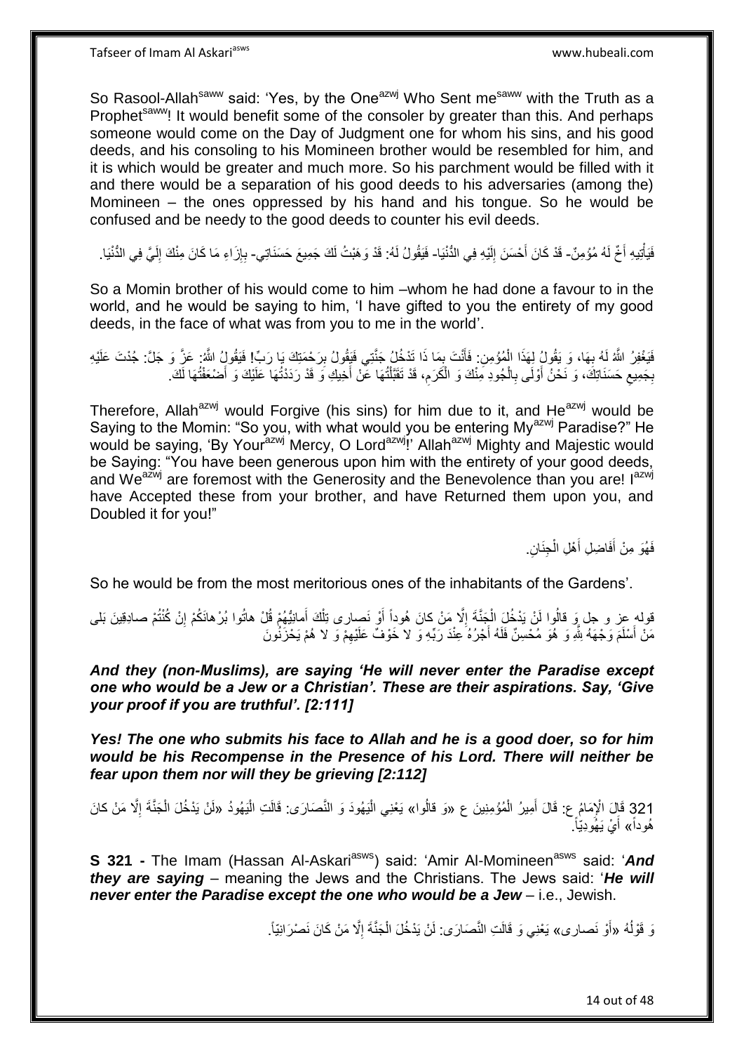So Rasool-Allah[saww] said: 'Yes, by the One[azwj] Who Sent me[saww] with the Truth as a Prophet[saww]! It would benefit some of the consoler by greater than this. And perhaps someone would come on the Day of Judgment one for whom his sins, and his good deeds, and his consoling to his Momineen brother would be resembled for him, and it is which would be greater and much more. So his parchment would be filled with it and there would be a separation of his good deeds to his adversaries (among the) Momineen – the ones oppressed by his hand and his tongue. So he would be confused and be needy to the good deeds to counter his evil deeds.

فَيَأْتِيهِ أَخٌ لَهُ مُؤْمِنٌ- قَدْ كَانَ أَحْسَنَ إِلَيْهِ فِي الدُّنْيَا- فَيَقُولُ لَهُ: قَدْ وَهَبْتُ لَكَ جَمِيعَ حَسَنَاتِي- بِإِزَاءِ مَا كَانَ مِنْكَ إِلَيَّ فِي الدُّنْيَا.

So a Momin brother of his would come to him –whom he had done a favour to in the world, and he would be saying to him, 'I have gifted to you the entirety of my good deeds, in the face of what was from you to me in the world'.

فَيَغْفِرُ اللَّهُ لَهُ بِهَا، وَ يَقُولُ لِهَذَا الْمُؤْمِنِ: فَأَنْتَ بِمَا ذَا تَدْخُلُ جَنَّتِي فَيَقُولُ بِرَحْمَتِكَ يَا رَبِّ! فَيَقُولُ اللَّهُ: عَزَّ وَ جَلَّ: جُدْتَ عَلَيْهِ بِجَمِيعِ حَسَنَاتِكَ، وَ نَحْنُ أَوْلَى بِالْجُودِ مِنْكَ وَ الْكَرَمِ، قَدْ تَقَبَّلْتُهَا عَنْ أَخِيكَ وَ قَدْ رَدَدْتُهَا عَلَيْكَ وَ أَضْعَفْتُهَا لَكَ.

Therefore, Allah[azwj] would Forgive (his sins) for him due to it, and He[azwj] would be Saying to the Momin: "So you, with what would you be entering My[azwj] Paradise?" He would be saying, 'By Your[azwj] Mercy, O Lord[azwj]!' Allah[azwj] Mighty and Majestic would be Saying: "You have been generous upon him with the entirety of your good deeds, and We[azwj] are foremost with the Generosity and the Benevolence than you are! I[azwj] have Accepted these from your brother, and have Returned them upon you, and Doubled it for you!"

فَهُوَ مِنْ أَفَاضِلِ أَهْلِ الْجِنَانِ.

So he would be from the most meritorious ones of the inhabitants of the Gardens'.

قوله عز و جل وَ قالُوا لَنْ يَدْخُلَ الْجَنَّةَ إِلَّا مَنْ كانَ هُوداً أَوْ نَصارى تِلْكَ أَمانِيُّهُمْ قُلْ هاتُوا بُرْهانَكُمْ إِنْ كُنْتُمْ صادِقِينَ بَلى مَنْ أَسْلَمَ وَجْهَهُ لِلَّهِ وَ هُوَ مُحْسِنٌ فَلَهُ أَجْرُهُ عِنْدَ رَبِّهِ وَ لا خَوْفٌ عَلَيْهِمْ وَ لا هُمْ يَحْزَنُونَ

***And they (non-Muslims), are saying 'He will never enter the Paradise except one who would be a Jew or a Christian'. These are their aspirations. Say, 'Give your proof if you are truthful'. [2:111]***

***Yes! The one who submits his face to Allah and he is a good doer, so for him would be his Recompense in the Presence of his Lord. There will neither be fear upon them nor will they be grieving [2:112]***

321 قَالَ الْإِمَامُ ع: قَالَ أَمِيرُ الْمُؤْمِنِينَ ع «وَ قالُوا» يَعْنِي الْيَهُودَ وَ النَّصَارَى: قَالَتِ الْيَهُودُ «لَنْ يَدْخُلَ الْجَنَّةَ إِلَّا مَنْ كانَ هُوداً» أَيْ يَهُودِيّاً.

**S 321 -** The Imam (Hassan Al-Askari[asws]) said: 'Amir Al-Momineen[asws] said: '***And they are saying*** – meaning the Jews and the Christians. The Jews said: '***He will never enter the Paradise except the one who would be a Jew*** – i.e., Jewish.

وَ قَوْلُهُ «أَوْ نَصارى» يَعْنِي وَ قَالَتِ النَّصَارَى: لَنْ يَدْخُلَ الْجَنَّةَ إِلَّا مَنْ كَانَ نَصْرَانِيّاً.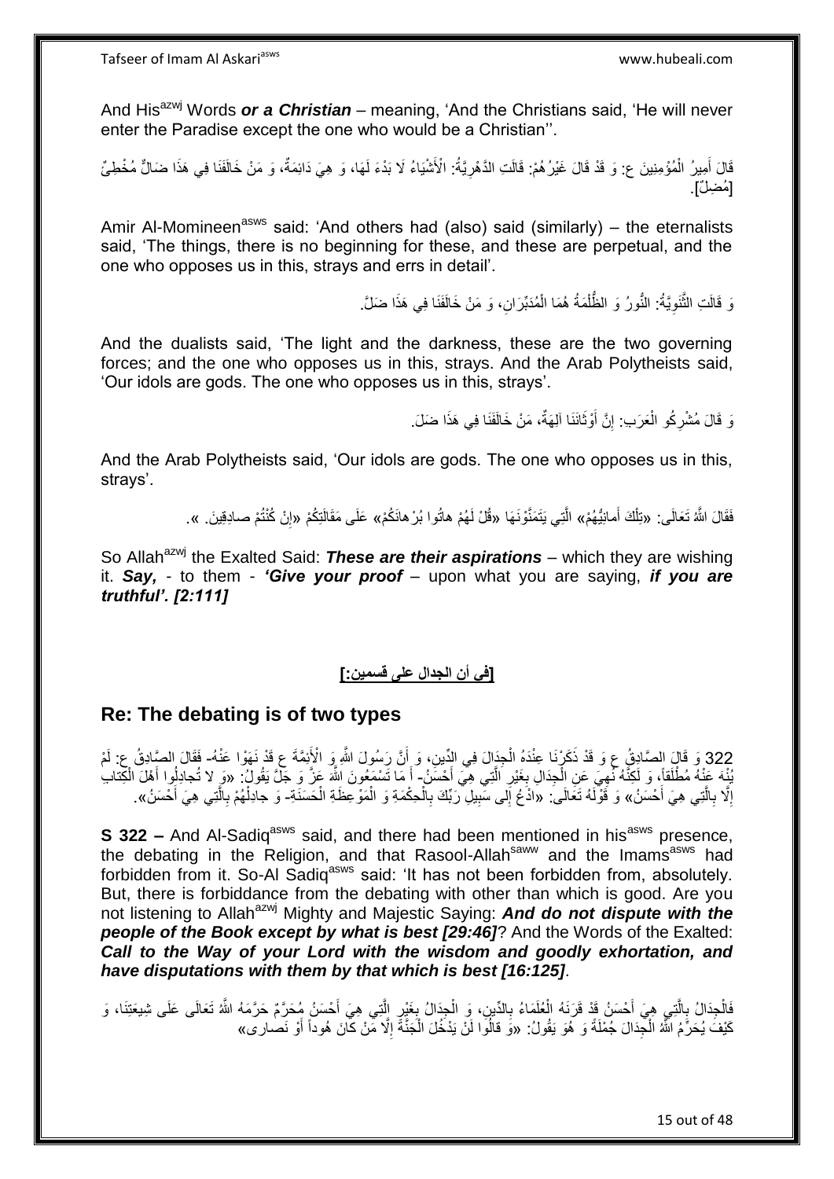And His[azwj] Words ***or a Christian*** – meaning, 'And the Christians said, 'He will never enter the Paradise except the one who would be a Christian''.

قَالَ أَمِيرُ الْمُؤْمِنِينَ ع: وَ قَدْ قَالَ غَيْرُهُمْ: قَالَتِ الدَّهْرِيَّةُ: الْأَشْيَاءُ لَا بَدْءَ لَهَا، وَ هِيَ دَائِمَةٌ، وَ مَنْ خَالَفَنَا فِي هَذَا ضَالٌّ مُخْطِئٌ [مُضِلٌّ].

Amir Al-Momineen[asws] said: 'And others had (also) said (similarly) – the eternalists said, 'The things, there is no beginning for these, and these are perpetual, and the one who opposes us in this, strays and errs in detail'.

وَ قَالَتِ الثَّنَوِيَّةُ: النُّورُ وَ الظُّلْمَةُ هُمَا الْمُدَبِّرَانِ، وَ مَنْ خَالَفَنَا فِي هَذَا ضَلَّ.

And the dualists said, 'The light and the darkness, these are the two governing forces; and the one who opposes us in this, strays. And the Arab Polytheists said, 'Our idols are gods. The one who opposes us in this, strays'.

وَ قَالَ مُشْرِكُو الْعَرَبِ: إِنَّ أَوْثَانَنَا آلِهَةٌ، مَنْ خَالَفَنَا فِي هَذَا ضَلَّ.

And the Arab Polytheists said, 'Our idols are gods. The one who opposes us in this, strays'.

فَقَالَ اللَّهُ تَعَالَى: «تِلْكَ أَمانِيُّهُمْ» الَّتِي يَتَمَنَّوْنَهَا «قُلْ لَهُمْ هاتُوا بُرْهانَكُمْ» عَلَى مَقَالَتِكُمْ «إِنْ كُنْتُمْ صادِقِينَ. ».

So Allah[azwj] the Exalted Said: ***These are their aspirations*** – which they are wishing it. ***Say,*** - to them - ***'Give your proof*** – upon what you are saying, ***if you are truthful'. [2:111]***

## [فِي أن الجدال على قسمين:]

## Re: The debating is of two types

322 وَ قَالَ الصَّادِقُ ع وَ قَدْ ذَكَرْنَا عِنْدَهُ الْجِدَالَ فِي الدِّينِ، وَ أَنَّ رَسُولَ اللَّهِ وَ الْأَئِمَّةَ ع قَدْ نَهَوْا عَنْهُ- فَقَالَ الصَّادِقُ ع: لَمْ يُنْهَ عَنْهُ مُطْلَقاً، وَ لَكِنَّهُ نُهِيَ عَنِ الْجِدَالِ بِغَيْرِ الَّتِي هِيَ أَحْسَنُ- أَ مَا تَسْمَعُونَ اللَّهَ عَزَّ وَ جَلَّ يَقُولُ: «وَ لا تُجادِلُوا أَهْلَ الْكِتابِ إِلَّا بِالَّتِي هِيَ أَحْسَنُ» وَ قَوْلَهُ تَعَالَى: «ادْعُ إِلى سَبِيلِ رَبِّكَ بِالْحِكْمَةِ وَ الْمَوْعِظَةِ الْحَسَنَةِ- وَ جادِلْهُمْ بِالَّتِي هِيَ أَحْسَنُ».

**S 322 –** And Al-Sadiq[asws] said, and there had been mentioned in his[asws] presence, the debating in the Religion, and that Rasool-Allah[saww] and the Imams[asws] had forbidden from it. So-Al Sadiq[asws] said: 'It has not been forbidden from, absolutely. But, there is forbiddance from the debating with other than which is good. Are you not listening to Allah[azwj] Mighty and Majestic Saying: ***And do not dispute with the people of the Book except by what is best [29:46]***? And the Words of the Exalted: ***Call to the Way of your Lord with the wisdom and goodly exhortation, and have disputations with them by that which is best [16:125]***.

فَالْجِدَالُ بِالَّتِي هِيَ أَحْسَنُ قَدْ قَرَنَهُ الْعُلَمَاءُ بِالدِّينِ، وَ الْجِدَالُ بِغَيْرِ الَّتِي هِيَ أَحْسَنُ مُحَرَّمٌ حَرَّمَهُ اللَّهُ تَعَالَى عَلَى شِيعَتِنَا، وَ كَيْفَ يُحَرِّمُ اللَّهُ الْجِدَالَ جُمْلَةً وَ هُوَ يَقُولُ: «وَ قالُوا لَنْ يَدْخُلَ الْجَنَّةَ إِلَّا مَنْ كانَ هُوداً أَوْ نَصارى»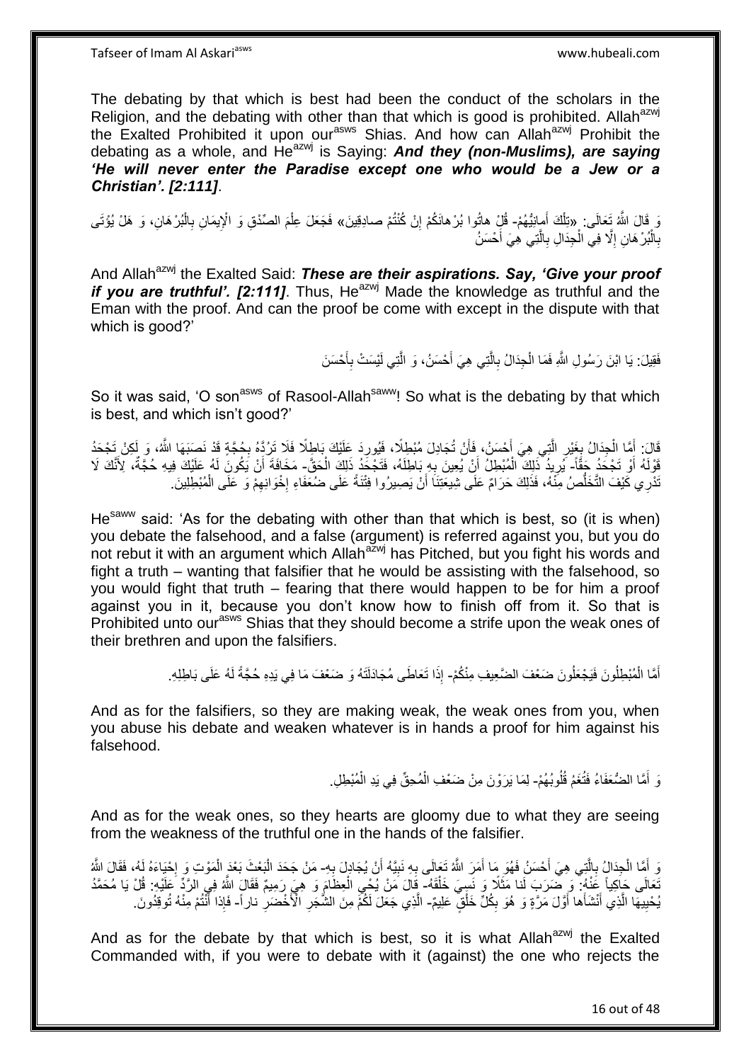The debating by that which is best had been the conduct of the scholars in the Religion, and the debating with other than that which is good is prohibited. Allah[azwj] the Exalted Prohibited it upon our[asws] Shias. And how can Allah[azwj] Prohibit the debating as a whole, and He[azwj] is Saying: ***And they (non-Muslims), are saying 'He will never enter the Paradise except one who would be a Jew or a Christian'. [2:111]***.

وَ قَالَ اللَّهُ تَعَالَى: «تِلْكَ أَمانِيُّهُمْ- قُلْ هاتُوا بُرْهانَكُمْ إِنْ كُنْتُمْ صادِقِينَ» فَجَعَلَ عِلْمَ الصِّدْقِ وَ الْإِيمَانِ بِالْبُرْهَانِ، وَ هَلْ يُؤْتَى بِالْبُرْهَانِ إِلَّا فِي الْجِدَالِ بِالَّتِي هِيَ أَحْسَنُ

And Allah[azwj] the Exalted Said: ***These are their aspirations. Say, 'Give your proof if you are truthful'. [2:111]***. Thus, He[azwj] Made the knowledge as truthful and the Eman with the proof. And can the proof be come with except in the dispute with that which is good?'

فَقِيلَ: يَا ابْنَ رَسُولِ اللَّهِ فَمَا الْجِدَالُ بِالَّتِي هِيَ أَحْسَنُ، وَ الَّتِي لَيْسَتْ بِأَحْسَنَ

So it was said, 'O son[asws] of Rasool-Allah[saww]! So what is the debating by that which is best, and which isn't good?'

قَالَ: أَمَّا الْجِدَالُ بِغَيْرِ الَّتِي هِيَ أَحْسَنُ، فَأَنْ تُجَادِلَ مُبْطِلًا، فَيُورِدَ عَلَيْكَ بَاطِلًا فَلَا تَرُدَّهُ بِحُجَّةٍ قَدْ نَصَبَهَا اللَّهُ، وَ لَكِنْ تَجْحَدُ قَوْلَهُ أَوْ تَجْحَدُ حَقّاً- يُرِيدُ ذَلِكَ الْمُبْطِلُ أَنْ يُعِينَ بِهِ بَاطِلَهُ، فَتَجْحَدُ ذَلِكَ الْحَقَّ- مَخَافَةَ أَنْ يَكُونَ لَهُ عَلَيْكَ فِيهِ حُجَّةٌ، لِأَنَّكَ لَا تَدْرِي كَيْفَ التَّخَلُّصُ مِنْهُ، فَذَلِكَ حَرَامٌ عَلَى شِيعَتِنَا أَنْ يَصِيرُوا فِتْنَةً عَلَى ضُعَفَاءِ إِخْوَانِهِمْ وَ عَلَى الْمُبْطِلِينَ.

He[saww] said: 'As for the debating with other than that which is best, so (it is when) you debate the falsehood, and a false (argument) is referred against you, but you do not rebut it with an argument which Allah[azwj] has Pitched, but you fight his words and fight a truth – wanting that falsifier that he would be assisting with the falsehood, so you would fight that truth – fearing that there would happen to be for him a proof against you in it, because you don't know how to finish off from it. So that is Prohibited unto our[asws] Shias that they should become a strife upon the weak ones of their brethren and upon the falsifiers.

أَمَّا الْمُبْطِلُونَ فَيَجْعَلُونَ ضَعْفَ الضَّعِيفِ مِنْكُمْ- إِذَا تَعَاطَى مُجَادَلَتَهُ وَ ضَعْفَ مَا فِي يَدِهِ حُجَّةً لَهُ عَلَى بَاطِلِهِ.

And as for the falsifiers, so they are making weak, the weak ones from you, when you abuse his debate and weaken whatever is in hands a proof for him against his falsehood.

وَ أَمَّا الضُّعَفَاءُ فَتَغُمُّ قُلُوبُهُمْ- لِمَا يَرَوْنَ مِنْ ضَعْفِ الْمُحِقِّ فِي يَدِ الْمُبْطِلِ.

And as for the weak ones, so they hearts are gloomy due to what they are seeing from the weakness of the truthful one in the hands of the falsifier.

وَ أَمَّا الْجِدَالُ بِالَّتِي هِيَ أَحْسَنُ فَهُوَ مَا أَمَرَ اللَّهُ تَعَالَى بِهِ نَبِيَّهُ أَنْ يُجَادِلَ بِهِ- مَنْ جَحَدَ الْبَعْثَ بَعْدَ الْمَوْتِ وَ إِحْيَاءَهُ لَهُ، فَقَالَ اللَّهُ تَعَالَى حَاكِياً عَنْهُ: وَ ضَرَبَ لَنا مَثَلًا وَ نَسِيَ خَلْقَهُ- قالَ مَنْ يُحْيِ الْعِظامَ وَ هِيَ رَمِيمٌ فَقَالَ اللَّهُ فِي الرَّدِّ عَلَيْهِ: قُلْ يَا مُحَمَّدُ يُحْيِيهَا الَّذِي أَنْشَأَها أَوَّلَ مَرَّةٍ وَ هُوَ بِكُلِّ خَلْقٍ عَلِيمٌ- الَّذِي جَعَلَ لَكُمْ مِنَ الشَّجَرِ الْأَخْضَرِ ناراً- فَإِذا أَنْتُمْ مِنْهُ تُوقِدُونَ.

And as for the debate by that which is best, so it is what Allah[azwj] the Exalted Commanded with, if you were to debate with it (against) the one who rejects the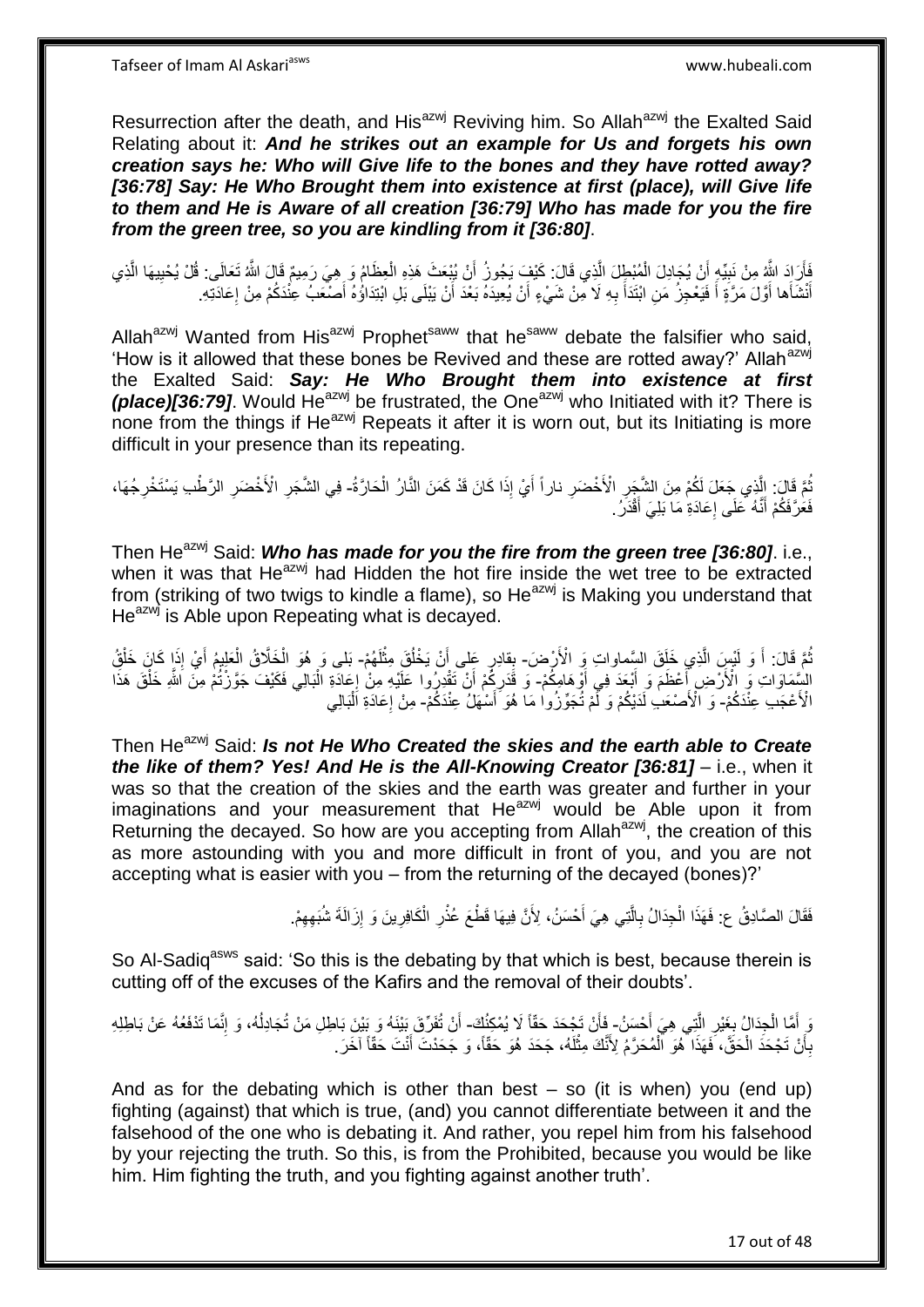Resurrection after the death, and His[azwj] Reviving him. So Allah[azwj] the Exalted Said Relating about it: ***And he strikes out an example for Us and forgets his own creation says he: Who will Give life to the bones and they have rotted away? [36:78] Say: He Who Brought them into existence at first (place), will Give life to them and He is Aware of all creation [36:79] Who has made for you the fire from the green tree, so you are kindling from it [36:80]***.

فَأَرَادَ اللَّهُ مِنْ نَبِيِّهِ أَنْ يُجَادِلَ الْمُبْطِلَ الَّذِي قَالَ: كَيْفَ يَجُوزُ أَنْ يُبْعَثَ هَذِهِ الْعِظَامُ وَ هِيَ رَمِيمٌ قَالَ اللَّهُ تَعَالَى: قُلْ يُحْيِيهَا الَّذِي أَنْشَأَها أَوَّلَ مَرَّةٍ أَ فَيَعْجِزُ مَنِ ابْتَدَأَ بِهِ لَا مِنْ شَيْءٍ أَنْ يُعِيدَهُ بَعْدَ أَنْ يَبْلَى بَلِ ابْتِدَاؤُهُ أَصْعَبُ عِنْدَكُمْ مِنْ إِعَادَتِهِ.

Allah[azwj] Wanted from His[azwj] Prophet[saww] that he[saww] debate the falsifier who said, 'How is it allowed that these bones be Revived and these are rotted away?' Allah[azwj] the Exalted Said: ***Say: He Who Brought them into existence at first (place)[36:79]***. Would He[azwj] be frustrated, the One[azwj] who Initiated with it? There is none from the things if He[azwj] Repeats it after it is worn out, but its Initiating is more difficult in your presence than its repeating.

ثُمَّ قَالَ: الَّذِي جَعَلَ لَكُمْ مِنَ الشَّجَرِ الْأَخْضَرِ ناراً أَيْ إِذَا كَانَ قَدْ كَمَنَ النَّارُ الْحَارَّةُ- فِي الشَّجَرِ الْأَخْضَرِ الرَّطْبِ يَسْتَخْرِجُهَا، فَعَرَّفَكُمْ أَنَّهُ عَلَى إِعَادَةِ مَا بَلِيَ أَقْدَرُ.

Then He[azwj] Said: ***Who has made for you the fire from the green tree [36:80]***. i.e., when it was that He[azwj] had Hidden the hot fire inside the wet tree to be extracted from (striking of two twigs to kindle a flame), so He[azwj] is Making you understand that He[azwj] is Able upon Repeating what is decayed.

ثُمَّ قَالَ: أَ وَ لَيْسَ الَّذِي خَلَقَ السَّماواتِ وَ الْأَرْضَ- بِقادِرٍ عَلى أَنْ يَخْلُقَ مِثْلَهُمْ- بَلى وَ هُوَ الْخَلَّاقُ الْعَلِيمُ أَيْ إِذَا كَانَ خَلْقُ السَّمَاوَاتِ وَ الْأَرْضِ أَعْظَمَ وَ أَبْعَدَ فِي أَوْهَامِكُمْ- وَ قَدَرِكُمْ أَنْ تَقْدِرُوا عَلَيْهِ مِنْ إِعَادَةِ الْبَالِي فَكَيْفَ جَوَّزْتُمْ مِنَ اللَّهِ خَلْقَ هَذَا الْأَعْجَبِ عِنْدَكُمْ- وَ الْأَصْعَبِ لَدَيْكُمْ وَ لَمْ تُجَوِّزُوا مَا هُوَ أَسْهَلُ عِنْدَكُمْ- مِنْ إِعَادَةِ الْبَالِي

Then He[azwj] Said: ***Is not He Who Created the skies and the earth able to Create the like of them? Yes! And He is the All-Knowing Creator [36:81]*** – i.e., when it was so that the creation of the skies and the earth was greater and further in your imaginations and your measurement that He[azwj] would be Able upon it from Returning the decayed. So how are you accepting from Allah[azwj], the creation of this as more astounding with you and more difficult in front of you, and you are not accepting what is easier with you – from the returning of the decayed (bones)?'

فَقَالَ الصَّادِقُ ع: فَهَذَا الْجِدَالُ بِالَّتِي هِيَ أَحْسَنُ، لِأَنَّ فِيهَا قَطْعَ عُذْرِ الْكَافِرِينَ وَ إِزَالَةَ شُبَهِهِمْ.

So Al-Sadiq[asws] said: 'So this is the debating by that which is best, because therein is cutting off of the excuses of the Kafirs and the removal of their doubts'.

وَ أَمَّا الْجِدَالُ بِغَيْرِ الَّتِي هِيَ أَحْسَنُ- فَأَنْ تَجْحَدَ حَقّاً لَا يُمْكِنُكَ- أَنْ تُفَرِّقَ بَيْنَهُ وَ بَيْنَ بَاطِلِ مَنْ تُجَادِلُهُ، وَ إِنَّمَا تَدْفَعُهُ عَنْ بَاطِلِهِ بِأَنْ تَجْحَدَ الْحَقَّ، فَهَذَا هُوَ الْمُحَرَّمُ لِأَنَّكَ مِثْلُهُ، جَحَدَ هُوَ حَقّاً، وَ جَحَدْتَ أَنْتَ حَقّاً آخَرَ.

And as for the debating which is other than best – so (it is when) you (end up) fighting (against) that which is true, (and) you cannot differentiate between it and the falsehood of the one who is debating it. And rather, you repel him from his falsehood by your rejecting the truth. So this, is from the Prohibited, because you would be like him. Him fighting the truth, and you fighting against another truth'.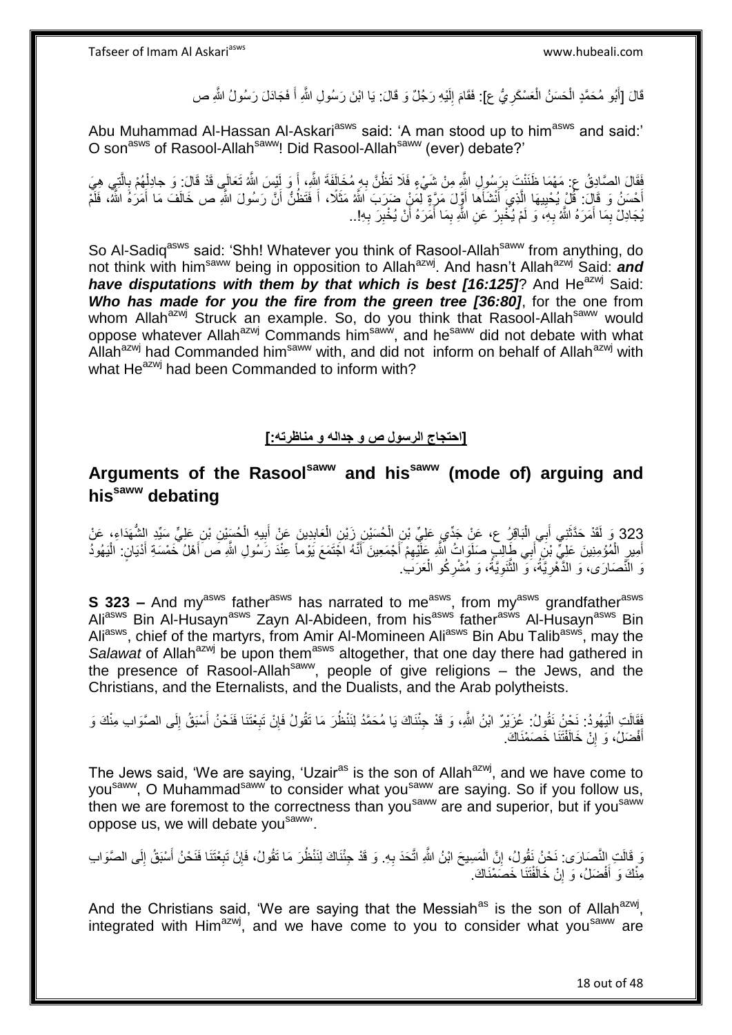قَالَ [أَبُو مُحَمَّدٍ الْحَسَنُ الْعَسْكَرِيُّ ع]: فَقَامَ إِلَيْهِ رَجُلٌ وَ قَالَ: يَا ابْنَ رَسُولِ اللَّهِ أَ فَجَادَلَ رَسُولُ اللَّهِ ص

Abu Muhammad Al-Hassan Al-Askari[asws] said: 'A man stood up to him[asws] and said:' O son[asws] of Rasool-Allah[saww]! Did Rasool-Allah[saww] (ever) debate?'

فَقَالَ الصَّادِقُ ع: مَهْمَا ظَنَنْتَ بِرَسُولِ اللَّهِ مِنْ شَيْءٍ فَلَا تَظُنَّ بِهِ مُخَالَفَةَ اللَّهِ، أَ وَ لَيْسَ اللَّهُ تَعَالَى قَدْ قَالَ: وَ جادِلْهُمْ بِالَّتِي هِيَ أَحْسَنُ وَ قَالَ: قُلْ يُحْيِيهَا الَّذِي أَنْشَأَها أَوَّلَ مَرَّةٍ لِمَنْ ضَرَبَ اللَّهُ مَثَلًا، أَ فَتَظُنُّ أَنَّ رَسُولَ اللَّهِ ص خَالَفَ مَا أَمَرَهُ اللَّهُ، فَلَمْ يُجَادِلْ بِمَا أَمَرَهُ اللَّهُ بِهِ، وَ لَمْ يُخْبِرْ عَنِ اللَّهِ بِمَا أَمَرَهُ أَنْ يُخْبِرَ بِهِ!..

So Al-Sadiq[asws] said: 'Shh! Whatever you think of Rasool-Allah[saww] from anything, do not think with him[saww] being in opposition to Allah[azwj]. And hasn't Allah[azwj] Said: ***and have disputations with them by that which is best [16:125]***? And He[azwj] Said: ***Who has made for you the fire from the green tree [36:80]***, for the one from whom Allah[azwj] Struck an example. So, do you think that Rasool-Allah[saww] would oppose whatever Allah[azwj] Commands him[saww], and he[saww] did not debate with what Allah[azwj] had Commanded him[saww] with, and did not inform on behalf of Allah[azwj] with what He[azwj] had been Commanded to inform with?

**[احتجاج الرسول ص و جداله و مناظرته:]**

## Arguments of the Rasool[saww] and his[saww] (mode of) arguing and his[saww] debating

323 وَ لَقَدْ حَدَّثَنِي أَبِي الْبَاقِرُ ع، عَنْ جَدِّي عَلِيِّ بْنِ الْحُسَيْنِ زَيْنِ الْعَابِدِينَ عَنْ أَبِيهِ الْحُسَيْنِ بْنِ عَلِيٍّ سَيِّدِ الشُّهَدَاءِ، عَنْ أَمِيرِ الْمُؤْمِنِينَ عَلِيِّ بْنِ أَبِي طَالِبٍ صَلَوَاتُ اللَّهِ عَلَيْهِمْ أَجْمَعِينَ أَنَّهُ اجْتَمَعَ يَوْماً عِنْدَ رَسُولِ اللَّهِ ص أَهْلُ خَمْسَةِ أَدْيَانٍ: الْيَهُودُ وَ النَّصَارَى، وَ الدَّهْرِيَّةُ، وَ الثَّنَوِيَّةُ، وَ مُشْرِكُو الْعَرَبِ.

**S 323 –** And my[asws] father[asws] has narrated to me[asws], from my[asws] grandfather[asws] Ali[asws] Bin Al-Husayn[asws] Zayn Al-Abideen, from his[asws] father[asws] Al-Husayn[asws] Bin Ali[asws], chief of the martyrs, from Amir Al-Momineen Ali[asws] Bin Abu Talib[asws], may the *Salawat* of Allah[azwj] be upon them[asws] altogether, that one day there had gathered in the presence of Rasool-Allah[saww], people of give religions – the Jews, and the Christians, and the Eternalists, and the Dualists, and the Arab polytheists.

فَقَالَتِ الْيَهُودُ: نَحْنُ نَقُولُ: عُزَيْرٌ ابْنُ اللَّهِ، وَ قَدْ جِئْنَاكَ يَا مُحَمَّدُ لِنَنْظُرَ مَا تَقُولُ فَإِنْ تَبِعْتَنَا فَنَحْنُ أَسْبَقُ إِلَى الصَّوَابِ مِنْكَ وَ أَفْضَلُ، وَ إِنْ خَالَفْتَنَا خَصَمْنَاكَ.

The Jews said, 'We are saying, 'Uzair[as] is the son of Allah[azwj], and we have come to you[saww], O Muhammad[saww] to consider what you[saww] are saying. So if you follow us, then we are foremost to the correctness than you[saww] are and superior, but if you[saww] oppose us, we will debate you[saww]'.

وَ قَالَتِ النَّصَارَى: نَحْنُ نَقُولُ، إِنَّ الْمَسِيحَ ابْنُ اللَّهِ اتَّحَدَ بِهِ. وَ قَدْ جِئْنَاكَ لِنَنْظُرَ مَا تَقُولُ، فَإِنْ تَبِعْتَنَا فَنَحْنُ أَسْبَقُ إِلَى الصَّوَابِ مِنْكَ وَ أَفْضَلُ، وَ إِنْ خَالَفْتَنَا خَصَمْنَاكَ.

And the Christians said, 'We are saying that the Messiah[as] is the son of Allah[azwj], integrated with Him[azwj], and we have come to you to consider what you[saww] are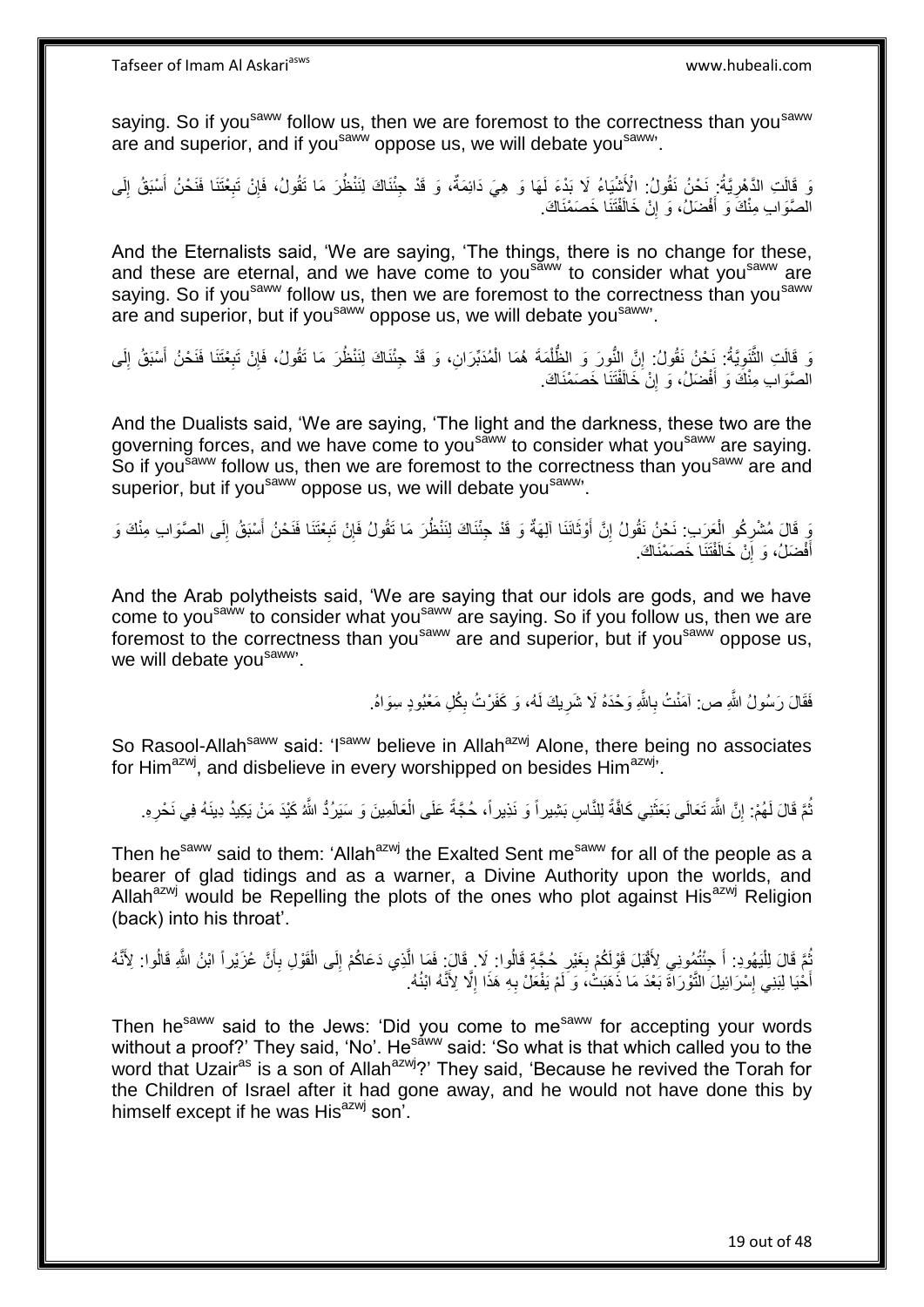saying. So if you[saww] follow us, then we are foremost to the correctness than you[saww] are and superior, and if you[saww] oppose us, we will debate you[saww]'.

وَ قَالَتِ الدَّهْرِيَّةُ: نَحْنُ نَقُولُ: الْأَشْيَاءُ لَا بَدْءَ لَهَا وَ هِيَ دَائِمَةٌ، وَ قَدْ جِئْنَاكَ لِنَنْظُرَ مَا تَقُولُ، فَإِنْ تَبِعْتَنَا فَنَحْنُ أَسْبَقُ إِلَى الصَّوَابِ مِنْكَ وَ أَفْضَلُ، وَ إِنْ خَالَفْتَنَا خَصَمْنَاكَ.

And the Eternalists said, 'We are saying, 'The things, there is no change for these, and these are eternal, and we have come to you[saww] to consider what you[saww] are saying. So if you[saww] follow us, then we are foremost to the correctness than you[saww] are and superior, but if you[saww] oppose us, we will debate you[saww]'.

وَ قَالَتِ الثَّنَوِيَّةُ: نَحْنُ نَقُولُ: إِنَّ النُّورَ وَ الظُّلْمَةَ هُمَا الْمُدَبِّرَانِ، وَ قَدْ جِئْنَاكَ لِنَنْظُرَ مَا تَقُولُ، فَإِنْ تَبِعْتَنَا فَنَحْنُ أَسْبَقُ إِلَى الصَّوَابِ مِنْكَ وَ أَفْضَلُ، وَ إِنْ خَالَفْتَنَا خَصَمْنَاكَ.

And the Dualists said, 'We are saying, 'The light and the darkness, these two are the governing forces, and we have come to you[saww] to consider what you[saww] are saying. So if you[saww] follow us, then we are foremost to the correctness than you[saww] are and superior, but if you[saww] oppose us, we will debate you[saww]'.

وَ قَالَ مُشْرِكُو الْعَرَبِ: نَحْنُ نَقُولُ إِنَّ أَوْثَانَنَا آلِهَةٌ وَ قَدْ جِئْنَاكَ لِنَنْظُرَ مَا تَقُولُ فَإِنْ تَبِعْتَنَا فَنَحْنُ أَسْبَقُ إِلَى الصَّوَابِ مِنْكَ وَ أَفْضَلُ، وَ إِنْ خَالَفْتَنَا خَصَمْنَاكَ.

And the Arab polytheists said, 'We are saying that our idols are gods, and we have come to you[saww] to consider what you[saww] are saying. So if you follow us, then we are foremost to the correctness than you[saww] are and superior, but if you[saww] oppose us, we will debate you[saww]'.

فَقَالَ رَسُولُ اللَّهِ ص: آمَنْتُ بِاللَّهِ وَحْدَهُ لَا شَرِيكَ لَهُ، وَ كَفَرْتُ بِكُلِّ مَعْبُودٍ سِوَاهُ.

So Rasool-Allah[saww] said: 'I[saww] believe in Allah[azwj] Alone, there being no associates for Him[azwj], and disbelieve in every worshipped on besides Him[azwj]'.

ثُمَّ قَالَ لَهُمْ: إِنَّ اللَّهَ تَعَالَى بَعَثَنِي كَافَّةً لِلنَّاسِ بَشِيراً وَ نَذِيراً، حُجَّةً عَلَى الْعَالَمِينَ وَ سَيَرُدُّ اللَّهُ كَيْدَ مَنْ يَكِيدُ دِينَهُ فِي نَحْرِهِ.

Then he[saww] said to them: 'Allah[azwj] the Exalted Sent me[saww] for all of the people as a bearer of glad tidings and as a warner, a Divine Authority upon the worlds, and Allah[azwj] would be Repelling the plots of the ones who plot against His[azwj] Religion (back) into his throat'.

ثُمَّ قَالَ لِلْيَهُودِ: أَ جِئْتُمُونِي لِأَقْبَلَ قَوْلَكُمْ بِغَيْرِ حُجَّةٍ قَالُوا: لَا. قَالَ: فَمَا الَّذِي دَعَاكُمْ إِلَى الْقَوْلِ بِأَنَّ عُزَيْراً ابْنُ اللَّهِ قَالُوا: لِأَنَّهُ أَحْيَا لِبَنِي إِسْرَائِيلَ التَّوْرَاةَ بَعْدَ مَا ذَهَبَتْ، وَ لَمْ يَفْعَلْ بِهِ هَذَا إِلَّا لِأَنَّهُ ابْنُهُ.

Then he[saww] said to the Jews: 'Did you come to me[saww] for accepting your words without a proof?' They said, 'No'. He[saww] said: 'So what is that which called you to the word that Uzair[as] is a son of Allah[azwj]?' They said, 'Because he revived the Torah for the Children of Israel after it had gone away, and he would not have done this by himself except if he was His[azwj] son'.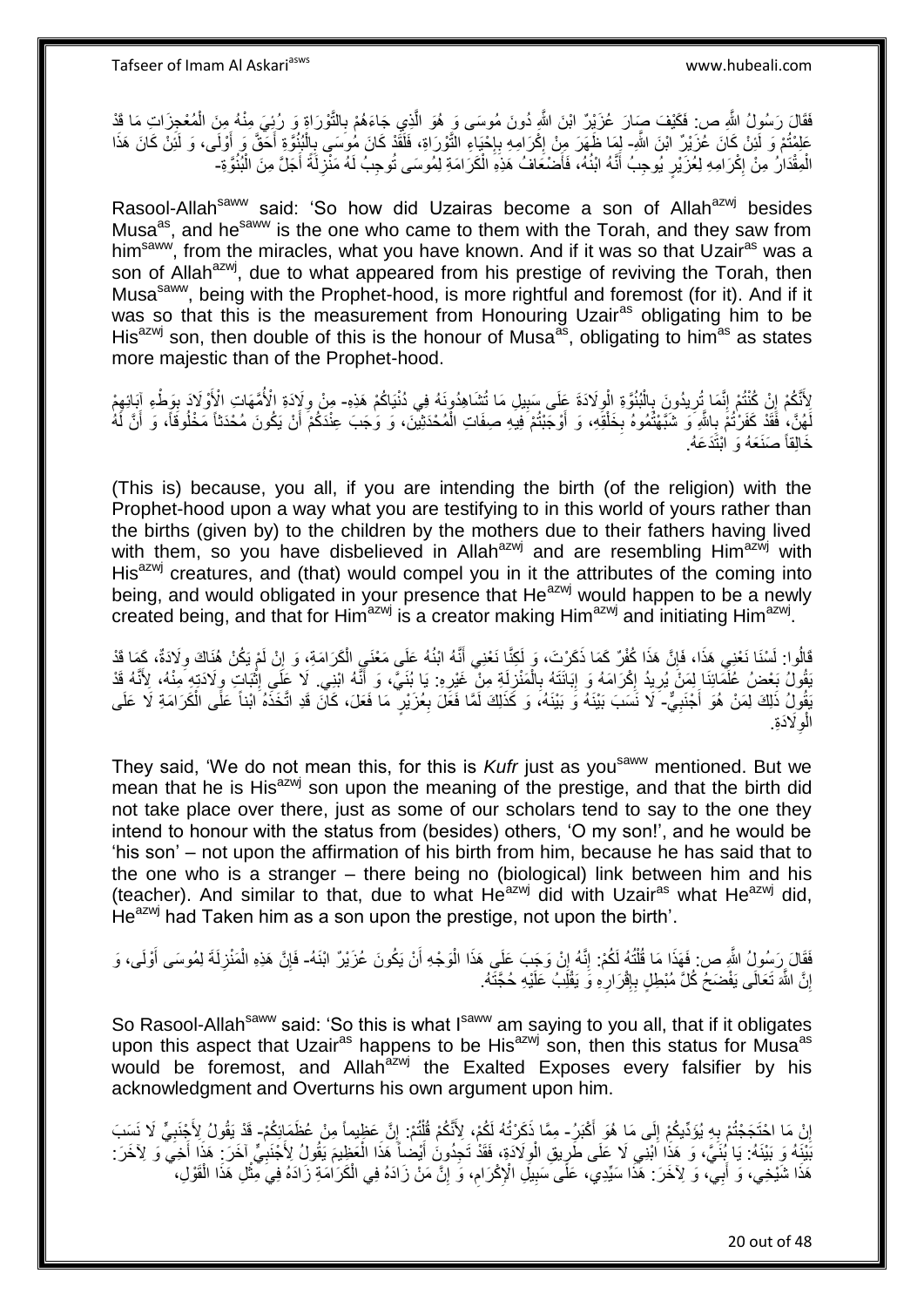فَقَالَ رَسُولُ اللَّهِ ص: فَكَيْفَ صَارَ عُزَيْرٌ ابْنَ اللَّهِ دُونَ مُوسَى وَ هُوَ الَّذِي جَاءَهُمْ بِالتَّوْرَاةِ وَ رُئِيَ مِنْهُ مِنَ الْمُعْجِزَاتِ مَا قَدْ عَلِمْتُمْ وَ لَئِنْ كَانَ عُزَيْرٌ ابْنَ اللَّهِ- لِمَا ظَهَرَ مِنْ إِكْرَامِهِ بِإِحْيَاءِ التَّوْرَاةِ، فَلَقَدْ كَانَ مُوسَى بِالْبُنُوَّةِ أَحَقَّ وَ أَوْلَى، وَ لَئِنْ كَانَ هَذَا الْمِقْدَارُ مِنْ إِكْرَامِهِ لِعُزَيْرٍ يُوجِبُ أَنَّهُ ابْنُهُ، فَأَضْعَافُ هَذِهِ الْكَرَامَةِ لِمُوسَى تُوجِبُ لَهُ مَنْزِلَةً أَجَلَّ مِنَ الْبُنُوَّةِ-

Rasool-Allah[saww] said: 'So how did Uzairas become a son of Allah[azwj] besides Musa[as], and he[saww] is the one who came to them with the Torah, and they saw from him[saww], from the miracles, what you have known. And if it was so that Uzair[as] was a son of Allah[azwj], due to what appeared from his prestige of reviving the Torah, then Musa[saww], being with the Prophet-hood, is more rightful and foremost (for it). And if it was so that this is the measurement from Honouring Uzair[as] obligating him to be His[azwj] son, then double of this is the honour of Musa[as], obligating to him[as] as states more majestic than of the Prophet-hood.

لِأَنَّكُمْ إِنْ كُنْتُمْ إِنَّمَا تُرِيدُونَ بِالْبُنُوَّةِ الْوِلَادَةَ عَلَى سَبِيلِ مَا تُشَاهِدُونَهُ فِي دُنْيَاكُمْ هَذِهِ- مِنْ وِلَادَةِ الْأُمَّهَاتِ الْأَوْلَادَ بِوَطْءِ آبَائِهِمْ لَهُنَّ، فَقَدْ كَفَرْتُمْ بِاللَّهِ وَ شَبَّهْتُمُوهُ بِخَلْقِهِ، وَ أَوْجَبْتُمْ فِيهِ صِفَاتِ الْمُحْدَثِينَ، وَ وَجَبَ عِنْدَكُمْ أَنْ يَكُونَ مُحْدَثاً مَخْلُوقاً، وَ أَنَّ لَهُ خَالِقاً صَنَعَهُ وَ ابْتَدَعَهُ.

(This is) because, you all, if you are intending the birth (of the religion) with the Prophet-hood upon a way what you are testifying to in this world of yours rather than the births (given by) to the children by the mothers due to their fathers having lived with them, so you have disbelieved in Allah[azwj] and are resembling Him[azwj] with His[azwj] creatures, and (that) would compel you in it the attributes of the coming into being, and would obligated in your presence that He[azwj] would happen to be a newly created being, and that for Him[azwj] is a creator making Him[azwj] and initiating Him[azwj].

قَالُوا: لَسْنَا نَعْنِي هَذَا، فَإِنَّ هَذَا كُفْرٌ كَمَا ذَكَرْتَ، وَ لَكِنَّا نَعْنِي أَنَّهُ ابْنُهُ عَلَى مَعْنَى الْكَرَامَةِ، وَ إِنْ لَمْ يَكُنْ هُنَاكَ وِلَادَةٌ، كَمَا قَدْ يَقُولُ بَعْضُ عُلَمَائِنَا لِمَنْ يُرِيدُ إِكْرَامَهُ وَ إِبَانَتَهُ بِالْمَنْزِلَةِ مِنْ غَيْرِهِ: يَا بُنَيَّ، وَ أَنَّهُ ابْنِي. لَا عَلَى إِثْبَاتِ وِلَادَتِهِ مِنْهُ، لِأَنَّهُ قَدْ يَقُولُ ذَلِكَ لِمَنْ هُوَ أَجْنَبِيٌّ- لَا نَسَبَ بَيْنَهُ وَ بَيْنَهُ، وَ كَذَلِكَ لَمَّا فَعَلَ بِعُزَيْرٍ مَا فَعَلَ، كَانَ قَدِ اتَّخَذَهُ ابْناً عَلَى الْكَرَامَةِ لَا عَلَى الْوِلَادَةِ.

They said, 'We do not mean this, for this is *Kufr* just as you[saww] mentioned. But we mean that he is His[azwj] son upon the meaning of the prestige, and that the birth did not take place over there, just as some of our scholars tend to say to the one they intend to honour with the status from (besides) others, 'O my son!', and he would be 'his son' – not upon the affirmation of his birth from him, because he has said that to the one who is a stranger – there being no (biological) link between him and his (teacher). And similar to that, due to what He[azwj] did with Uzair[as] what He[azwj] did, He[azwj] had Taken him as a son upon the prestige, not upon the birth'.

فَقَالَ رَسُولُ اللَّهِ ص: فَهَذَا مَا قُلْتُهُ لَكُمْ: إِنَّهُ إِنْ وَجَبَ عَلَى هَذَا الْوَجْهِ أَنْ يَكُونَ عُزَيْرٌ ابْنَهُ- فَإِنَّ هَذِهِ الْمَنْزِلَةَ لِمُوسَى أَوْلَى، وَ إِنَّ اللَّهَ تَعَالَى يَفْضَحُ كُلَّ مُبْطِلٍ بِإِقْرَارِهِ وَ يَقْلِبُ عَلَيْهِ حُجَّتَهُ.

So Rasool-Allah[saww] said: 'So this is what I[saww] am saying to you all, that if it obligates upon this aspect that Uzair[as] happens to be His[azwj] son, then this status for Musa[as] would be foremost, and Allah[azwj] the Exalted Exposes every falsifier by his acknowledgment and Overturns his own argument upon him.

إِنْ مَا احْتَجَجْتُمْ بِهِ يُؤَدِّيكُمْ إِلَى مَا هُوَ أَكْبَرُ- مِمَّا ذَكَرْتُهُ لَكُمْ، لِأَنَّكُمْ قُلْتُمْ: إِنَّ عَظِيماً مِنْ عُظَمَائِكُمْ- قَدْ يَقُولُ لِأَجْنَبِيٍّ لَا نَسَبَ بَيْنَهُ وَ بَيْنَهُ: يَا بُنَيَّ، وَ هَذَا ابْنِي لَا عَلَى طَرِيقِ الْوِلَادَةِ، فَقَدْ تَجِدُونَ أَيْضاً هَذَا الْعَظِيمَ يَقُولُ لِأَجْنَبِيٍّ آخَرَ: هَذَا أَخِي وَ لِآخَرَ: هَذَا شَيْخِي، وَ أَبِي، وَ لِآخَرَ: هَذَا سَيِّدِي، عَلَى سَبِيلِ الْإِكْرَامِ، وَ إِنَّ مَنْ زَادَهُ فِي الْكَرَامَةِ زَادَهُ فِي مِثْلِ هَذَا الْقَوْلِ،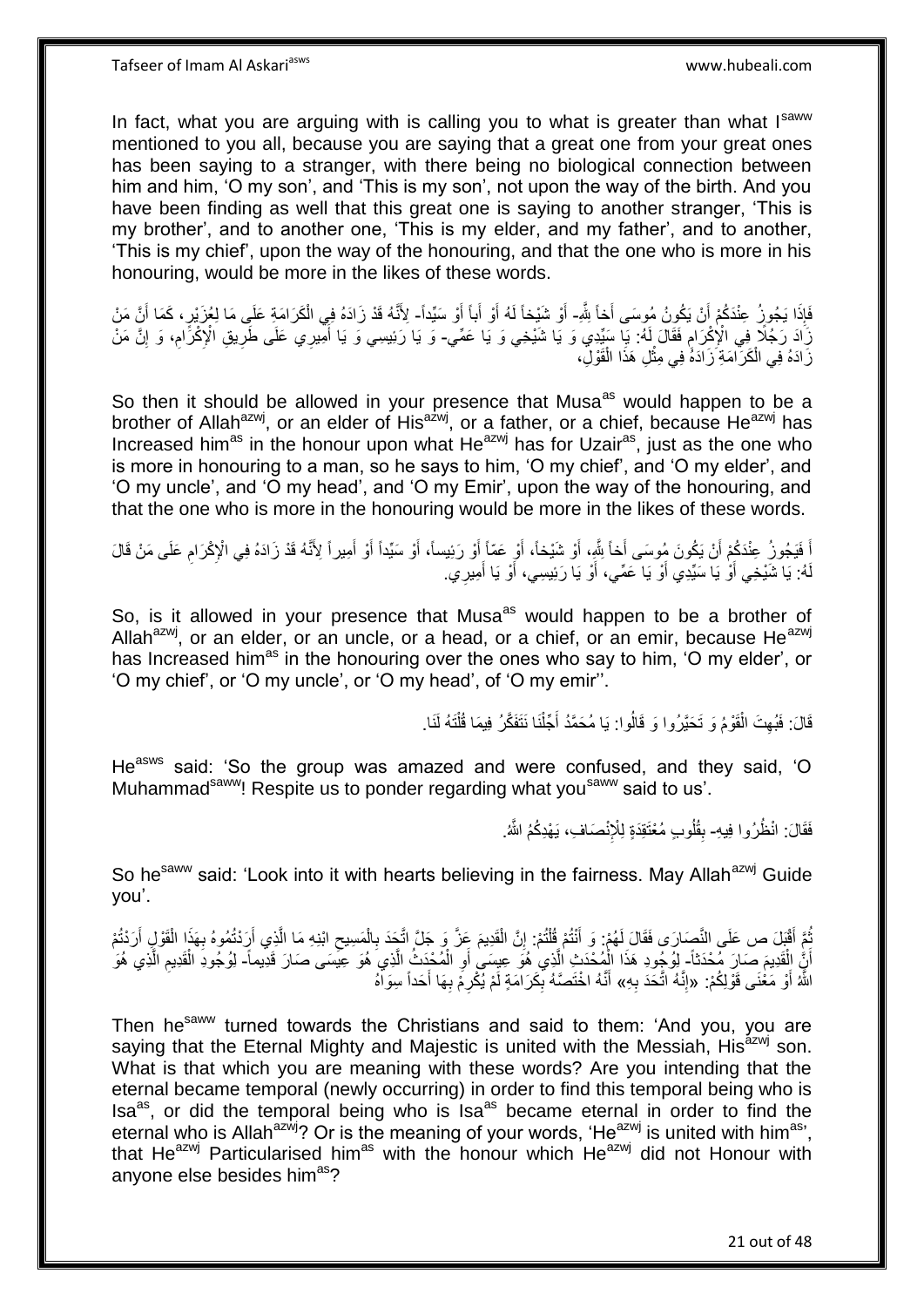In fact, what you are arguing with is calling you to what is greater than what I[saww] mentioned to you all, because you are saying that a great one from your great ones has been saying to a stranger, with there being no biological connection between him and him, 'O my son', and 'This is my son', not upon the way of the birth. And you have been finding as well that this great one is saying to another stranger, 'This is my brother', and to another one, 'This is my elder, and my father', and to another, 'This is my chief', upon the way of the honouring, and that the one who is more in his honouring, would be more in the likes of these words.

فَإِذَا يَجُوزُ عِنْدَكُمْ أَنْ يَكُونَ مُوسَى أَخاً لِلَّهِ- أَوْ شَيْخاً لَهُ أَوْ أَباً أَوْ سَيِّداً- لِأَنَّهُ قَدْ زَادَهُ فِي الْكَرَامَةِ عَلَى مَا لِعُزَيْرٍ، كَمَا أَنَّ مَنْ زَادَ رَجُلًا فِي الْإِكْرَامِ فَقَالَ لَهُ: يَا سَيِّدِي وَ يَا شَيْخِي وَ يَا عَمِّي- وَ يَا رَئِيسِي وَ يَا أَمِيرِي عَلَى طَرِيقِ الْإِكْرَامِ، وَ إِنَّ مَنْ زَادَهُ فِي الْكَرَامَةِ زَادَهُ فِي مِثْلِ هَذَا الْقَوْلِ،

So then it should be allowed in your presence that Musa[as] would happen to be a brother of Allah[azwj], or an elder of His[azwj], or a father, or a chief, because He[azwj] has Increased him[as] in the honour upon what He[azwj] has for Uzair[as], just as the one who is more in honouring to a man, so he says to him, 'O my chief', and 'O my elder', and 'O my uncle', and 'O my head', and 'O my Emir', upon the way of the honouring, and that the one who is more in the honouring would be more in the likes of these words.

أَ فَيَجُوزُ عِنْدَكُمْ أَنْ يَكُونَ مُوسَى أَخاً لِلَّهِ، أَوْ شَيْخاً، أَوْ عَمّاً أَوْ رَئِيساً، أَوْ سَيِّداً أَوْ أَمِيراً لِأَنَّهُ قَدْ زَادَهُ فِي الْإِكْرَامِ عَلَى مَنْ قَالَ لَهُ: يَا شَيْخِي أَوْ يَا سَيِّدِي أَوْ يَا عَمِّي، أَوْ يَا رَئِيسِي، أَوْ يَا أَمِيرِي.

So, is it allowed in your presence that Musa[as] would happen to be a brother of Allah[azwj], or an elder, or an uncle, or a head, or a chief, or an emir, because He[azwj] has Increased him[as] in the honouring over the ones who say to him, 'O my elder', or 'O my chief', or 'O my uncle', or 'O my head', of 'O my emir''.

قَالَ: فَبُهِتَ الْقَوْمُ وَ تَحَيَّرُوا وَ قَالُوا: يَا مُحَمَّدُ أَجِّلْنَا نَتَفَكَّرْ فِيمَا قُلْتَهُ لَنَا.

He[asws] said: 'So the group was amazed and were confused, and they said, 'O Muhammad[saww]! Respite us to ponder regarding what you[saww] said to us'.

فَقَالَ: انْظُرُوا فِيهِ- بِقُلُوبٍ مُعْتَقِدَةٍ لِلْإِنْصَافِ، يَهْدِكُمُ اللَّهُ.

So he[saww] said: 'Look into it with hearts believing in the fairness. May Allah[azwj] Guide you'.

ثُمَّ أَقْبَلَ ص عَلَى النَّصَارَى فَقَالَ لَهُمْ: وَ أَنْتُمْ قُلْتُمْ: إِنَّ الْقَدِيمَ عَزَّ وَ جَلَّ اتَّحَدَ بِالْمَسِيحِ ابْنِهِ مَا الَّذِي أَرَدْتُمُوهُ بِهَذَا الْقَوْلِ أَرَدْتُمْ أَنَّ الْقَدِيمَ صَارَ مُحْدَثاً- لِوُجُودِ هَذَا الْمُحْدَثِ الَّذِي هُوَ عِيسَى أَوِ الْمُحْدَثُ الَّذِي هُوَ عِيسَى صَارَ قَدِيماً- لِوُجُودِ الْقَدِيمِ الَّذِي هُوَ اللَّهُ أَوْ مَعْنَى قَوْلِكُمْ: «إِنَّهُ اتَّحَدَ بِهِ» أَنَّهُ اخْتَصَّهُ بِكَرَامَةٍ لَمْ يُكْرِمْ بِهَا أَحَداً سِوَاهُ

Then he[saww] turned towards the Christians and said to them: 'And you, you are saying that the Eternal Mighty and Majestic is united with the Messiah, His[azwj] son. What is that which you are meaning with these words? Are you intending that the eternal became temporal (newly occurring) in order to find this temporal being who is Isa[as], or did the temporal being who is Isa[as] became eternal in order to find the eternal who is Allah[azwj]? Or is the meaning of your words, 'He[azwj] is united with him[as]', that He[azwj] Particularised him[as] with the honour which He[azwj] did not Honour with anyone else besides him[as]?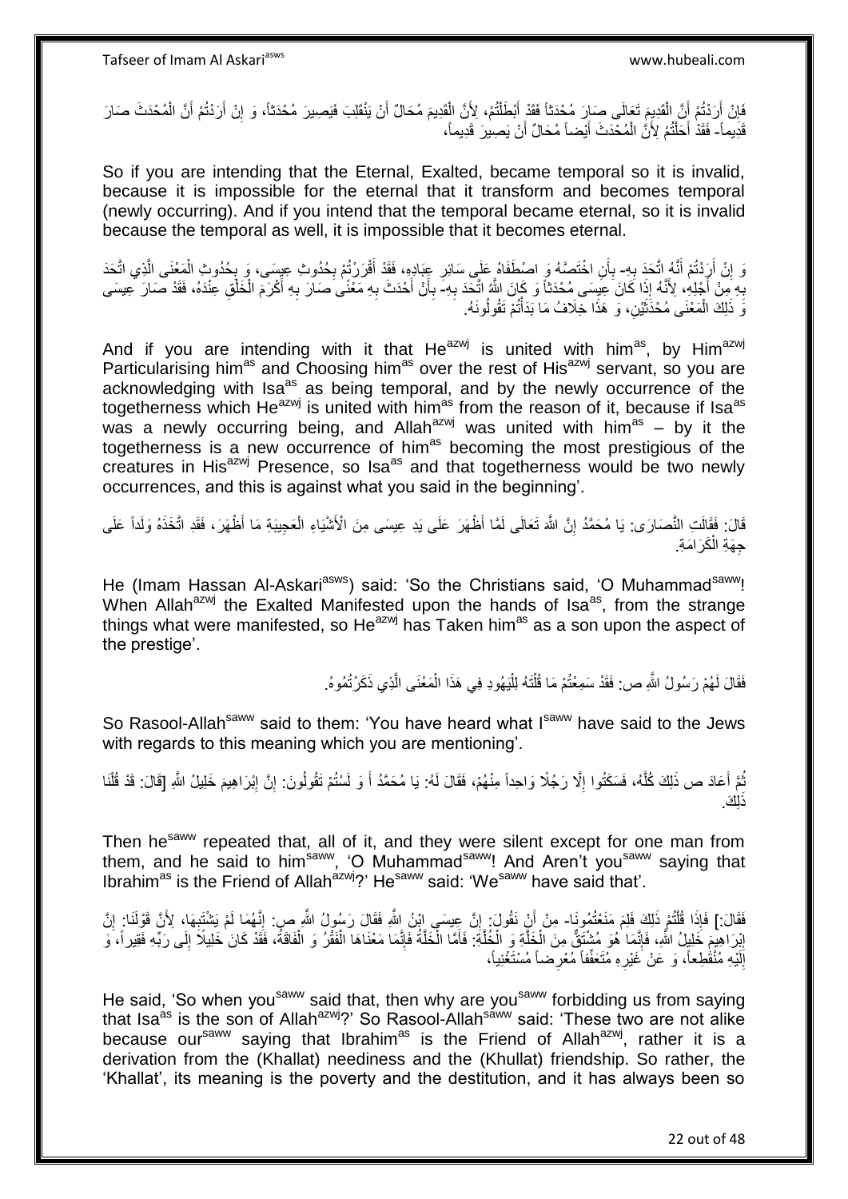فَإِنْ أَرَدْتُمْ أَنَّ الْقَدِيمَ تَعَالَى صَارَ مُحْدَثاً فَقَدْ أَبْطَلْتُمْ، لِأَنَّ الْقَدِيمَ مُحَالٌ أَنْ يَنْقَلِبَ فَيَصِيرَ مُحْدَثاً، وَ إِنْ أَرَدْتُمْ أَنَّ الْمُحْدَثَ صَارَ قَدِيماً- فَقَدْ أَحَلْتُمْ لِأَنَّ الْمُحْدَثَ أَيْضاً مُحَالٌ أَنْ يَصِيرَ قَدِيماً،

So if you are intending that the Eternal, Exalted, became temporal so it is invalid, because it is impossible for the eternal that it transform and becomes temporal (newly occurring). And if you intend that the temporal became eternal, so it is invalid because the temporal as well, it is impossible that it becomes eternal.

وَ إِنْ أَرَدْتُمْ أَنَّهُ اتَّحَدَ بِهِ- بِأَنِ اخْتَصَّهُ وَ اصْطَفَاهُ عَلَى سَائِرِ عِبَادِهِ، فَقَدْ أَقْرَرْتُمْ بِحُدُوثِ عِيسَى، وَ بِحُدُوثِ الْمَعْنَى الَّذِي اتَّحَدَ بِهِ مِنْ أَجْلِهِ، لِأَنَّهُ إِذَا كَانَ عِيسَى مُحْدَثاً وَ كَانَ اللَّهُ اتَّحَدَ بِهِ- بِأَنْ أَحْدَثَ بِهِ مَعْنًى صَارَ بِهِ أَكْرَمَ الْخَلْقِ عِنْدَهُ، فَقَدْ صَارَ عِيسَى وَ ذَلِكَ الْمَعْنَى مُحْدَثَيْنِ، وَ هَذَا خِلَافُ مَا بَدَأْتُمْ تَقُولُونَهُ.

And if you are intending with it that He[azwj] is united with him[as], by Him[azwj] Particularising him[as] and Choosing him[as] over the rest of His[azwj] servant, so you are acknowledging with Isa[as] as being temporal, and by the newly occurrence of the togetherness which He[azwj] is united with him[as] from the reason of it, because if Isa[as] was a newly occurring being, and Allah[azwj] was united with him[as] – by it the togetherness is a new occurrence of him[as] becoming the most prestigious of the creatures in His[azwj] Presence, so Isa[as] and that togetherness would be two newly occurrences, and this is against what you said in the beginning'.

قَالَ: فَقَالَتِ النَّصَارَى: يَا مُحَمَّدُ إِنَّ اللَّهَ تَعَالَى لَمَّا أَظْهَرَ عَلَى يَدِ عِيسَى مِنَ الْأَشْيَاءِ الْعَجِيبَةِ مَا أَظْهَرَ، فَقَدِ اتَّخَذَهُ وَلَداً عَلَى جِهَةِ الْكَرَامَةِ.

He (Imam Hassan Al-Askari[asws]) said: 'So the Christians said, 'O Muhammad[saww]! When Allah[azwj] the Exalted Manifested upon the hands of Isa[as], from the strange things what were manifested, so He[azwj] has Taken him[as] as a son upon the aspect of the prestige'.

فَقَالَ لَهُمْ رَسُولُ اللَّهِ ص: فَقَدْ سَمِعْتُمْ مَا قُلْتُهُ لِلْيَهُودِ فِي هَذَا الْمَعْنَى الَّذِي ذَكَرْتُمُوهُ.

So Rasool-Allah[saww] said to them: 'You have heard what I[saww] have said to the Jews with regards to this meaning which you are mentioning'.

ثُمَّ أَعَادَ ص ذَلِكَ كُلَّهُ، فَسَكَتُوا إِلَّا رَجُلًا وَاحِداً مِنْهُمْ، فَقَالَ لَهُ: يَا مُحَمَّدُ أَ وَ لَسْتُمْ تَقُولُونَ: إِنَّ إِبْرَاهِيمَ خَلِيلُ اللَّهِ [قَالَ: قَدْ قُلْنَا ذَلِكَ.

Then he[saww] repeated that, all of it, and they were silent except for one man from them, and he said to him[saww], 'O Muhammad[saww]! And Aren't you[saww] saying that Ibrahim[as] is the Friend of Allah[azwj]?' He[saww] said: 'We[saww] have said that'.

فَقَالَ:] فَإِذَا قُلْتُمْ ذَلِكَ فَلِمَ مَنَعْتُمُونَا- مِنْ أَنْ نَقُولَ: إِنَّ عِيسَى ابْنُ اللَّهِ فَقَالَ رَسُولُ اللَّهِ ص: إِنَّهُمَا لَمْ يَشْتَبِهَا، لِأَنَّ قَوْلَنَا: إِنَّ إِبْرَاهِيمَ خَلِيلُ اللَّهِ، فَإِنَّمَا هُوَ مُشْتَقٌّ مِنَ الْخَلَّةِ وَ الْخُلَّةِ: فَأَمَّا الْخَلَّةُ فَإِنَّمَا مَعْنَاهَا الْفَقْرُ وَ الْفَاقَةُ، فَقَدْ كَانَ خَلِيلًا إِلَى رَبِّهِ فَقِيراً، وَ إِلَيْهِ مُنْقَطِعاً، وَ عَنْ غَيْرِهِ مُتَعَفِّفاً مُعْرِضاً مُسْتَغْنِياً،

He said, 'So when you[saww] said that, then why are you[saww] forbidding us from saying that Isa[as] is the son of Allah[azwj]?' So Rasool-Allah[saww] said: 'These two are not alike because our[saww] saying that Ibrahim[as] is the Friend of Allah[azwj], rather it is a derivation from the (Khallat) neediness and the (Khullat) friendship. So rather, the 'Khallat', its meaning is the poverty and the destitution, and it has always been so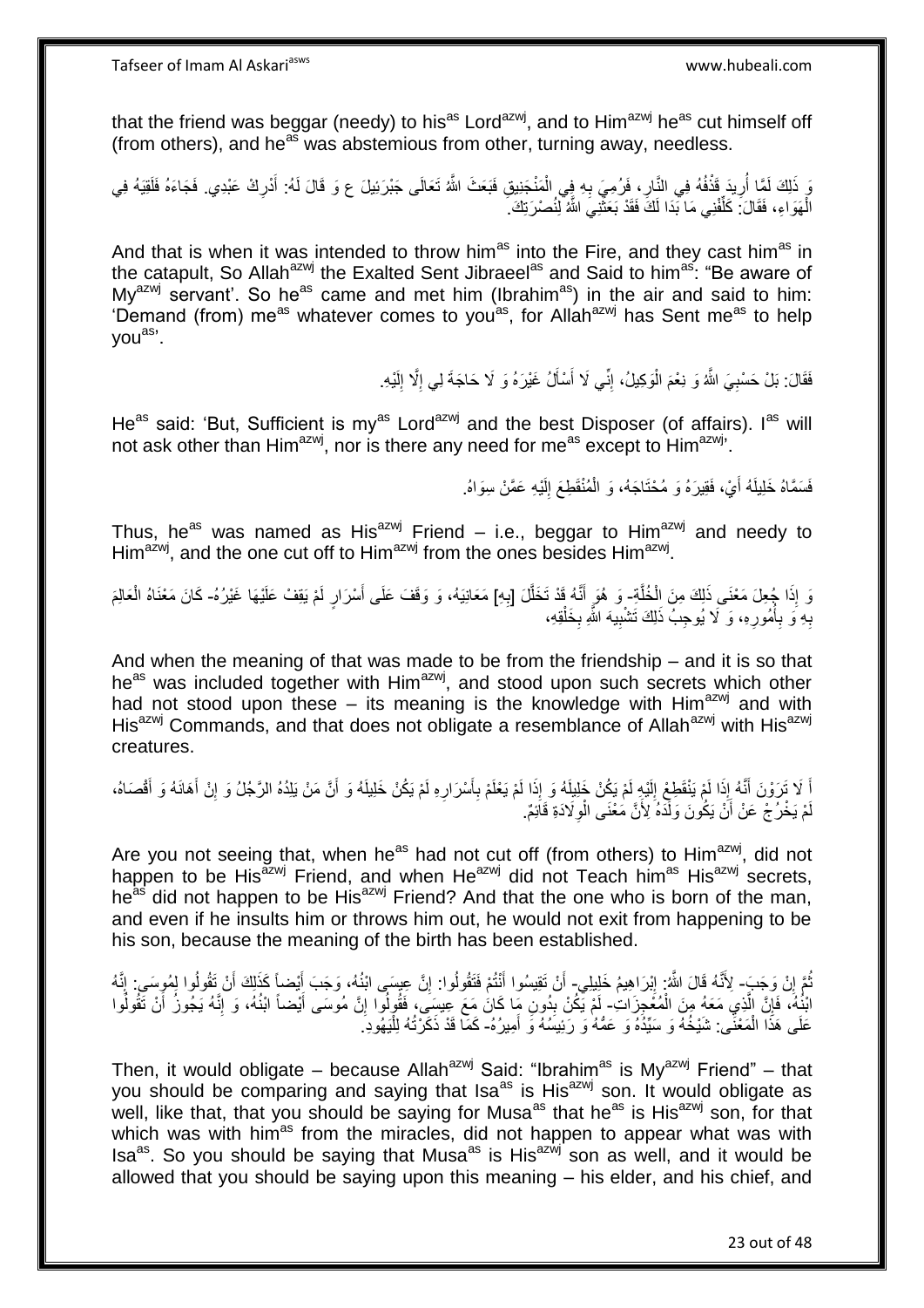that the friend was beggar (needy) to his[as] Lord[azwj], and to Him[azwj] he[as] cut himself off (from others), and he[as] was abstemious from other, turning away, needless.

وَ ذَلِكَ لَمَّا أُرِيدَ قَذْفُهُ فِي النَّارِ، فَرُمِيَ بِهِ فِي الْمَنْجَنِيقِ فَبَعَثَ اللَّهُ تَعَالَى جَبْرَئِيلَ ع وَ قَالَ لَهُ: أَدْرِكْ عَبْدِي. فَجَاءَهُ فَلَقِيَهُ فِي الْهَوَاءِ، فَقَالَ: كَلِّفْنِي مَا بَدَا لَكَ فَقَدْ بَعَثَنِيَ اللَّهُ لِنُصْرَتِكَ.

And that is when it was intended to throw him[as] into the Fire, and they cast him[as] in the catapult, So Allah[azwj] the Exalted Sent Jibraeel[as] and Said to him[as]: "Be aware of My[azwj] servant'. So he[as] came and met him (Ibrahim[as]) in the air and said to him: 'Demand (from) me[as] whatever comes to you[as], for Allah[azwj] has Sent me[as] to help you[as]'.

فَقَالَ: بَلْ حَسْبِيَ اللَّهُ وَ نِعْمَ الْوَكِيلُ، إِنِّي لَا أَسْأَلُ غَيْرَهُ وَ لَا حَاجَةَ لِي إِلَّا إِلَيْهِ.

He[as] said: 'But, Sufficient is my[as] Lord[azwj] and the best Disposer (of affairs). I[as] will not ask other than Him[azwj], nor is there any need for me[as] except to Him[azwj]'.

فَسَمَّاهُ خَلِيلَهُ أَيْ، فَقِيرَهُ وَ مُحْتَاجَهُ، وَ الْمُنْقَطِعَ إِلَيْهِ عَمَّنْ سِوَاهُ.

Thus, he[as] was named as His[azwj] Friend – i.e., beggar to Him[azwj] and needy to Him[azwj], and the one cut off to Him[azwj] from the ones besides Him[azwj].

وَ إِذَا جُعِلَ مَعْنَى ذَلِكَ مِنَ الْخُلَّةِ- وَ هُوَ أَنَّهُ قَدْ تَخَلَّلَ [بِهِ] مَعَانِيَهُ، وَ وَقَفَ عَلَى أَسْرَارٍ لَمْ يَقِفْ عَلَيْهَا غَيْرُهُ- كَانَ مَعْنَاهُ الْعَالِمَ بِهِ وَ بِأُمُورِهِ، وَ لَا يُوجِبُ ذَلِكَ تَشْبِيهَ اللَّهِ بِخَلْقِهِ،

And when the meaning of that was made to be from the friendship – and it is so that he[as] was included together with Him[azwj], and stood upon such secrets which other had not stood upon these – its meaning is the knowledge with Him[azwj] and with His[azwj] Commands, and that does not obligate a resemblance of Allah[azwj] with His[azwj] creatures.

أَ لَا تَرَوْنَ أَنَّهُ إِذَا لَمْ يَنْقَطِعْ إِلَيْهِ لَمْ يَكُنْ خَلِيلَهُ وَ إِذَا لَمْ يَعْلَمْ بِأَسْرَارِهِ لَمْ يَكُنْ خَلِيلَهُ وَ أَنَّ مَنْ يَلِدُهُ الرَّجُلُ وَ إِنْ أَهَانَهُ وَ أَقْصَاهُ، لَمْ يَخْرُجْ عَنْ أَنْ يَكُونَ وَلَدَهُ لِأَنَّ مَعْنَى الْوِلَادَةِ قَائِمٌ.

Are you not seeing that, when he[as] had not cut off (from others) to Him[azwj], did not happen to be His[azwj] Friend, and when He[azwj] did not Teach him[as] His[azwj] secrets, he[as] did not happen to be His[azwj] Friend? And that the one who is born of the man, and even if he insults him or throws him out, he would not exit from happening to be his son, because the meaning of the birth has been established.

ثُمَّ إِنْ وَجَبَ- لِأَنَّهُ قَالَ اللَّهُ: إِبْرَاهِيمُ خَلِيلِي- أَنْ تَقِيسُوا أَنْتُمْ فَتَقُولُوا: إِنَّ عِيسَى ابْنُهُ، وَجَبَ أَيْضاً كَذَلِكَ أَنْ تَقُولُوا لِمُوسَى: إِنَّهُ ابْنُهُ، فَإِنَّ الَّذِي مَعَهُ مِنَ الْمُعْجِزَاتِ- لَمْ يَكُنْ بِدُونِ مَا كَانَ مَعَ عِيسَى، فَقُولُوا إِنَّ مُوسَى أَيْضاً ابْنُهُ، وَ إِنَّهُ يَجُوزُ أَنْ تَقُولُوا عَلَى هَذَا الْمَعْنَى: شَيْخُهُ وَ سَيِّدُهُ وَ عَمُّهُ وَ رَئِيسُهُ وَ أَمِيرُهُ- كَمَا قَدْ ذَكَرْتُهُ لِلْيَهُودِ.

Then, it would obligate – because Allah[azwj] Said: "Ibrahim[as] is My[azwj] Friend" – that you should be comparing and saying that Isa[as] is His[azwj] son. It would obligate as well, like that, that you should be saying for Musa[as] that he[as] is His[azwj] son, for that which was with him[as] from the miracles, did not happen to appear what was with Isa[as]. So you should be saying that Musa[as] is His[azwj] son as well, and it would be allowed that you should be saying upon this meaning – his elder, and his chief, and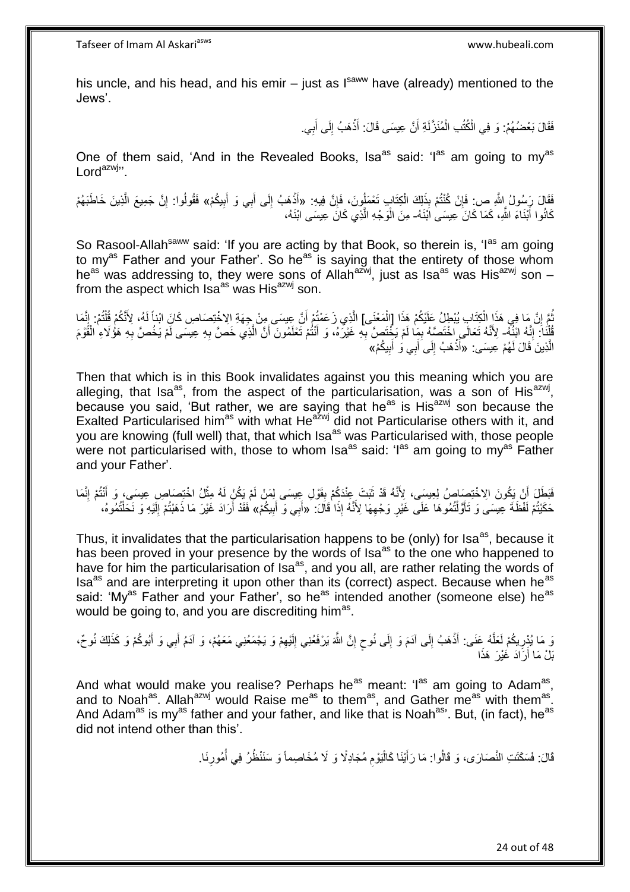his uncle, and his head, and his emir – just as I[saww] have (already) mentioned to the Jews'.

فَقَالَ بَعْضُهُمْ: وَ فِي الْكُتُبِ الْمُنَزَّلَةِ أَنَّ عِيسَى قَالَ: أَذْهَبُ إِلَى أَبِي.

One of them said, 'And in the Revealed Books, Isa[as] said: 'I[as] am going to my[as] Lord[azwj]''.

فَقَالَ رَسُولُ اللَّهِ ص: فَإِنْ كُنْتُمْ بِذَلِكَ الْكِتَابِ تَعْمَلُونَ، فَإِنَّ فِيهِ: «أَذْهَبُ إِلَى أَبِي وَ أَبِيكُمْ» فَقُولُوا: إِنَّ جَمِيعَ الَّذِينَ خَاطَبَهُمْ كَانُوا أَبْنَاءَ اللَّهِ، كَمَا كَانَ عِيسَى ابْنَهُ- مِنَ الْوَجْهِ الَّذِي كَانَ عِيسَى ابْنَهُ،

So Rasool-Allah[saww] said: 'If you are acting by that Book, so therein is, 'I[as] am going to my[as] Father and your Father'. So he[as] is saying that the entirety of those whom he[as] was addressing to, they were sons of Allah[azwj], just as Isa[as] was His[azwj] son – from the aspect which Isa[as] was His[azwj] son.

ثُمَّ إِنَّ مَا فِي هَذَا الْكِتَابِ يُبْطِلُ عَلَيْكُمْ هَذَا [الْمَعْنَى] الَّذِي زَعَمْتُمْ أَنَّ عِيسَى مِنْ جِهَةِ الِاخْتِصَاصِ كَانَ ابْناً لَهُ، لِأَنَّكُمْ قُلْتُمْ: إِنَّمَا قُلْنَا: إِنَّهُ ابْنُهُ- لِأَنَّهُ تَعَالَى اخْتَصَّهُ بِمَا لَمْ يَخْتَصَّ بِهِ غَيْرَهُ، وَ أَنْتُمْ تَعْلَمُونَ أَنَّ الَّذِي خَصَّ بِهِ عِيسَى لَمْ يَخُصَّ بِهِ هَؤُلَاءِ الْقَوْمَ الَّذِينَ قَالَ لَهُمْ عِيسَى: «أَذْهَبُ إِلَى أَبِي وَ أَبِيكُمْ»

Then that which is in this Book invalidates against you this meaning which you are alleging, that Isa[as], from the aspect of the particularisation, was a son of His[azwj], because you said, 'But rather, we are saying that he[as] is His[azwj] son because the Exalted Particularised him[as] with what He[azwj] did not Particularise others with it, and you are knowing (full well) that, that which Isa[as] was Particularised with, those people were not particularised with, those to whom Isa[as] said: 'I[as] am going to my[as] Father and your Father'.

فَبَطَلَ أَنْ يَكُونَ الِاخْتِصَاصُ لِعِيسَى، لِأَنَّهُ قَدْ ثَبَتَ عِنْدَكُمْ بِقَوْلِ عِيسَى لِمَنْ لَمْ يَكُنْ لَهُ مِثْلُ اخْتِصَاصِ عِيسَى، وَ أَنْتُمْ إِنَّمَا حَكَيْتُمْ لَفْظَةَ عِيسَى وَ تَأَوَّلْتُمُوهَا عَلَى غَيْرِ وَجْهِهَا لِأَنَّهُ إِذَا قَالَ: «أَبِي وَ أَبِيكُمْ» فَقَدْ أَرَادَ غَيْرَ مَا ذَهَبْتُمْ إِلَيْهِ وَ نَحَلْتُمُوهُ،

Thus, it invalidates that the particularisation happens to be (only) for Isa[as], because it has been proved in your presence by the words of Isa[as] to the one who happened to have for him the particularisation of Isa[as], and you all, are rather relating the words of Isa[as] and are interpreting it upon other than its (correct) aspect. Because when he[as] said: 'My[as] Father and your Father', so he[as] intended another (someone else) he[as] would be going to, and you are discrediting him[as].

وَ مَا يُدْرِيكُمْ لَعَلَّهُ عَنَى: أَذْهَبُ إِلَى آدَمَ وَ إِلَى نُوحٍ إِنَّ اللَّهَ يَرْفَعُنِي إِلَيْهِمْ وَ يَجْمَعُنِي مَعَهُمْ، وَ آدَمُ أَبِي وَ أَبُوكُمْ وَ كَذَلِكَ نُوحٌ، بَلْ مَا أَرَادَ غَيْرَ هَذَا

And what would make you realise? Perhaps he[as] meant: 'I[as] am going to Adam[as], and to Noah[as]. Allah[azwj] would Raise me[as] to them[as], and Gather me[as] with them[as]. And Adam[as] is my[as] father and your father, and like that is Noah[as]'. But, (in fact), he[as] did not intend other than this'.

قَالَ: فَسَكَتَتِ النَّصَارَى، وَ قَالُوا: مَا رَأَيْنَا كَالْيَوْمِ مُجَادِلًا وَ لَا مُخَاصِماً وَ سَنَنْظُرُ فِي أُمُورِنَا.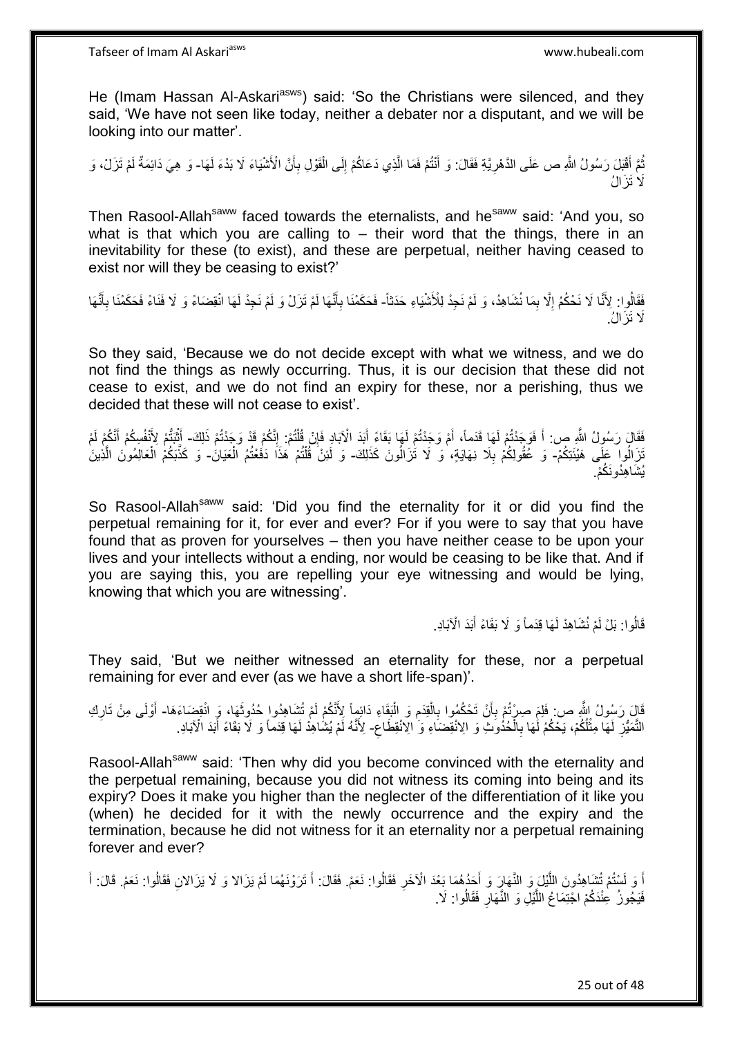He (Imam Hassan Al-Askari[asws]) said: 'So the Christians were silenced, and they said, 'We have not seen like today, neither a debater nor a disputant, and we will be looking into our matter'.

ثُمَّ أَقْبَلَ رَسُولُ اللَّهِ ص عَلَى الدَّهْرِيَّةِ فَقَالَ: وَ أَنْتُمْ فَمَا الَّذِي دَعَاكُمْ إِلَى الْقَوْلِ بِأَنَّ الْأَشْيَاءَ لَا بَدْءَ لَهَا- وَ هِيَ دَائِمَةٌ لَمْ تَزَلْ، وَ لَا تَزَالُ

Then Rasool-Allah[saww] faced towards the eternalists, and he[saww] said: 'And you, so what is that which you are calling to – their word that the things, there in an inevitability for these (to exist), and these are perpetual, neither having ceased to exist nor will they be ceasing to exist?'

فَقَالُوا: لِأَنَّا لَا نَحْكُمُ إِلَّا بِمَا نُشَاهِدُ، وَ لَمْ نَجِدْ لِلْأَشْيَاءِ حَدَثاً- فَحَكَمْنَا بِأَنَّهَا لَمْ تَزَلْ وَ لَمْ نَجِدْ لَهَا انْقِضَاءً وَ لَا فَنَاءً فَحَكَمْنَا بِأَنَّهَا لَا تَزَالُ.

So they said, 'Because we do not decide except with what we witness, and we do not find the things as newly occurring. Thus, it is our decision that these did not cease to exist, and we do not find an expiry for these, nor a perishing, thus we decided that these will not cease to exist'.

فَقَالَ رَسُولُ اللَّهِ ص: أَ فَوَجَدْتُمْ لَهَا قِدَماً، أَمْ وَجَدْتُمْ لَهَا بَقَاءً أَبَدَ الْآبَادِ فَإِنْ قُلْتُمْ: إِنَّكُمْ قَدْ وَجَدْتُمْ ذَلِكَ- أَثْبَتُّمْ لِأَنْفُسِكُمْ أَنَّكُمْ لَمْ تَزَالُوا عَلَى هَيْئَتِكُمْ- وَ عُقُولِكُمْ بِلَا نِهَايَةٍ، وَ لَا تَزَالُونَ كَذَلِكَ- وَ لَئِنْ قُلْتُمْ هَذَا دَفَعْتُمُ الْعِيَانَ- وَ كَذَّبَكُمُ الْعَالِمُونَ الَّذِينَ يُشَاهِدُونَكُمْ.

So Rasool-Allah[saww] said: 'Did you find the eternity for it or did you find the perpetual remaining for it, for ever and ever? For if you were to say that you have found that as proven for yourselves – then you have neither cease to be upon your lives and your intellects without a ending, nor would be ceasing to be like that. And if you are saying this, you are repelling your eye witnessing and would be lying, knowing that which you are witnessing'.

قَالُوا: بَلْ لَمْ نُشَاهِدْ لَهَا قِدَماً وَ لَا بَقَاءً أَبَدَ الْآبَادِ.

They said, 'But we neither witnessed an eternity for these, nor a perpetual remaining for ever and ever (as we have a short life-span)'.

قَالَ رَسُولُ اللَّهِ ص: فَلِمَ صِرْتُمْ بِأَنْ تَحْكُمُوا بِالْقِدَمِ وَ الْبَقَاءِ دَائِماً لِأَنَّكُمْ لَمْ تُشَاهِدُوا حُدُوثَهَا، وَ انْقِضَاءَهَا- أَوْلَى مِنْ تَارِكِ التَّمَيُّزِ لَهَا مِثْلُكُمْ، يَحْكُمُ لَهَا بِالْحُدُوثِ وَ الِانْقِضَاءِ وَ الِانْقِطَاعِ- لِأَنَّهُ لَمْ يُشَاهِدْ لَهَا قِدَماً وَ لَا بَقَاءً أَبَدَ الْآبَادِ.

Rasool-Allah[saww] said: 'Then why did you become convinced with the eternality and the perpetual remaining, because you did not witness its coming into being and its expiry? Does it make you higher than the neglecter of the differentiation of it like you (when) he decided for it with the newly occurrence and the expiry and the termination, because he did not witness for it an eternality nor a perpetual remaining forever and ever?

أَ وَ لَسْتُمْ تُشَاهِدُونَ اللَّيْلَ وَ النَّهَارَ وَ أَحَدُهُمَا بَعْدَ الْآخَرِ فَقَالُوا: نَعَمْ. فَقَالَ: أَ تَرَوْنَهُمَا لَمْ يَزَالا وَ لَا يَزَالانِ فَقَالُوا: نَعَمْ. قَالَ: أَ فَيَجُوزُ عِنْدَكُمُ اجْتِمَاعُ اللَّيْلِ وَ النَّهَارِ فَقَالُوا: لَا.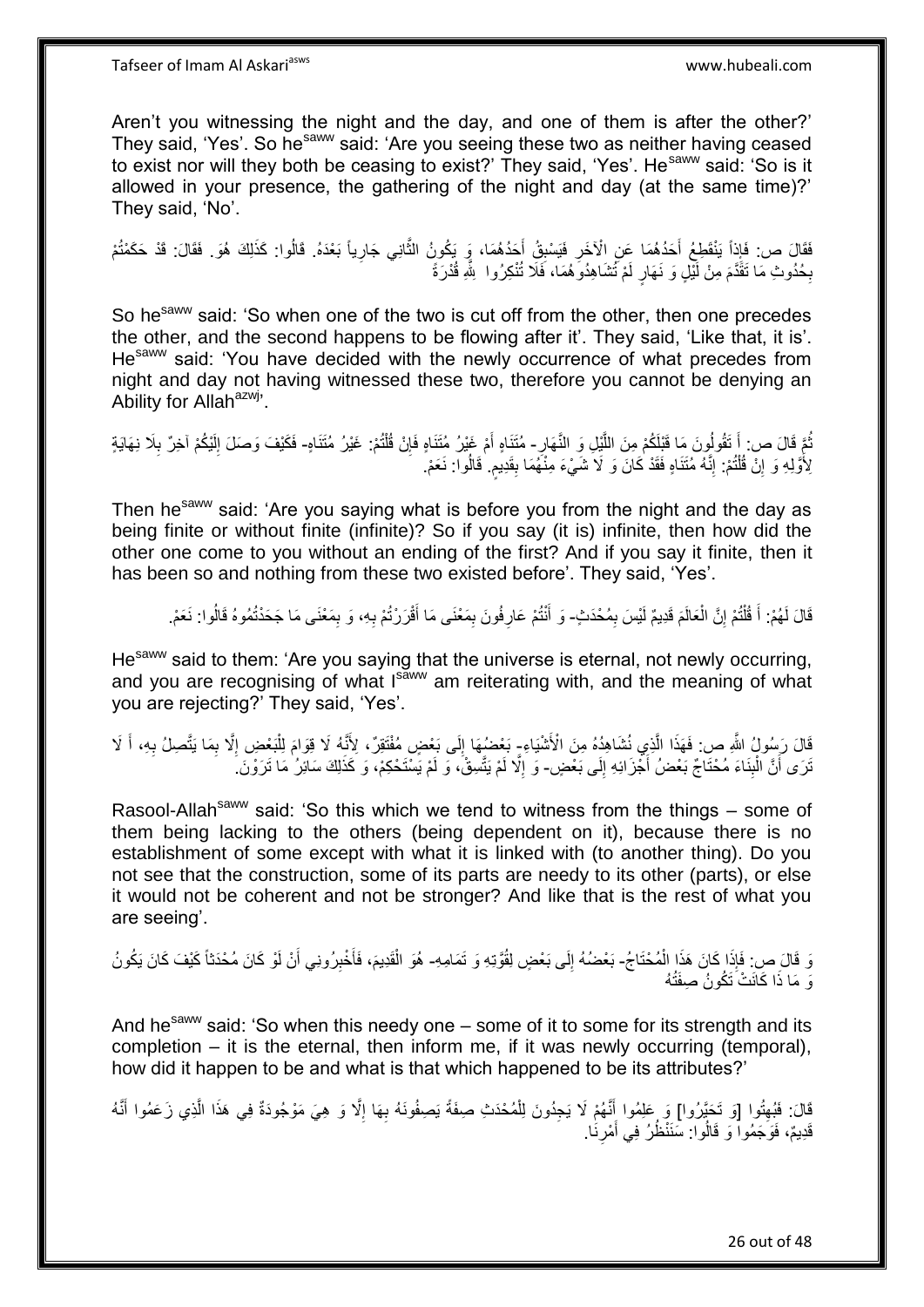Aren't you witnessing the night and the day, and one of them is after the other?' They said, 'Yes'. So he[saww] said: 'Are you seeing these two as neither having ceased to exist nor will they both be ceasing to exist?' They said, 'Yes'. He[saww] said: 'So is it allowed in your presence, the gathering of the night and day (at the same time)?' They said, 'No'.

فَقَالَ ص: فَإِذاً يَنْقَطِعُ أَحَدُهُمَا عَنِ الْآخَرِ فَيَسْبِقُ أَحَدُهُمَا، وَ يَكُونُ الثَّانِي جَارِياً بَعْدَهُ. قَالُوا: كَذَلِكَ هُوَ. فَقَالَ: قَدْ حَكَمْتُمْ بِحُدُوثِ مَا تَقَدَّمَ مِنْ لَيْلٍ وَ نَهَارٍ لَمْ تُشَاهِدُوهُمَا، فَلَا تُنْكِرُوا لِلَّهِ قُدْرَةً

So he[saww] said: 'So when one of the two is cut off from the other, then one precedes the other, and the second happens to be flowing after it'. They said, 'Like that, it is'. He[saww] said: 'You have decided with the newly occurrence of what precedes from night and day not having witnessed these two, therefore you cannot be denying an Ability for Allah[azwj]'.

ثُمَّ قَالَ ص: أَ تَقُولُونَ مَا قَبْلَكُمْ مِنَ اللَّيْلِ وَ النَّهَارِ- مُتَنَاهٍ أَمْ غَيْرُ مُتَنَاهٍ فَإِنْ قُلْتُمْ: غَيْرُ مُتَنَاهٍ- فَكَيْفَ وَصَلَ إِلَيْكُمْ آخِرٌ بِلَا نِهَايَةٍ لِأَوَّلِهِ وَ إِنْ قُلْتُمْ: إِنَّهُ مُتَنَاهٍ فَقَدْ كَانَ وَ لَا شَيْءَ مِنْهُمَا بِقَدِيمٍ. قَالُوا: نَعَمْ.

Then he[saww] said: 'Are you saying what is before you from the night and the day as being finite or without finite (infinite)? So if you say (it is) infinite, then how did the other one come to you without an ending of the first? And if you say it finite, then it has been so and nothing from these two existed before'. They said, 'Yes'.

قَالَ لَهُمْ: أَ قُلْتُمْ إِنَّ الْعَالَمَ قَدِيمٌ لَيْسَ بِمُحْدَثٍ- وَ أَنْتُمْ عَارِفُونَ بِمَعْنَى مَا أَقْرَرْتُمْ بِهِ، وَ بِمَعْنَى مَا جَحَدْتُمُوهُ قَالُوا: نَعَمْ.

He[saww] said to them: 'Are you saying that the universe is eternal, not newly occurring, and you are recognising of what I[saww] am reiterating with, and the meaning of what you are rejecting?' They said, 'Yes'.

قَالَ رَسُولُ اللَّهِ ص: فَهَذَا الَّذِي نُشَاهِدُهُ مِنَ الْأَشْيَاءِ- بَعْضُهَا إِلَى بَعْضٍ مُفْتَقِرٌ، لِأَنَّهُ لَا قِوَامَ لِلْبَعْضِ إِلَّا بِمَا يَتَّصِلُ بِهِ، أَ لَا تَرَى أَنَّ الْبِنَاءَ مُحْتَاجٌ بَعْضُ أَجْزَائِهِ إِلَى بَعْضٍ- وَ إِلَّا لَمْ يَتَّسِقْ، وَ لَمْ يَسْتَحْكِمْ، وَ كَذَلِكَ سَائِرُ مَا تَرَوْنَ.

Rasool-Allah[saww] said: 'So this which we tend to witness from the things – some of them being lacking to the others (being dependent on it), because there is no establishment of some except with what it is linked with (to another thing). Do you not see that the construction, some of its parts are needy to its other (parts), or else it would not be coherent and not be stronger? And like that is the rest of what you are seeing'.

وَ قَالَ ص: فَإِذَا كَانَ هَذَا الْمُحْتَاجُ- بَعْضُهُ إِلَى بَعْضٍ لِقُوَّتِهِ وَ تَمَامِهِ- هُوَ الْقَدِيمَ، فَأَخْبِرُونِي أَنْ لَوْ كَانَ مُحْدَثاً كَيْفَ كَانَ يَكُونُ وَ مَا ذَا كَانَتْ تَكُونُ صِفَتُهُ

And he[saww] said: 'So when this needy one – some of it to some for its strength and its completion – it is the eternal, then inform me, if it was newly occurring (temporal), how did it happen to be and what is that which happened to be its attributes?'

قَالَ: فَبُهِتُوا [وَ تَحَيَّرُوا] وَ عَلِمُوا أَنَّهُمْ لَا يَجِدُونَ لِلْمُحْدَثِ صِفَةً يَصِفُونَهُ بِهَا إِلَّا وَ هِيَ مَوْجُودَةٌ فِي هَذَا الَّذِي زَعَمُوا أَنَّهُ قَدِيمٌ، فَوَجَمُوا وَ قَالُوا: سَنَنْظُرُ فِي أَمْرِنَا.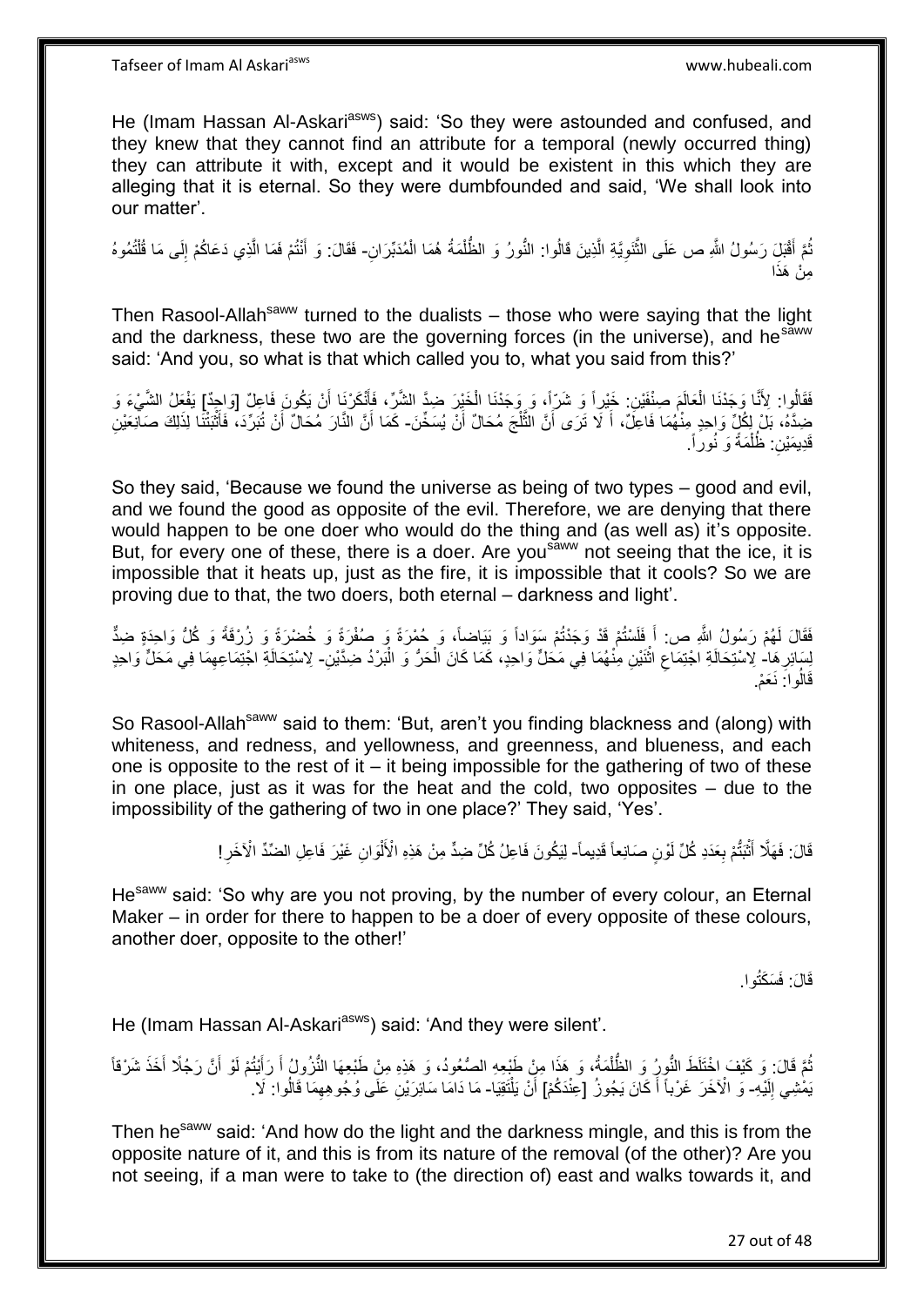He (Imam Hassan Al-Askari[asws]) said: 'So they were astounded and confused, and they knew that they cannot find an attribute for a temporal (newly occurred thing) they can attribute it with, except and it would be existent in this which they are alleging that it is eternal. So they were dumbfounded and said, 'We shall look into our matter'.

ثُمَّ أَقْبَلَ رَسُولُ اللَّهِ ص عَلَى الثَّنَوِيَّةِ الَّذِينَ قَالُوا: النُّورُ وَ الظُّلْمَةُ هُمَا الْمُدَبِّرَانِ- فَقَالَ: وَ أَنْتُمْ فَمَا الَّذِي دَعَاكُمْ إِلَى مَا قُلْتُمُوهُ مِنْ هَذَا

Then Rasool-Allah[saww] turned to the dualists – those who were saying that the light and the darkness, these two are the governing forces (in the universe), and he[saww] said: 'And you, so what is that which called you to, what you said from this?'

فَقَالُوا: لِأَنَّا وَجَدْنَا الْعَالَمَ صِنْفَيْنِ: خَيْراً وَ شَرّاً، وَ وَجَدْنَا الْخَيْرَ ضِدَّ الشَّرِّ، فَأَنْكَرْنَا أَنْ يَكُونَ فَاعِلٌ [وَاحِدٌ] يَفْعَلُ الشَّيْءَ وَ ضِدَّهُ، بَلْ لِكُلٍّ وَاحِدٍ مِنْهُمَا فَاعِلٌ، أَ لَا تَرَى أَنَّ الثَّلْجَ مُحَالٌ أَنْ يُسَخِّنَ- كَمَا أَنَّ النَّارَ مُحَالٌ أَنْ تُبَرِّدَ، فَأَثْبَتْنَا لِذَلِكَ صَانِعَيْنِ قَدِيمَيْنِ: ظُلْمَةً وَ نُوراً.

So they said, 'Because we found the universe as being of two types – good and evil, and we found the good as opposite of the evil. Therefore, we are denying that there would happen to be one doer who would do the thing and (as well as) it's opposite. But, for every one of these, there is a doer. Are you[saww] not seeing that the ice, it is impossible that it heats up, just as the fire, it is impossible that it cools? So we are proving due to that, the two doers, both eternal – darkness and light'.

فَقَالَ لَهُمْ رَسُولُ اللَّهِ ص: أَ فَلَسْتُمْ قَدْ وَجَدْتُمْ سَوَاداً وَ بَيَاضاً، وَ حُمْرَةً وَ صُفْرَةً وَ خُضْرَةً وَ زُرْقَةً وَ كُلُّ وَاحِدَةٍ ضِدٌّ لِسَائِرِهَا- لِاسْتِحَالَةِ اجْتِمَاعِ اثْنَيْنِ مِنْهُمَا فِي مَحَلٍّ وَاحِدٍ، كَمَا كَانَ الْحَرُّ وَ الْبَرْدُ ضِدَّيْنِ- لِاسْتِحَالَةِ اجْتِمَاعِهِمَا فِي مَحَلٍّ وَاحِدٍ قَالُوا: نَعَمْ.

So Rasool-Allah[saww] said to them: 'But, aren't you finding blackness and (along) with whiteness, and redness, and yellowness, and greenness, and blueness, and each one is opposite to the rest of it – it being impossible for the gathering of two of these in one place, just as it was for the heat and the cold, two opposites – due to the impossibility of the gathering of two in one place?' They said, 'Yes'.

قَالَ: فَهَلَّا أَثْبَتُّمْ بِعَدَدِ كُلِّ لَوْنٍ صَانِعاً قَدِيماً- لِيَكُونَ فَاعِلُ كُلِّ ضِدٍّ مِنْ هَذِهِ الْأَلْوَانِ غَيْرَ فَاعِلِ الضِّدِّ الْآخَرِ!

He[saww] said: 'So why are you not proving, by the number of every colour, an Eternal Maker – in order for there to happen to be a doer of every opposite of these colours, another doer, opposite to the other!'

قَالَ: فَسَكَتُوا.

He (Imam Hassan Al-Askari[asws]) said: 'And they were silent'.

ثُمَّ قَالَ: وَ كَيْفَ اخْتَلَطَ النُّورُ وَ الظُّلْمَةُ، وَ هَذَا مِنْ طَبْعِهِ الصُّعُودُ، وَ هَذِهِ مِنْ طَبْعِهَا النُّزُولُ أَ رَأَيْتُمْ لَوْ أَنَّ رَجُلًا أَخَذَ شَرْقاً يَمْشِي إِلَيْهِ- وَ الْآخَرَ غَرْباً أَ كَانَ يَجُوزُ [عِنْدَكُمْ] أَنْ يَلْتَقِيَا- مَا دَامَا سَائِرَيْنِ عَلَى وُجُوهِهِمَا قَالُوا: لَا.

Then he[saww] said: 'And how do the light and the darkness mingle, and this is from the opposite nature of it, and this is from its nature of the removal (of the other)? Are you not seeing, if a man were to take to (the direction of) east and walks towards it, and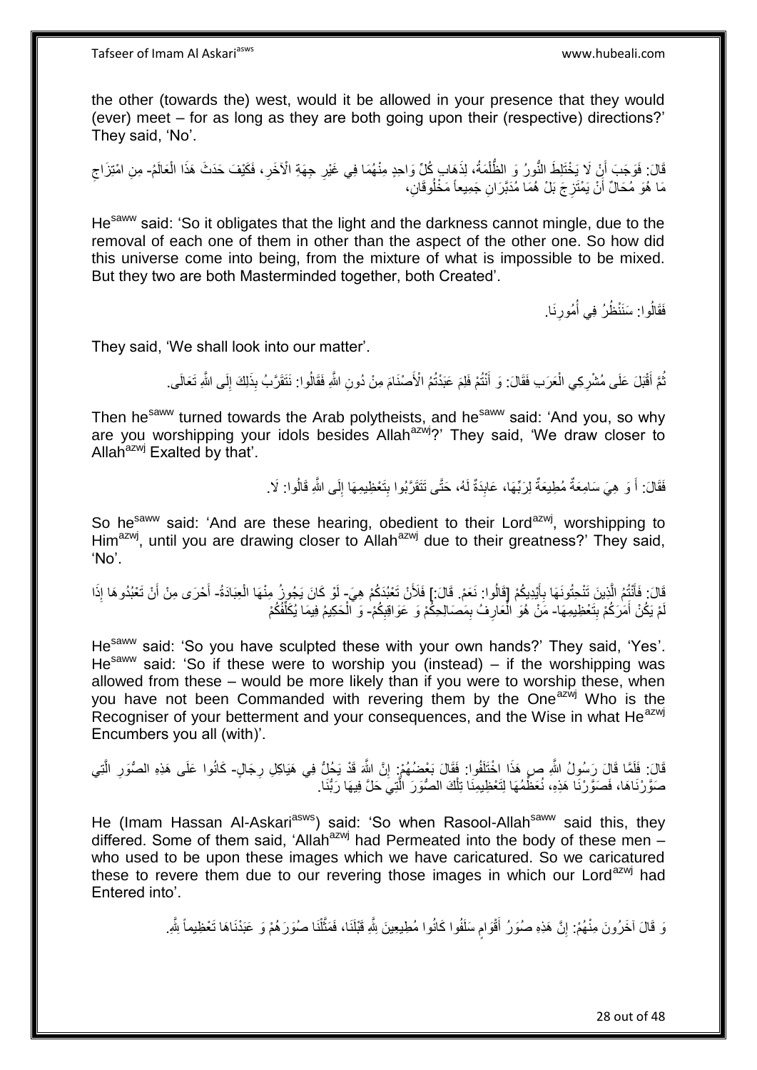the other (towards the) west, would it be allowed in your presence that they would (ever) meet – for as long as they are both going upon their (respective) directions?' They said, 'No'.

قَالَ: فَوَجَبَ أَنْ لَا يَخْتَلِطَ النُّورُ وَ الظُّلْمَةُ، لِذَهَابِ كُلِّ وَاحِدٍ مِنْهُمَا فِي غَيْرِ جِهَةِ الْآخَرِ، فَكَيْفَ حَدَثَ هَذَا الْعَالَمُ- مِنِ امْتِزَاجِ مَا هُوَ مُحَالٌ أَنْ يَمْتَزِجَ بَلْ هُمَا مُدَبَّرَانِ جَمِيعاً مَخْلُوقَانِ،

He[saww] said: 'So it obligates that the light and the darkness cannot mingle, due to the removal of each one of them in other than the aspect of the other one. So how did this universe come into being, from the mixture of what is impossible to be mixed. But they two are both Masterminded together, both Created'.

فَقَالُوا: سَنَنْظُرُ فِي أُمُورِنَا.

They said, 'We shall look into our matter'.

ثُمَّ أَقْبَلَ عَلَى مُشْرِكِي الْعَرَبِ فَقَالَ: وَ أَنْتُمْ فَلِمَ عَبَدْتُمُ الْأَصْنَامَ مِنْ دُونِ اللَّهِ فَقَالُوا: نَتَقَرَّبُ بِذَلِكَ إِلَى اللَّهِ تَعَالَى.

Then he[saww] turned towards the Arab polytheists, and he[saww] said: 'And you, so why are you worshipping your idols besides Allah[azwj]?' They said, 'We draw closer to Allah[azwj] Exalted by that'.

فَقَالَ: أَ وَ هِيَ سَامِعَةٌ مُطِيعَةٌ لِرَبِّهَا، عَابِدَةٌ لَهُ، حَتَّى تَتَقَرَّبُوا بِتَعْظِيمِهَا إِلَى اللَّهِ قَالُوا: لَا.

So he[saww] said: 'And are these hearing, obedient to their Lord[azwj], worshipping to Him[azwj], until you are drawing closer to Allah[azwj] due to their greatness?' They said, 'No'.

قَالَ: فَأَنْتُمُ الَّذِينَ تَنْحِتُونَهَا بِأَيْدِيكُمْ [قَالُوا: نَعَمْ. قَالَ:] فَلَأَنْ تَعْبُدَكُمْ هِيَ- لَوْ كَانَ يَجُوزُ مِنْهَا الْعِبَادَةُ- أَحْرَى مِنْ أَنْ تَعْبُدُوهَا إِذَا لَمْ يَكُنْ أَمَرَكُمْ بِتَعْظِيمِهَا- مَنْ هُوَ الْعَارِفُ بِمَصَالِحِكُمْ وَ عَوَاقِبِكُمْ- وَ الْحَكِيمُ فِيمَا يُكَلِّفُكُمْ

He[saww] said: 'So you have sculpted these with your own hands?' They said, 'Yes'. He[saww] said: 'So if these were to worship you (instead) – if the worshipping was allowed from these – would be more likely than if you were to worship these, when you have not been Commanded with revering them by the One[azwj] Who is the Recogniser of your betterment and your consequences, and the Wise in what He[azwj] Encumbers you all (with)'.

قَالَ: فَلَمَّا قَالَ رَسُولُ اللَّهِ ص هَذَا اخْتَلَفُوا: فَقَالَ بَعْضُهُمْ: إِنَّ اللَّهَ قَدْ يَحُلُّ فِي هَيَاكِلِ رِجَالٍ- كَانُوا عَلَى هَذِهِ الصُّوَرِ الَّتِي صَوَّرْنَاهَا، فَصَوَّرْنَا هَذِهِ، نُعَظِّمُهَا لِتَعْظِيمِنَا تِلْكَ الصُّوَرَ الَّتِي حَلَّ فِيهَا رَبُّنَا.

He (Imam Hassan Al-Askari[asws]) said: 'So when Rasool-Allah[saww] said this, they differed. Some of them said, 'Allah[azwj] had Permeated into the body of these men – who used to be upon these images which we have caricatured. So we caricatured these to revere them due to our revering those images in which our Lord[azwj] had Entered into'.

وَ قَالَ آخَرُونَ مِنْهُمْ: إِنَّ هَذِهِ صُوَرُ أَقْوَامٍ سَلَفُوا كَانُوا مُطِيعِينَ لِلَّهِ قَبْلَنَا، فَمَثَّلْنَا صُوَرَهُمْ وَ عَبَدْنَاهَا تَعْظِيماً لِلَّهِ.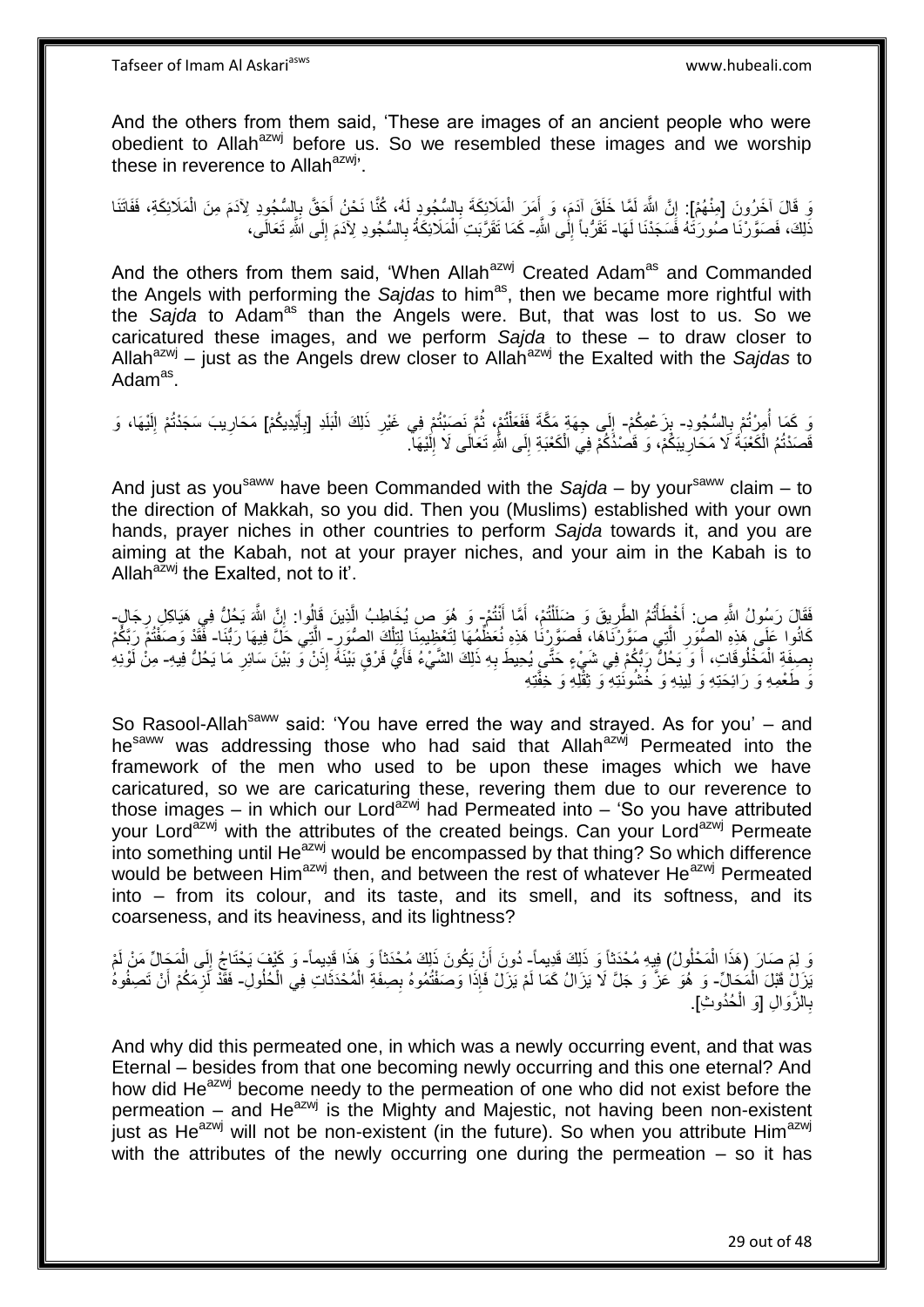And the others from them said, 'These are images of an ancient people who were obedient to Allah[azwj] before us. So we resembled these images and we worship these in reverence to Allah[azwj]'.

وَ قَالَ آخَرُونَ [مِنْهُمْ]: إِنَّ اللَّهَ لَمَّا خَلَقَ آدَمَ، وَ أَمَرَ الْمَلَائِكَةَ بِالسُّجُودِ لَهُ، كُنَّا نَحْنُ أَحَقَّ بِالسُّجُودِ لِآدَمَ مِنَ الْمَلَائِكَةِ، فَفَاتَنَا ذَلِكَ، فَصَوَّرْنَا صُورَتَهُ فَسَجَدْنَا لَهَا- تَقَرُّباً إِلَى اللَّهِ- كَمَا تَقَرَّبَتِ الْمَلَائِكَةُ بِالسُّجُودِ لِآدَمَ إِلَى اللَّهِ تَعَالَى،

And the others from them said, 'When Allah[azwj] Created Adam[as] and Commanded the Angels with performing the *Sajdas* to him[as], then we became more rightful with the *Sajda* to Adam[as] than the Angels were. But, that was lost to us. So we caricatured these images, and we perform *Sajda* to these – to draw closer to Allah[azwj] – just as the Angels drew closer to Allah[azwj] the Exalted with the *Sajdas* to Adam[as].

وَ كَمَا أُمِرْتُمْ بِالسُّجُودِ- بِزَعْمِكُمْ- إِلَى جِهَةِ مَكَّةَ فَفَعَلْتُمْ، ثُمَّ نَصَبْتُمْ فِي غَيْرِ ذَلِكَ الْبَلَدِ [بِأَيْدِيكُمْ] مَحَارِيبَ سَجَدْتُمْ إِلَيْهَا، وَ قَصَدْتُمُ الْكَعْبَةَ لَا مَحَارِيبَكُمْ، وَ قَصْدُكُمْ فِي الْكَعْبَةِ إِلَى اللَّهِ تَعَالَى لَا إِلَيْهَا.

And just as you[saww] have been Commanded with the *Sajda* – by your[saww] claim – to the direction of Makkah, so you did. Then you (Muslims) established with your own hands, prayer niches in other countries to perform *Sajda* towards it, and you are aiming at the Kabah, not at your prayer niches, and your aim in the Kabah is to Allah[azwj] the Exalted, not to it'.

فَقَالَ رَسُولُ اللَّهِ ص: أَخْطَأْتُمُ الطَّرِيقَ وَ ضَلَلْتُمْ، أَمَّا أَنْتُمْ- وَ هُوَ ص يُخَاطِبُ الَّذِينَ قَالُوا: إِنَّ اللَّهَ يَحُلُّ فِي هَيَاكِلِ رِجَالٍ- كَانُوا عَلَى هَذِهِ الصُّوَرِ الَّتِي صَوَّرْنَاهَا، فَصَوَّرْنَا هَذِهِ نُعَظِّمُهَا لِتَعْظِيمِنَا لِتِلْكَ الصُّوَرِ- الَّتِي حَلَّ فِيهَا رَبُّنَا- فَقَدْ وَصَفْتُمْ رَبَّكُمْ بِصِفَةِ الْمَخْلُوقَاتِ، أَ وَ يَحُلُّ رَبُّكُمْ فِي شَيْءٍ حَتَّى يُحِيطَ بِهِ ذَلِكَ الشَّيْءُ فَأَيُّ فَرْقٍ بَيْنَهُ إِذَنْ وَ بَيْنَ سَائِرِ مَا يَحُلُّ فِيهِ- مِنْ لَوْنِهِ وَ طَعْمِهِ وَ رَائِحَتِهِ وَ لِينِهِ وَ خُشُونَتِهِ وَ ثِقْلِهِ وَ خِفَّتِهِ

So Rasool-Allah[saww] said: 'You have erred the way and strayed. As for you' – and he[saww] was addressing those who had said that Allah[azwj] Permeated into the framework of the men who used to be upon these images which we have caricatured, so we are caricaturing these, revering them due to our reverence to those images – in which our Lord[azwj] had Permeated into – 'So you have attributed your Lord[azwj] with the attributes of the created beings. Can your Lord[azwj] Permeate into something until He[azwj] would be encompassed by that thing? So which difference would be between Him[azwj] then, and between the rest of whatever He[azwj] Permeated into – from its colour, and its taste, and its smell, and its softness, and its coarseness, and its heaviness, and its lightness?

وَ لِمَ صَارَ (هَذَا الْمَحْلُولُ) فِيهِ مُحْدَثاً وَ ذَلِكَ قَدِيماً- دُونَ أَنْ يَكُونَ ذَلِكَ مُحْدَثاً وَ هَذَا قَدِيماً- وَ كَيْفَ يَحْتَاجُ إِلَى الْمَحَالِّ مَنْ لَمْ يَزَلْ قَبْلَ الْمَحَالِّ- وَ هُوَ عَزَّ وَ جَلَّ لَا يَزَالُ كَمَا لَمْ يَزَلْ فَإِذَا وَصَفْتُمُوهُ بِصِفَةِ الْمُحْدَثَاتِ فِي الْحُلُولِ- فَقَدْ لَزِمَكُمْ أَنْ تَصِفُوهُ بِالزَّوَالِ [وَ الْحُدُوثِ].

And why did this permeated one, in which was a newly occurring event, and that was Eternal – besides from that one becoming newly occurring and this one eternal? And how did He[azwj] become needy to the permeation of one who did not exist before the permeation – and He[azwj] is the Mighty and Majestic, not having been non-existent just as He[azwj] will not be non-existent (in the future). So when you attribute Him[azwj] with the attributes of the newly occurring one during the permeation – so it has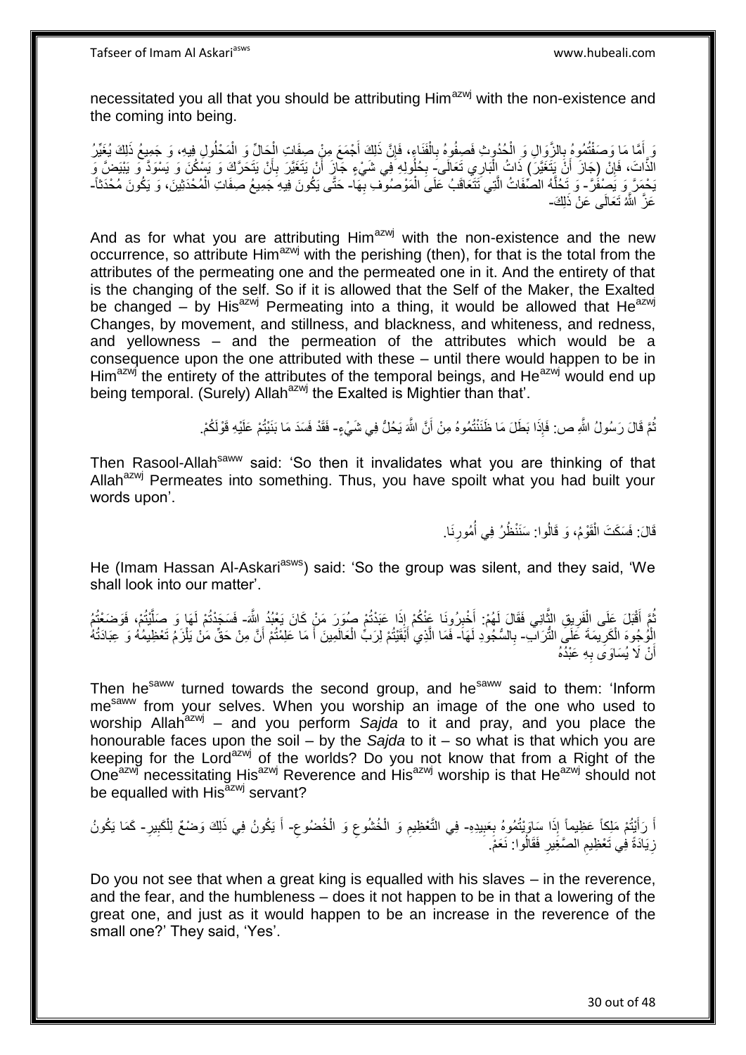necessitated you all that you should be attributing Him[azwj] with the non-existence and the coming into being.

وَ أَمَّا مَا وَصَفْتُمُوهُ بِالزَّوَالِ وَ الْحُدُوثِ فَصِفُوهُ بِالْفَنَاءِ، فَإِنَّ ذَلِكَ أَجْمَعَ مِنْ صِفَاتِ الْحَالِّ وَ الْمَحْلُولِ فِيهِ، وَ جَمِيعُ ذَلِكَ يُغَيِّرُ الذَّاتَ، فَإِنْ (جَازَ أَنْ يَتَغَيَّرَ) ذَاتُ الْبَارِي تَعَالَى- بِحُلُولِهِ فِي شَيْءٍ جَازَ أَنْ يَتَغَيَّرَ بِأَنْ يَتَحَرَّكَ وَ يَسْكُنَ وَ يَسْوَدَّ وَ يَبْيَضَّ وَ يَحْمَرَّ وَ يَصْفَرَّ- وَ تَحُلَّهُ الصِّفَاتُ الَّتِي تَتَعَاقَبُ عَلَى الْمَوْصُوفِ بِهَا- حَتَّى يَكُونَ فِيهِ جَمِيعُ صِفَاتِ الْمُحْدَثِينَ، وَ يَكُونَ مُحْدَثاً- عَزَّ اللَّهُ تَعَالَى عَنْ ذَلِكَ-

And as for what you are attributing Him[azwj] with the non-existence and the new occurrence, so attribute Him[azwj] with the perishing (then), for that is the total from the attributes of the permeating one and the permeated one in it. And the entirety of that is the changing of the self. So if it is allowed that the Self of the Maker, the Exalted be changed – by His[azwj] Permeating into a thing, it would be allowed that He[azwj] Changes, by movement, and stillness, and blackness, and whiteness, and redness, and yellowness – and the permeation of the attributes which would be a consequence upon the one attributed with these – until there would happen to be in Him[azwj] the entirety of the attributes of the temporal beings, and He[azwj] would end up being temporal. (Surely) Allah[azwj] the Exalted is Mightier than that'.

ثُمَّ قَالَ رَسُولُ اللَّهِ ص: فَإِذَا بَطَلَ مَا ظَنَنْتُمُوهُ مِنْ أَنَّ اللَّهَ يَحُلُّ فِي شَيْءٍ- فَقَدْ فَسَدَ مَا بَنَيْتُمْ عَلَيْهِ قَوْلَكُمْ.

Then Rasool-Allah[saww] said: 'So then it invalidates what you are thinking of that Allah[azwj] Permeates into something. Thus, you have spoilt what you had built your words upon'.

قَالَ: فَسَكَتَ الْقَوْمُ، وَ قَالُوا: سَنَنْظُرُ فِي أُمُورِنَا.

He (Imam Hassan Al-Askari[asws]) said: 'So the group was silent, and they said, 'We shall look into our matter'.

ثُمَّ أَقْبَلَ عَلَى الْفَرِيقِ الثَّانِي فَقَالَ لَهُمْ: أَخْبِرُونَا عَنْكُمْ إِذَا عَبَدْتُمْ صُوَرَ مَنْ كَانَ يَعْبُدُ اللَّهَ- فَسَجَدْتُمْ لَهَا وَ صَلَّيْتُمْ، فَوَضَعْتُمُ الْوُجُوهَ الْكَرِيمَةَ عَلَى التُّرَابِ- بِالسُّجُودِ لَهَا- فَمَا الَّذِي أَبْقَيْتُمْ لِرَبِّ الْعَالَمِينَ أَ مَا عَلِمْتُمْ أَنَّ مِنْ حَقِّ مَنْ يَلْزَمُ تَعْظِيمُهُ وَ عِبَادَتُهُ أَنْ لَا يُسَاوَى بِهِ عَبْدُهُ

Then he[saww] turned towards the second group, and he[saww] said to them: 'Inform me[saww] from your selves. When you worship an image of the one who used to worship Allah[azwj] – and you perform *Sajda* to it and pray, and you place the honourable faces upon the soil – by the *Sajda* to it – so what is that which you are keeping for the Lord[azwj] of the worlds? Do you not know that from a Right of the One[azwj] necessitating His[azwj] Reverence and His[azwj] worship is that He[azwj] should not be equalled with His[azwj] servant?

أَ رَأَيْتُمْ مَلِكاً عَظِيماً إِذَا سَاوَيْتُمُوهُ بِعَبِيدِهِ- فِي التَّعْظِيمِ وَ الْخُشُوعِ وَ الْخُضُوعِ- أَ يَكُونُ فِي ذَلِكَ وَضْعٌ لِلْكَبِيرِ- كَمَا يَكُونُ زِيَادَةً فِي تَعْظِيمِ الصَّغِيرِ فَقَالُوا: نَعَمْ.

Do you not see that when a great king is equalled with his slaves – in the reverence, and the fear, and the humbleness – does it not happen to be in that a lowering of the great one, and just as it would happen to be an increase in the reverence of the small one?' They said, 'Yes'.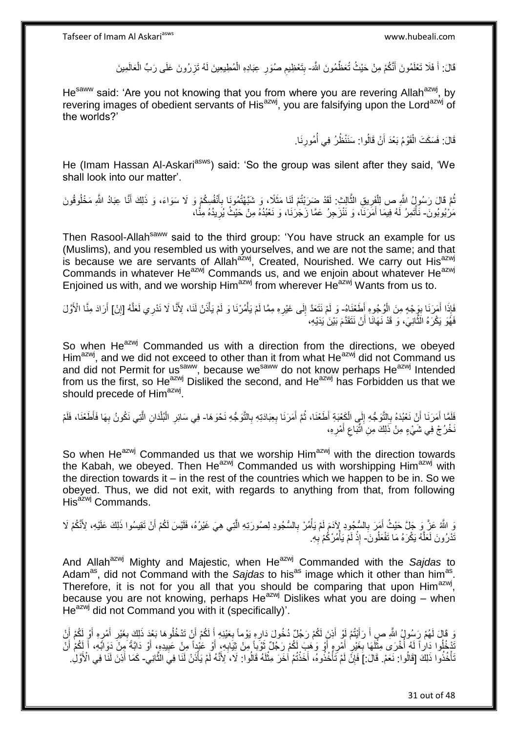قَالَ: أَ فَلَا تَعْلَمُونَ أَنَّكُمْ مِنْ حَيْثُ تُعَظِّمُونَ اللَّهَ- بِتَعْظِيمِ صُوَرِ عِبَادِهِ الْمُطِيعِينَ لَهُ تَزْرُونَ عَلَى رَبِّ الْعَالَمِينَ

He[saww] said: 'Are you not knowing that you from where you are revering Allah[azwj], by revering images of obedient servants of His[azwj], you are falsifying upon the Lord[azwj] of the worlds?'

قَالَ: فَسَكَتَ الْقَوْمُ بَعْدَ أَنْ قَالُوا: سَنَنْظُرُ فِي أُمُورِنَا.

He (Imam Hassan Al-Askari[asws]) said: 'So the group was silent after they said, 'We shall look into our matter'.

ثُمَّ قَالَ رَسُولُ اللَّهِ ص لِلْفَرِيقِ الثَّالِثِ: لَقَدْ ضَرَبْتُمْ لَنَا مَثَلًا، وَ شَبَّهْتُمُونَا بِأَنْفُسِكُمْ وَ لَا سَوَاءَ، وَ ذَلِكَ أَنَّا عِبَادُ اللَّهِ مَخْلُوقُونَ مَرْبُوبُونَ- نَأْتَمِرُ لَهُ فِيمَا أَمَرَنَا، وَ نَنْزَجِرُ عَمَّا زَجَرَنَا، وَ نَعْبُدُهُ مِنْ حَيْثُ يُرِيدُهُ مِنَّا،

Then Rasool-Allah[saww] said to the third group: 'You have struck an example for us (Muslims), and you resembled us with yourselves, and we are not the same; and that is because we are servants of Allah[azwj], Created, Nourished. We carry out His[azwj] Commands in whatever He[azwj] Commands us, and we enjoin about whatever He[azwj] Enjoined us with, and we worship Him[azwj] from wherever He[azwj] Wants from us to.

فَإِذَا أَمَرَنَا بِوَجْهٍ مِنَ الْوُجُوهِ أَطَعْنَاهُ- وَ لَمْ نَتَعَدَّ إِلَى غَيْرِهِ مِمَّا لَمْ يَأْمُرْنَا وَ لَمْ يَأْذَنْ لَنَا، لِأَنَّا لَا نَدْرِي لَعَلَّهُ [إِنْ] أَرَادَ مِنَّا الْأَوَّلَ فَهُوَ يَكْرَهُ الثَّانِيَ، وَ قَدْ نَهَانَا أَنْ نَتَقَدَّمَ بَيْنَ يَدَيْهِ،

So when He[azwj] Commanded us with a direction from the directions, we obeyed Him[azwj], and we did not exceed to other than it from what He[azwj] did not Command us and did not Permit for us[saww], because we[saww] do not know perhaps He[azwj] Intended from us the first, so He[azwj] Disliked the second, and He[azwj] has Forbidden us that we should precede of Him[azwj].

فَلَمَّا أَمَرَنَا أَنْ نَعْبُدَهُ بِالتَّوَجُّهِ إِلَى الْكَعْبَةِ أَطَعْنَا، ثُمَّ أَمَرَنَا بِعِبَادَتِهِ بِالتَّوَجُّهِ نَحْوَهَا- فِي سَائِرِ الْبُلْدَانِ الَّتِي نَكُونُ بِهَا فَأَطَعْنَا، فَلَمْ نَخْرُجْ فِي شَيْءٍ مِنْ ذَلِكَ مِنِ اتِّبَاعِ أَمْرِهِ،

So when He[azwj] Commanded us that we worship Him[azwj] with the direction towards the Kabah, we obeyed. Then He[azwj] Commanded us with worshipping Him[azwj] with the direction towards it – in the rest of the countries which we happen to be in. So we obeyed. Thus, we did not exit, with regards to anything from that, from following His[azwj] Commands.

وَ اللَّهُ عَزَّ وَ جَلَّ حَيْثُ أَمَرَ بِالسُّجُودِ لِآدَمَ لَمْ يَأْمُرْ بِالسُّجُودِ لِصُورَتِهِ الَّتِي هِيَ غَيْرُهُ، فَلَيْسَ لَكُمْ أَنْ تَقِيسُوا ذَلِكَ عَلَيْهِ، لِأَنَّكُمْ لَا تَدْرُونَ لَعَلَّهُ يَكْرَهُ مَا تَفْعَلُونَ- إِذْ لَمْ يَأْمُرْكُمْ بِهِ.

And Allah[azwj] Mighty and Majestic, when He[azwj] Commanded with the *Sajdas* to Adam[as], did not Command with the *Sajdas* to his[as] image which it other than him[as]. Therefore, it is not for you all that you should be comparing that upon Him[azwj], because you are not knowing, perhaps He[azwj] Dislikes what you are doing – when He[azwj] did not Command you with it (specifically)'.

وَ قَالَ لَهُمْ رَسُولُ اللَّهِ ص: أَ رَأَيْتُمْ لَوْ أَذِنَ لَكُمْ رَجُلٌ دُخُولَ دَارِهِ يَوْماً بِعَيْنِهِ أَ لَكُمْ أَنْ تَدْخُلُوهَا بَعْدَ ذَلِكَ بِغَيْرِ أَمْرِهِ أَوْ لَكُمْ أَنْ تَدْخُلُوا دَاراً لَهُ أُخْرَى مِثْلَهَا بِغَيْرِ أَمْرِهِ أَوْ وَهَبَ لَكُمْ رَجُلٌ ثَوْباً مِنْ ثِيَابِهِ، أَوْ عَبْداً مِنْ عَبِيدِهِ، أَوْ دَابَّةً مِنْ دَوَابِّهِ، أَ لَكُمْ أَنْ تَأْخُذُوا ذَلِكَ [قَالُوا: نَعَمْ. قَالَ:] فَإِنْ لَمْ تَأْخُذُوهُ، أَخَذْتُمْ آخَرَ مِثْلَهُ قَالُوا: لَا، لِأَنَّهُ لَمْ يَأْذَنْ لَنَا فِي الثَّانِي- كَمَا أَذِنَ لَنَا فِي الْأَوَّلِ.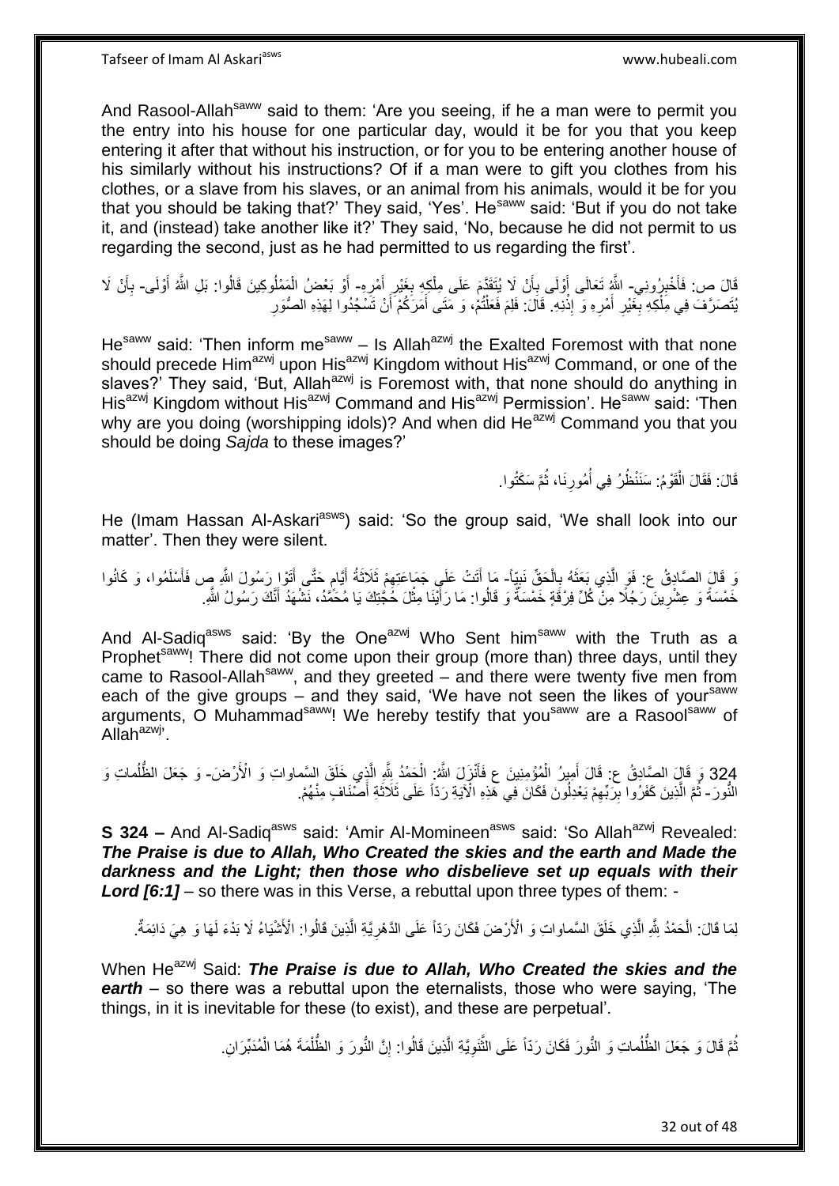And Rasool-Allah[saww] said to them: 'Are you seeing, if he a man were to permit you the entry into his house for one particular day, would it be for you that you keep entering it after that without his instruction, or for you to be entering another house of his similarly without his instructions? Of if a man were to gift you clothes from his clothes, or a slave from his slaves, or an animal from his animals, would it be for you that you should be taking that?' They said, 'Yes'. He[saww] said: 'But if you do not take it, and (instead) take another like it?' They said, 'No, because he did not permit to us regarding the second, just as he had permitted to us regarding the first'.

قَالَ ص: فَأَخْبِرُونِي- اللَّهُ تَعَالَى أَوْلَى بِأَنْ لَا يُتَقَدَّمَ عَلَى مِلْكِهِ بِغَيْرِ أَمْرِهِ- أَوْ بَعْضُ الْمَمْلُوكِينَ قَالُوا: بَلِ اللَّهُ أَوْلَى- بِأَنْ لَا يُتَصَرَّفَ فِي مِلْكِهِ بِغَيْرِ أَمْرِهِ وَ إِذْنِهِ. قَالَ: فَلِمَ فَعَلْتُمْ، وَ مَتَى أَمَرَكُمْ أَنْ تَسْجُدُوا لِهَذِهِ الصُّوَرِ

He[saww] said: 'Then inform me[saww] – Is Allah[azwj] the Exalted Foremost with that none should precede Him[azwj] upon His[azwj] Kingdom without His[azwj] Command, or one of the slaves?' They said, 'But, Allah[azwj] is Foremost with, that none should do anything in His[azwj] Kingdom without His[azwj] Command and His[azwj] Permission'. He[saww] said: 'Then why are you doing (worshipping idols)? And when did He[azwj] Command you that you should be doing *Sajda* to these images?'

قَالَ: فَقَالَ الْقَوْمُ: سَنَنْظُرُ فِي أُمُورِنَا، ثُمَّ سَكَتُوا.

He (Imam Hassan Al-Askari[asws]) said: 'So the group said, 'We shall look into our matter'. Then they were silent.

وَ قَالَ الصَّادِقُ ع: فَوَ الَّذِي بَعَثَهُ بِالْحَقِّ نَبِيّاً- مَا أَتَتْ عَلَى جَمَاعَتِهِمْ ثَلَاثَةُ أَيَّامٍ حَتَّى أَتَوْا رَسُولَ اللَّهِ ص فَأَسْلَمُوا، وَ كَانُوا خَمْسَةً وَ عِشْرِينَ رَجُلًا مِنْ كُلِّ فِرْقَةٍ خَمْسَةٌ وَ قَالُوا: مَا رَأَيْنَا مِثْلَ حُجَّتِكَ يَا مُحَمَّدُ، نَشْهَدُ أَنَّكَ رَسُولُ اللَّهِ.

And Al-Sadiq[asws] said: 'By the One[azwj] Who Sent him[saww] with the Truth as a Prophet[saww]! There did not come upon their group (more than) three days, until they came to Rasool-Allah[saww], and they greeted – and there were twenty five men from each of the give groups – and they said, 'We have not seen the likes of your[saww] arguments, O Muhammad[saww]! We hereby testify that you[saww] are a Rasool[saww] of Allah[azwj]'.

324 وَ قَالَ الصَّادِقُ ع: قَالَ أَمِيرُ الْمُؤْمِنِينَ ع فَأَنْزَلَ اللَّهُ: الْحَمْدُ لِلَّهِ الَّذِي خَلَقَ السَّماواتِ وَ الْأَرْضَ- وَ جَعَلَ الظُّلُماتِ وَ النُّورَ- ثُمَّ الَّذِينَ كَفَرُوا بِرَبِّهِمْ يَعْدِلُونَ فَكَانَ فِي هَذِهِ الْآيَةِ رَدّاً عَلَى ثَلَاثَةِ أَصْنَافٍ مِنْهُمْ.

**S 324 –** And Al-Sadiq[asws] said: 'Amir Al-Momineen[asws] said: 'So Allah[azwj] Revealed: ***The Praise is due to Allah, Who Created the skies and the earth and Made the darkness and the Light; then those who disbelieve set up equals with their Lord [6:1]*** – so there was in this Verse, a rebuttal upon three types of them: -

لِمَا قَالَ: الْحَمْدُ لِلَّهِ الَّذِي خَلَقَ السَّماواتِ وَ الْأَرْضَ فَكَانَ رَدّاً عَلَى الدَّهْرِيَّةِ الَّذِينَ قَالُوا: الْأَشْيَاءُ لَا بَدْءَ لَهَا وَ هِيَ دَائِمَةٌ.

When He[azwj] Said: ***The Praise is due to Allah, Who Created the skies and the earth*** – so there was a rebuttal upon the eternalists, those who were saying, 'The things, in it is inevitable for these (to exist), and these are perpetual'.

ثُمَّ قَالَ وَ جَعَلَ الظُّلُماتِ وَ النُّورَ فَكَانَ رَدّاً عَلَى الثَّنَوِيَّةِ الَّذِينَ قَالُوا: إِنَّ النُّورَ وَ الظُّلْمَةَ هُمَا الْمُدَبِّرَانِ.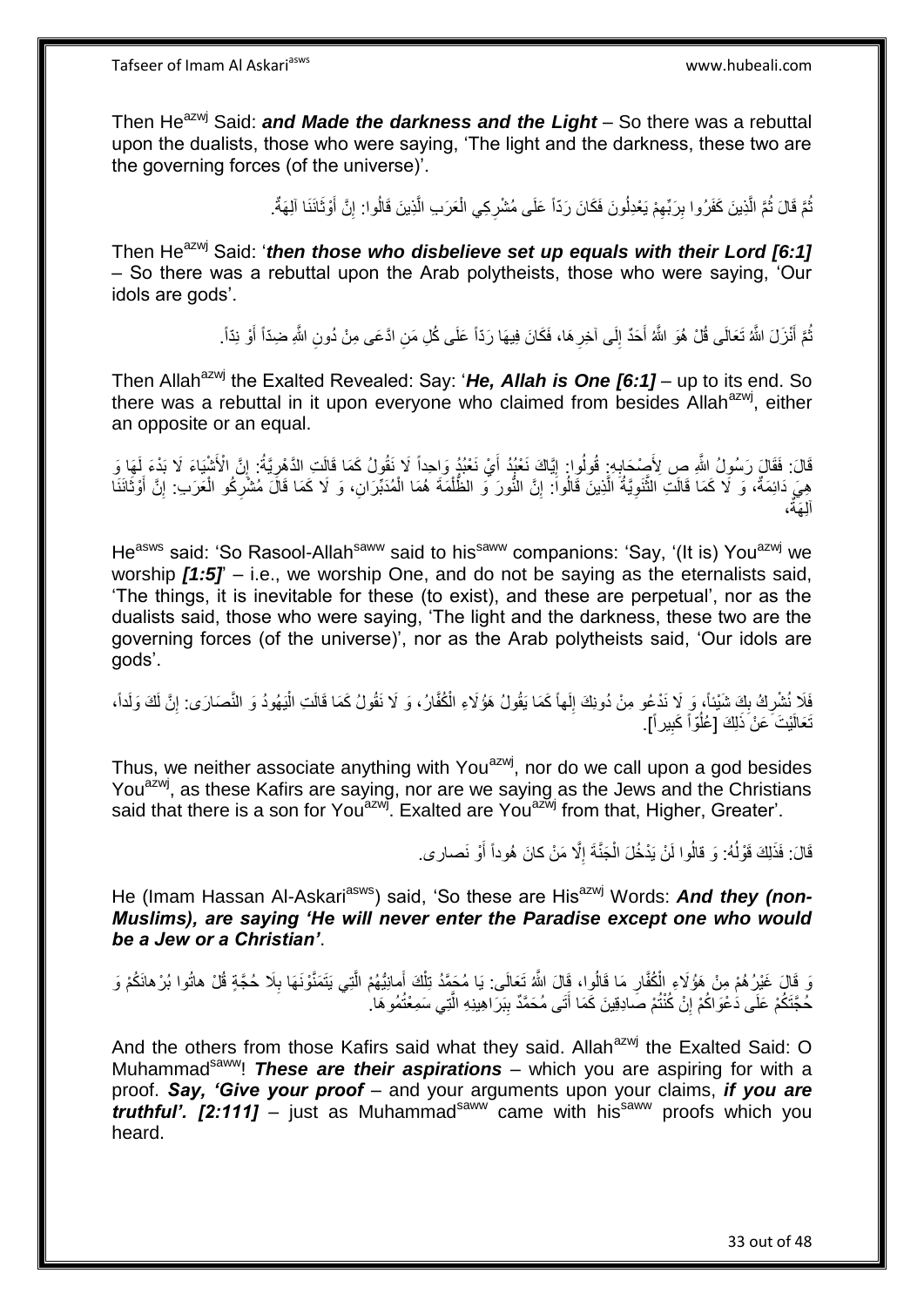Then He[azwj] Said: ***and Made the darkness and the Light*** – So there was a rebuttal upon the dualists, those who were saying, 'The light and the darkness, these two are the governing forces (of the universe)'.

ثُمَّ قَالَ ثُمَّ الَّذِينَ كَفَرُوا بِرَبِّهِمْ يَعْدِلُونَ فَكَانَ رَدّاً عَلَى مُشْرِكِي الْعَرَبِ الَّذِينَ قَالُوا: إِنَّ أَوْثَانَنَا آلِهَةٌ.

Then He[azwj] Said: '***then those who disbelieve set up equals with their Lord [6:1]*** – So there was a rebuttal upon the Arab polytheists, those who were saying, 'Our idols are gods'.

ثُمَّ أَنْزَلَ اللَّهُ تَعَالَى قُلْ هُوَ اللَّهُ أَحَدٌ إِلَى آخِرِهَا، فَكَانَ فِيهَا رَدّاً عَلَى كُلِّ مَنِ ادَّعَى مِنْ دُونِ اللَّهِ ضِدّاً أَوْ نِدّاً.

Then Allah[azwj] the Exalted Revealed: Say: '***He, Allah is One [6:1]*** – up to its end. So there was a rebuttal in it upon everyone who claimed from besides Allah[azwj], either an opposite or an equal.

قَالَ: فَقَالَ رَسُولُ اللَّهِ ص لِأَصْحَابِهِ: قُولُوا: إِيَّاكَ نَعْبُدُ أَيْ نَعْبُدُ وَاحِداً لَا نَقُولُ كَمَا قَالَتِ الدَّهْرِيَّةُ: إِنَّ الْأَشْيَاءَ لَا بَدْءَ لَهَا وَ هِيَ دَائِمَةٌ، وَ لَا كَمَا قَالَتِ الثَّنَوِيَّةُ الَّذِينَ قَالُوا: إِنَّ النُّورَ وَ الظُّلْمَةَ هُمَا الْمُدَبِّرَانِ، وَ لَا كَمَا قَالَ مُشْرِكُو الْعَرَبِ: إِنَّ أَوْثَانَنَا آلِهَةٌ،

He[asws] said: 'So Rasool-Allah[saww] said to his[saww] companions: 'Say, '(It is) You[azwj] we worship ***[1:5]***' – i.e., we worship One, and do not be saying as the eternalists said, 'The things, it is inevitable for these (to exist), and these are perpetual', nor as the dualists said, those who were saying, 'The light and the darkness, these two are the governing forces (of the universe)', nor as the Arab polytheists said, 'Our idols are gods'.

فَلَا نُشْرِكُ بِكَ شَيْئاً، وَ لَا نَدْعُو مِنْ دُونِكَ إِلَهاً كَمَا يَقُولُ هَؤُلَاءِ الْكُفَّارُ، وَ لَا نَقُولُ كَمَا قَالَتِ الْيَهُودُ وَ النَّصَارَى: إِنَّ لَكَ وَلَداً، تَعَالَيْتَ عَنْ ذَلِكَ [عُلُوّاً كَبِيراً].

Thus, we neither associate anything with You[azwj], nor do we call upon a god besides You[azwj], as these Kafirs are saying, nor are we saying as the Jews and the Christians said that there is a son for You[azwj]. Exalted are You[azwj] from that, Higher, Greater'.

قَالَ: فَذَلِكَ قَوْلُهُ: وَ قالُوا لَنْ يَدْخُلَ الْجَنَّةَ إِلَّا مَنْ كانَ هُوداً أَوْ نَصارى.

He (Imam Hassan Al-Askari[asws]) said, 'So these are His[azwj] Words: ***And they (non-Muslims), are saying 'He will never enter the Paradise except one who would be a Jew or a Christian'***.

وَ قَالَ غَيْرُهُمْ مِنْ هَؤُلَاءِ الْكُفَّارِ مَا قَالُوا، قَالَ اللَّهُ تَعَالَى: يَا مُحَمَّدُ تِلْكَ أَمانِيُّهُمْ الَّتِي يَتَمَنَّوْنَهَا بِلَا حُجَّةٍ قُلْ هاتُوا بُرْهانَكُمْ وَ حُجَّتَكُمْ عَلَى دَعْوَاكُمْ إِنْ كُنْتُمْ صادِقِينَ كَمَا أَتَى مُحَمَّدٌ بِبَرَاهِينِهِ الَّتِي سَمِعْتُمُوهَا.

And the others from those Kafirs said what they said. Allah[azwj] the Exalted Said: O Muhammad[saww]! ***These are their aspirations*** – which you are aspiring for with a proof. ***Say, 'Give your proof*** – and your arguments upon your claims, ***if you are truthful'. [2:111]*** – just as Muhammad[saww] came with his[saww] proofs which you heard.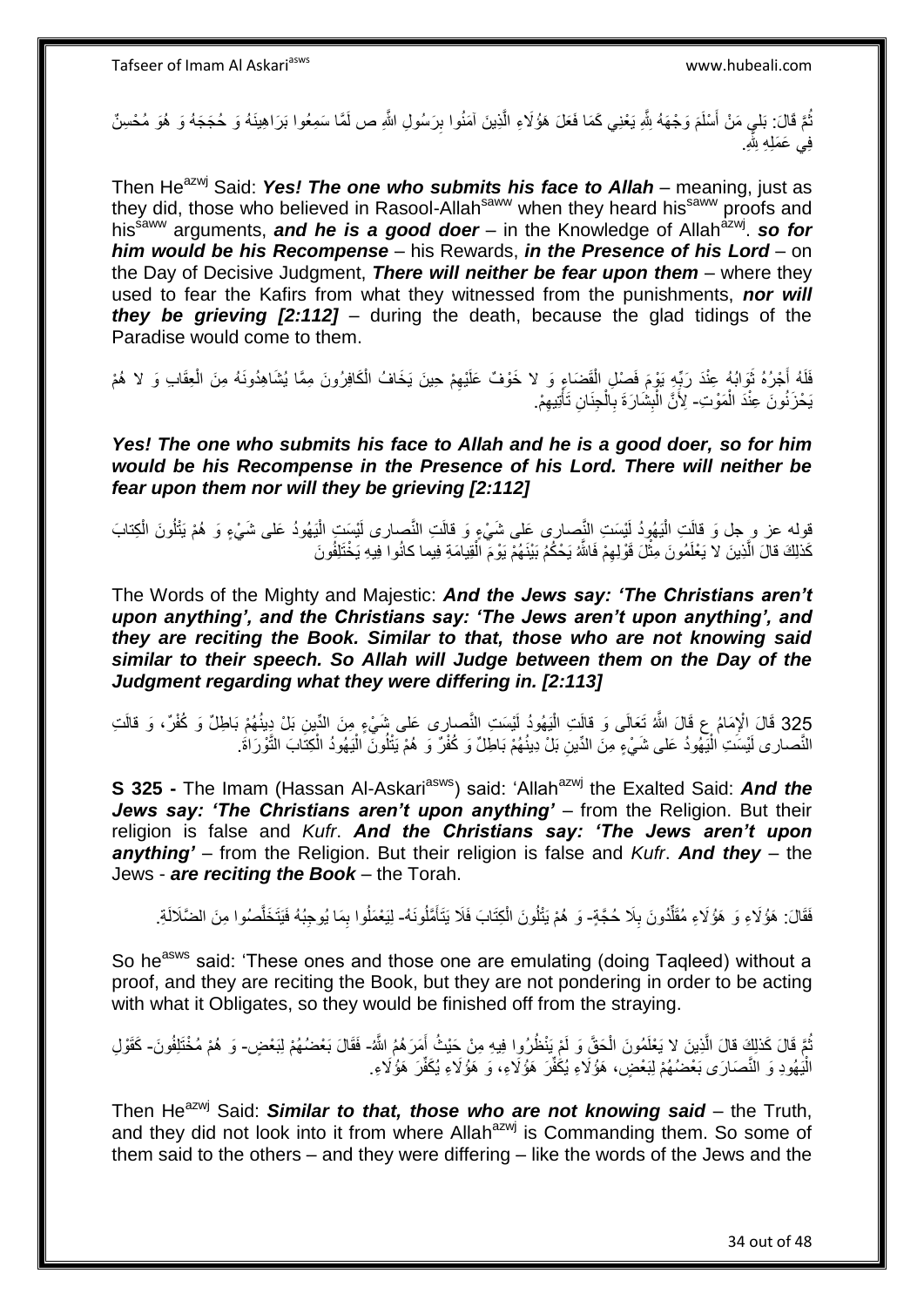ثُمَّ قَالَ: بَلى مَنْ أَسْلَمَ وَجْهَهُ لِلَّهِ يَعْنِي كَمَا فَعَلَ هَؤُلَاءِ الَّذِينَ آمَنُوا بِرَسُولِ اللَّهِ ص لَمَّا سَمِعُوا بَرَاهِينَهُ وَ حُجَجَهُ وَ هُوَ مُحْسِنٌ فِي عَمَلِهِ لِلَّهِ.

Then He[azwj] Said: ***Yes! The one who submits his face to Allah*** – meaning, just as they did, those who believed in Rasool-Allah[saww] when they heard his[saww] proofs and his[saww] arguments, ***and he is a good doer*** – in the Knowledge of Allah[azwj]. ***so for him would be his Recompense*** – his Rewards, ***in the Presence of his Lord*** – on the Day of Decisive Judgment, ***There will neither be fear upon them*** – where they used to fear the Kafirs from what they witnessed from the punishments, ***nor will they be grieving [2:112]*** – during the death, because the glad tidings of the Paradise would come to them.

فَلَهُ أَجْرُهُ ثَوَابُهُ عِنْدَ رَبِّهِ يَوْمَ فَصْلِ الْقَضَاءِ وَ لا خَوْفٌ عَلَيْهِمْ حِينَ يَخَافُ الْكَافِرُونَ مِمَّا يُشَاهِدُونَهُ مِنَ الْعِقَابِ وَ لا هُمْ يَحْزَنُونَ عِنْدَ الْمَوْتِ- لِأَنَّ الْبِشَارَةَ بِالْجِنَانِ تَأْتِيهِمْ.

***Yes! The one who submits his face to Allah and he is a good doer, so for him would be his Recompense in the Presence of his Lord. There will neither be fear upon them nor will they be grieving [2:112]***

قوله عز و جل وَ قالَتِ الْيَهُودُ لَيْسَتِ النَّصارى عَلى شَيْءٍ وَ قالَتِ النَّصارى لَيْسَتِ الْيَهُودُ عَلى شَيْءٍ وَ هُمْ يَتْلُونَ الْكِتابَ كَذلِكَ قالَ الَّذِينَ لا يَعْلَمُونَ مِثْلَ قَوْلِهِمْ فَاللَّهُ يَحْكُمُ بَيْنَهُمْ يَوْمَ الْقِيامَةِ فِيما كانُوا فِيهِ يَخْتَلِفُونَ

The Words of the Mighty and Majestic: ***And the Jews say: 'The Christians aren't upon anything', and the Christians say: 'The Jews aren't upon anything', and they are reciting the Book. Similar to that, those who are not knowing said similar to their speech. So Allah will Judge between them on the Day of the Judgment regarding what they were differing in. [2:113]***

325 قَالَ الْإِمَامُ ع قَالَ اللَّهُ تَعَالَى وَ قالَتِ الْيَهُودُ لَيْسَتِ النَّصارى عَلى شَيْءٍ مِنَ الدِّينِ بَلْ دِينُهُمْ بَاطِلٌ وَ كُفْرٌ، وَ قالَتِ النَّصارى لَيْسَتِ الْيَهُودُ عَلى شَيْءٍ مِنَ الدِّينِ بَلْ دِينُهُمْ بَاطِلٌ وَ كُفْرٌ وَ هُمْ يَتْلُونَ الْيَهُودُ الْكِتابَ التَّوْرَاةَ.

**S 325 -** The Imam (Hassan Al-Askari[asws]) said: 'Allah[azwj] the Exalted Said: ***And the Jews say: 'The Christians aren't upon anything'*** – from the Religion. But their religion is false and *Kufr*. ***And the Christians say: 'The Jews aren't upon anything'*** – from the Religion. But their religion is false and *Kufr*. ***And they*** – the Jews - ***are reciting the Book*** – the Torah.

فَقَالَ: هَؤُلَاءِ وَ هَؤُلَاءِ مُقَلِّدُونَ بِلَا حُجَّةٍ- وَ هُمْ يَتْلُونَ الْكِتَابَ فَلَا يَتَأَمَّلُونَهُ- لِيَعْمَلُوا بِمَا يُوجِبُهُ فَيَتَخَلَّصُوا مِنَ الضَّلَالَةِ.

So he[asws] said: 'These ones and those one are emulating (doing Taqleed) without a proof, and they are reciting the Book, but they are not pondering in order to be acting with what it Obligates, so they would be finished off from the straying.

ثُمَّ قَالَ كَذلِكَ قالَ الَّذِينَ لا يَعْلَمُونَ الْحَقَّ وَ لَمْ يَنْظُرُوا فِيهِ مِنْ حَيْثُ أَمَرَهُمُ اللَّهُ- فَقَالَ بَعْضُهُمْ لِبَعْضٍ- وَ هُمْ مُخْتَلِفُونَ- كَقَوْلِ الْيَهُودِ وَ النَّصَارَى بَعْضُهُمْ لِبَعْضٍ، هَؤُلَاءِ يُكَفِّرُ هَؤُلَاءِ، وَ هَؤُلَاءِ يُكَفِّرُ هَؤُلَاءِ.

Then He[azwj] Said: ***Similar to that, those who are not knowing said*** – the Truth, and they did not look into it from where Allah[azwj] is Commanding them. So some of them said to the others – and they were differing – like the words of the Jews and the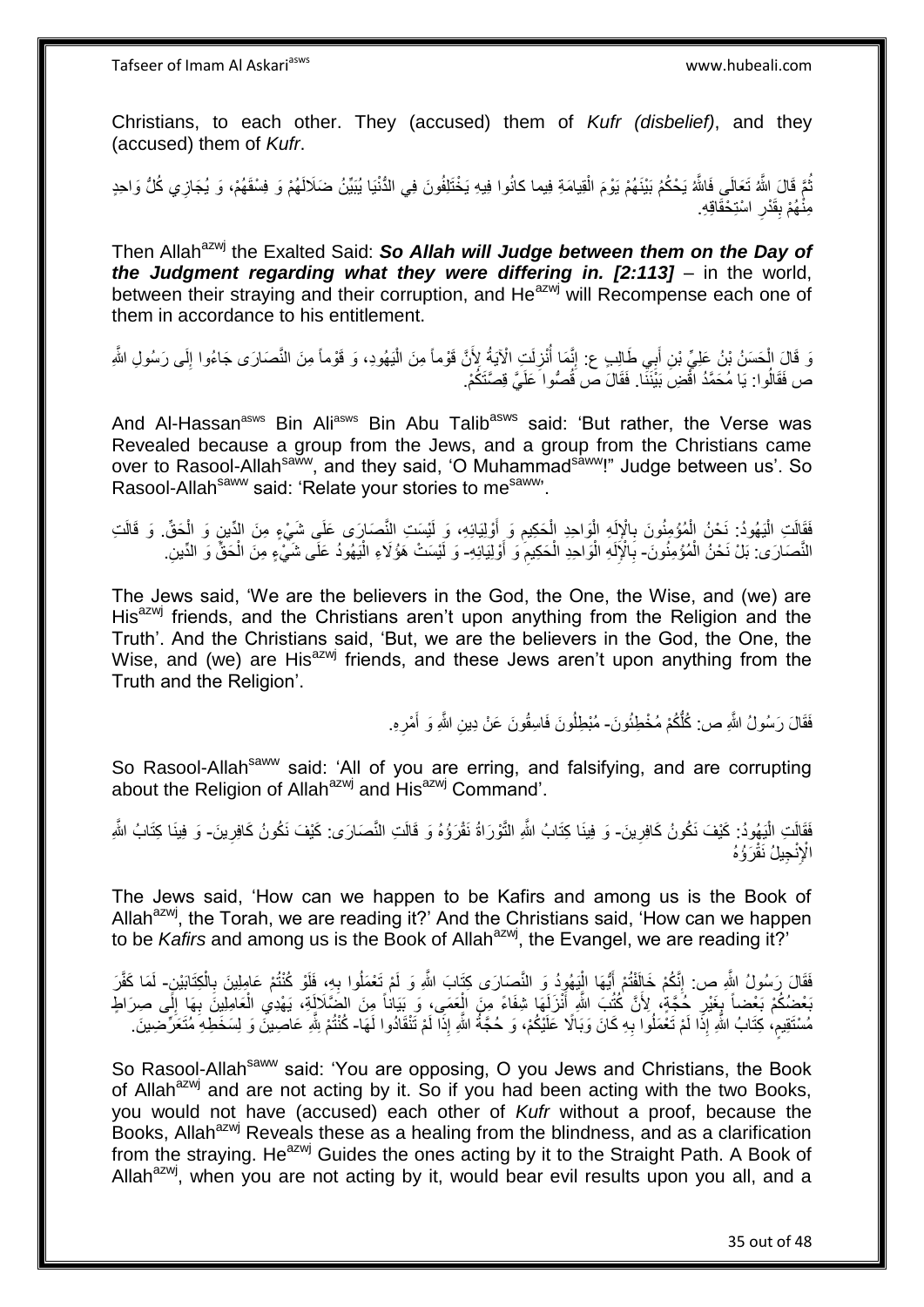Christians, to each other. They (accused) them of *Kufr (disbelief)*, and they (accused) them of *Kufr*.

ثُمَّ قَالَ اللَّهُ تَعَالَى فَاللَّهُ يَحْكُمُ بَيْنَهُمْ يَوْمَ الْقِيامَةِ فِيما كانُوا فِيهِ يَخْتَلِفُونَ فِي الدُّنْيَا يُبَيِّنُ ضَلَالَهُمْ وَ فِسْقَهُمْ، وَ يُجَازِي كُلَّ وَاحِدٍ مِنْهُمْ بِقَدْرِ اسْتِحْقَاقِهِ.

Then Allah[azwj] the Exalted Said: ***So Allah will Judge between them on the Day of the Judgment regarding what they were differing in. [2:113]*** – in the world, between their straying and their corruption, and He[azwj] will Recompense each one of them in accordance to his entitlement.

وَ قَالَ الْحَسَنُ بْنُ عَلِيِّ بْنِ أَبِي طَالِبٍ ع: إِنَّمَا أُنْزِلَتِ الْآيَةُ لِأَنَّ قَوْماً مِنَ الْيَهُودِ، وَ قَوْماً مِنَ النَّصَارَى جَاءُوا إِلَى رَسُولِ اللَّهِ ص فَقَالُوا: يَا مُحَمَّدُ اقْضِ بَيْنَنَا. فَقَالَ ص قُصُّوا عَلَيَّ قِصَّتَكُمْ.

And Al-Hassan[asws] Bin Ali[asws] Bin Abu Talib[asws] said: 'But rather, the Verse was Revealed because a group from the Jews, and a group from the Christians came over to Rasool-Allah[saww], and they said, 'O Muhammad[saww]!" Judge between us'. So Rasool-Allah[saww] said: 'Relate your stories to me[saww]'.

فَقَالَتِ الْيَهُودُ: نَحْنُ الْمُؤْمِنُونَ بِالْإِلَهِ الْوَاحِدِ الْحَكِيمِ وَ أَوْلِيَائِهِ، وَ لَيْسَتِ النَّصَارَى عَلَى شَيْءٍ مِنَ الدِّينِ وَ الْحَقِّ. وَ قَالَتِ النَّصَارَى: بَلْ نَحْنُ الْمُؤْمِنُونَ- بِالْإِلَهِ الْوَاحِدِ الْحَكِيمِ وَ أَوْلِيَائِهِ- وَ لَيْسَتْ هَؤُلَاءِ الْيَهُودُ عَلَى شَيْءٍ مِنَ الْحَقِّ وَ الدِّينِ.

The Jews said, 'We are the believers in the God, the One, the Wise, and (we) are His[azwj] friends, and the Christians aren't upon anything from the Religion and the Truth'. And the Christians said, 'But, we are the believers in the God, the One, the Wise, and (we) are His[azwj] friends, and these Jews aren't upon anything from the Truth and the Religion'.

فَقَالَ رَسُولُ اللَّهِ ص: كُلُّكُمْ مُخْطِئُونَ- مُبْطِلُونَ فَاسِقُونَ عَنْ دِينِ اللَّهِ وَ أَمْرِهِ.

So Rasool-Allah[saww] said: 'All of you are erring, and falsifying, and are corrupting about the Religion of Allah[azwj] and His[azwj] Command'.

فَقَالَتِ الْيَهُودُ: كَيْفَ نَكُونُ كَافِرِينَ- وَ فِينَا كِتَابُ اللَّهِ التَّوْرَاةُ نَقْرَؤُهُ وَ قَالَتِ النَّصَارَى: كَيْفَ نَكُونُ كَافِرِينَ- وَ فِينَا كِتَابُ اللَّهِ الْإِنْجِيلُ نَقْرَؤُهُ

The Jews said, 'How can we happen to be Kafirs and among us is the Book of Allah[azwj], the Torah, we are reading it?' And the Christians said, 'How can we happen to be *Kafirs* and among us is the Book of Allah[azwj], the Evangel, we are reading it?'

فَقَالَ رَسُولُ اللَّهِ ص: إِنَّكُمْ خَالَفْتُمْ أَيُّهَا الْيَهُودُ وَ النَّصَارَى كِتَابَ اللَّهِ وَ لَمْ تَعْمَلُوا بِهِ، فَلَوْ كُنْتُمْ عَامِلِينَ بِالْكِتَابَيْنِ- لَمَا كَفَّرَ بَعْضُكُمْ بَعْضاً بِغَيْرِ حُجَّةٍ، لِأَنَّ كُتُبَ اللَّهِ أَنْزَلَهَا شِفَاءً مِنَ الْعَمَى، وَ بَيَاناً مِنَ الضَّلَالَةِ، يَهْدِي الْعَامِلِينَ بِهَا إِلَى صِرَاطٍ مُسْتَقِيمٍ، كِتَابُ اللَّهِ إِذَا لَمْ تَعْمَلُوا بِهِ كَانَ وَبَالًا عَلَيْكُمْ، وَ حُجَّةُ اللَّهِ إِذَا لَمْ تَنْقَادُوا لَهَا- كُنْتُمْ لِلَّهِ عَاصِينَ وَ لِسَخَطِهِ مُتَعَرِّضِينَ.

So Rasool-Allah[saww] said: 'You are opposing, O you Jews and Christians, the Book of Allah[azwj] and are not acting by it. So if you had been acting with the two Books, you would not have (accused) each other of *Kufr* without a proof, because the Books, Allah[azwj] Reveals these as a healing from the blindness, and as a clarification from the straying. He[azwj] Guides the ones acting by it to the Straight Path. A Book of Allah[azwj], when you are not acting by it, would bear evil results upon you all, and a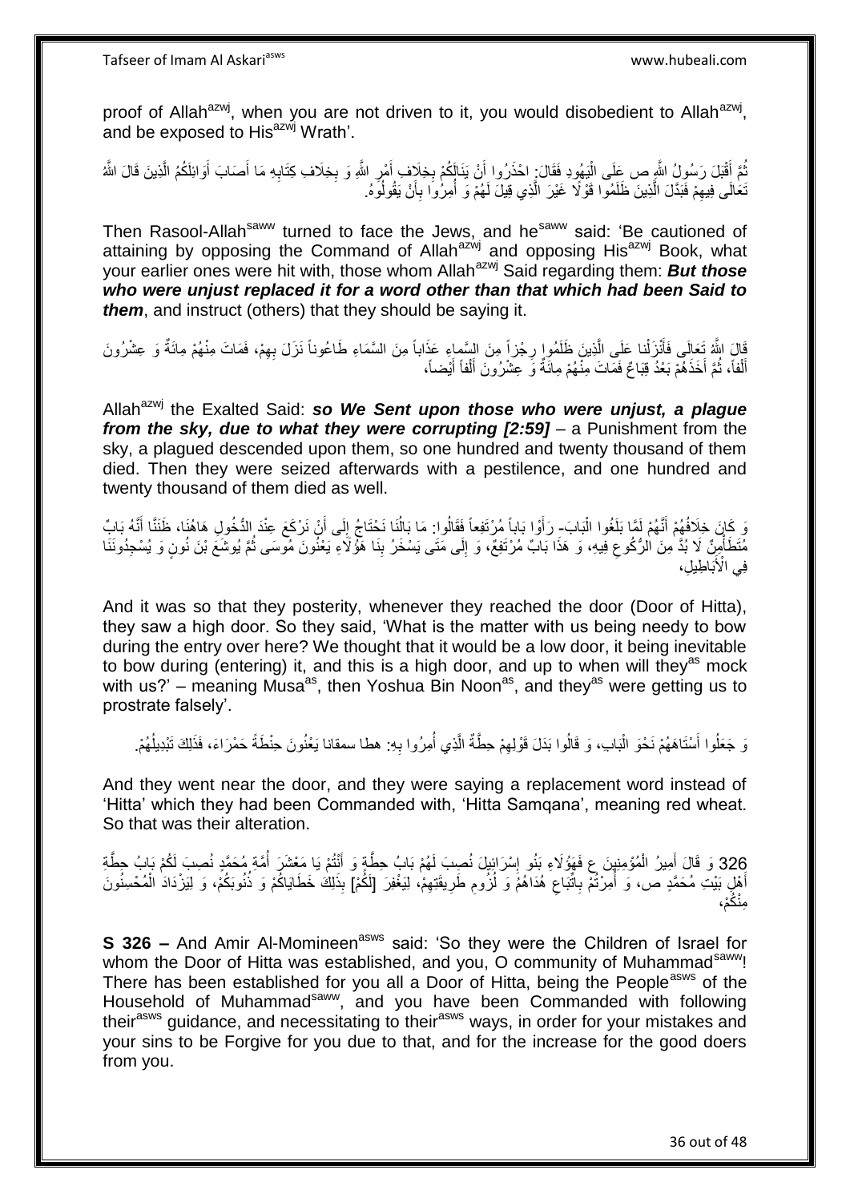proof of Allah[azwj], when you are not driven to it, you would disobedient to Allah[azwj], and be exposed to His[azwj] Wrath'.

ثُمَّ أَقْبَلَ رَسُولُ اللَّهِ ص عَلَى الْيَهُودِ فَقَالَ: احْذَرُوا أَنْ يَنَالَكُمْ بِخِلَافِ أَمْرِ اللَّهِ وَ بِخِلَافِ كِتَابِهِ مَا أَصَابَ أَوَائِلَكُمُ الَّذِينَ قَالَ اللَّهُ تَعَالَى فِيهِمْ فَبَدَّلَ الَّذِينَ ظَلَمُوا قَوْلًا غَيْرَ الَّذِي قِيلَ لَهُمْ وَ أُمِرُوا بِأَنْ يَقُولُوهُ.

Then Rasool-Allah[saww] turned to face the Jews, and he[saww] said: 'Be cautioned of attaining by opposing the Command of Allah[azwj] and opposing His[azwj] Book, what your earlier ones were hit with, those whom Allah[azwj] Said regarding them: ***But those who were unjust replaced it for a word other than that which had been Said to them***, and instruct (others) that they should be saying it.

قَالَ اللَّهُ تَعَالَى فَأَنْزَلْنا عَلَى الَّذِينَ ظَلَمُوا رِجْزاً مِنَ السَّماءِ عَذَاباً مِنَ السَّمَاءِ طَاعُوناً نَزَلَ بِهِمْ، فَمَاتَ مِنْهُمْ مِائَةٌ وَ عِشْرُونَ أَلْفاً، ثُمَّ أَخَذَهُمْ بَعْدُ قِبَاعٌ فَمَاتَ مِنْهُمْ مِائَةٌ وَ عِشْرُونَ أَلْفاً أَيْضاً،

Allah[azwj] the Exalted Said: ***so We Sent upon those who were unjust, a plague from the sky, due to what they were corrupting [2:59]*** – a Punishment from the sky, a plagued descended upon them, so one hundred and twenty thousand of them died. Then they were seized afterwards with a pestilence, and one hundred and twenty thousand of them died as well.

وَ كَانَ خِلَافُهُمْ أَنَّهُمْ لَمَّا بَلَغُوا الْبَابَ- رَأَوْا بَاباً مُرْتَفِعاً فَقَالُوا: مَا بَالُنَا نَحْتَاجُ إِلَى أَنْ نَرْكَعَ عِنْدَ الدُّخُولِ هَاهُنَا، ظَنَنَّا أَنَّهُ بَابٌ مُتَطَأْمِنٌ لَا بُدَّ مِنَ الرُّكُوعِ فِيهِ، وَ هَذَا بَابٌ مُرْتَفِعٌ، وَ إِلَى مَتَى يَسْخَرُ بِنَا هَؤُلَاءِ يَعْنُونَ مُوسَى ثُمَّ يُوشَعَ بْنَ نُونٍ وَ يُسْجِدُونَنَا فِي الْأَبَاطِيلِ،

And it was so that they posterity, whenever they reached the door (Door of Hitta), they saw a high door. So they said, 'What is the matter with us being needy to bow during the entry over here? We thought that it would be a low door, it being inevitable to bow during (entering) it, and this is a high door, and up to when will they[as] mock with us?' – meaning Musa[as], then Yoshua Bin Noon[as], and they[as] were getting us to prostrate falsely'.

وَ جَعَلُوا أَسْتَاهَهُمْ نَحْوَ الْبَابِ، وَ قَالُوا بَدَلَ قَوْلِهِمْ حِطَّةٌ الَّذِي أُمِرُوا بِهِ: هطا سمقانا يَعْنُونَ حِنْطَةً حَمْرَاءَ، فَذَلِكَ تَبْدِيلُهُمْ.

And they went near the door, and they were saying a replacement word instead of 'Hitta' which they had been Commanded with, 'Hitta Samqana', meaning red wheat. So that was their alteration.

326 وَ قَالَ أَمِيرُ الْمُؤْمِنِينَ ع فَهَؤُلَاءِ بَنُو إِسْرَائِيلَ نُصِبَ لَهُمْ بَابُ حِطَّةٍ وَ أَنْتُمْ يَا مَعْشَرَ أُمَّةِ مُحَمَّدٍ نُصِبَ لَكُمْ بَابُ حِطَّةٍ أَهْلِ بَيْتِ مُحَمَّدٍ ص، وَ أُمِرْتُمْ بِاتِّبَاعِ هُدَاهُمْ وَ لُزُومِ طَرِيقَتِهِمْ، لِيَغْفِرَ [لَكُمْ] بِذَلِكَ خَطَايَاكُمْ وَ ذُنُوبَكُمْ، وَ لِيَزْدَادَ الْمُحْسِنُونَ مِنْكُمْ،

**S 326 –** And Amir Al-Momineen[asws] said: 'So they were the Children of Israel for whom the Door of Hitta was established, and you, O community of Muhammad[saww]! There has been established for you all a Door of Hitta, being the People[asws] of the Household of Muhammad[saww], and you have been Commanded with following their[asws] guidance, and necessitating to their[asws] ways, in order for your mistakes and your sins to be Forgive for you due to that, and for the increase for the good doers from you.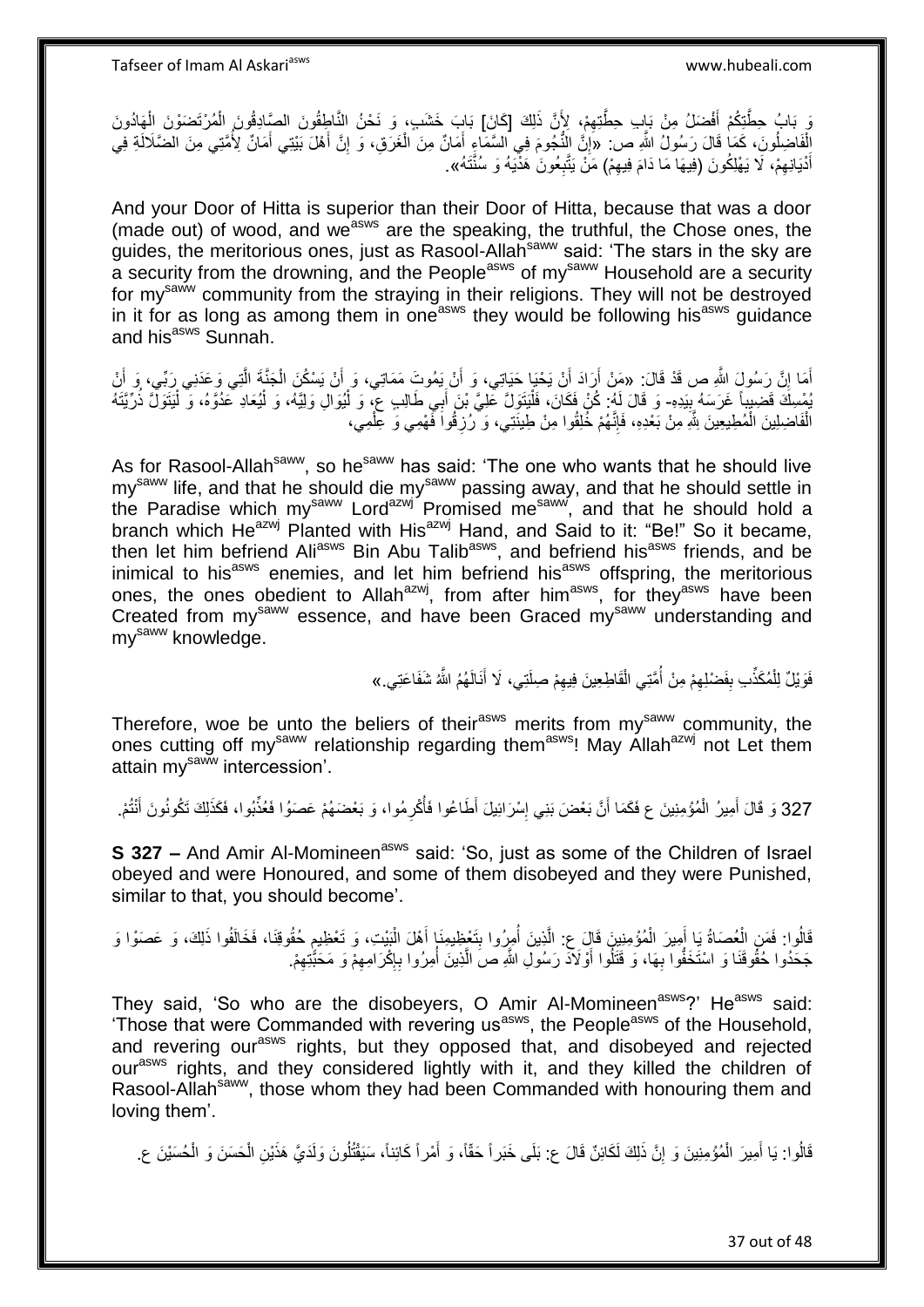وَ بَابُ حِطَّتِكُمْ أَفْضَلُ مِنْ بَابِ حِطَّتِهِمْ، لِأَنَّ ذَلِكَ [كَانَ] بَابَ خَشَبٍ، وَ نَحْنُ النَّاطِقُونَ الصَّادِقُونَ الْمُرْتَضَوْنَ الْهَادُونَ الْفَاضِلُونَ، كَمَا قَالَ رَسُولُ اللَّهِ ص: «إِنَّ النُّجُومَ فِي السَّمَاءِ أَمَانٌ مِنَ الْغَرَقِ، وَ إِنَّ أَهْلَ بَيْتِي أَمَانٌ لِأُمَّتِي مِنَ الضَّلَالَةِ فِي أَدْيَانِهِمْ، لَا يَهْلِكُونَ (فِيهَا مَا دَامَ فِيهِمْ) مَنْ يَتَّبِعُونَ هَدْيَهُ وَ سُنَّتَهُ».

And your Door of Hitta is superior than their Door of Hitta, because that was a door (made out) of wood, and we[asws] are the speaking, the truthful, the Chose ones, the guides, the meritorious ones, just as Rasool-Allah[saww] said: 'The stars in the sky are a security from the drowning, and the People[asws] of my[saww] Household are a security for my[saww] community from the straying in their religions. They will not be destroyed in it for as long as among them in one[asws] they would be following his[asws] guidance and his[asws] Sunnah.

أَمَا إِنَّ رَسُولَ اللَّهِ ص قَدْ قَالَ: «مَنْ أَرَادَ أَنْ يَحْيَا حَيَاتِي، وَ أَنْ يَمُوتَ مَمَاتِي، وَ أَنْ يَسْكُنَ الْجَنَّةَ الَّتِي وَعَدَنِي رَبِّي، وَ أَنْ يُمْسِكَ قَضِيباً غَرَسَهُ بِيَدِهِ- وَ قَالَ لَهُ: كُنْ فَكَانَ، فَلْيَتَوَلَّ عَلِيَّ بْنَ أَبِي طَالِبٍ ع، وَ لْيُوَالِ وَلِيَّهُ، وَ لْيُعَادِ عَدُوَّهُ، وَ لْيَتَوَلَّ ذُرِّيَّتَهُ الْفَاضِلِينَ الْمُطِيعِينَ لِلَّهِ مِنْ بَعْدِهِ، فَإِنَّهُمْ خُلِقُوا مِنْ طِينَتِي، وَ رُزِقُوا فَهْمِي وَ عِلْمِي،

As for Rasool-Allah[saww], so he[saww] has said: 'The one who wants that he should live my[saww] life, and that he should die my[saww] passing away, and that he should settle in the Paradise which my[saww] Lord[azwj] Promised me[saww], and that he should hold a branch which He[azwj] Planted with His[azwj] Hand, and Said to it: "Be!" So it became, then let him befriend Ali[asws] Bin Abu Talib[asws], and befriend his[asws] friends, and be inimical to his[asws] enemies, and let him befriend his[asws] offspring, the meritorious ones, the ones obedient to Allah[azwj], from after him[asws], for they[asws] have been Created from my[saww] essence, and have been Graced my[saww] understanding and my[saww] knowledge.

فَوَيْلٌ لِلْمُكَذِّبِ بِفَضْلِهِمْ مِنْ أُمَّتِي الْقَاطِعِينَ فِيهِمْ صِلَتِي، لَا أَنَالَهُمُ اللَّهُ شَفَاعَتِي.»

Therefore, woe be unto the beliers of their[asws] merits from my[saww] community, the ones cutting off my[saww] relationship regarding them[asws]! May Allah[azwj] not Let them attain my[saww] intercession'.

327 وَ قَالَ أَمِيرُ الْمُؤْمِنِينَ ع فَكَمَا أَنَّ بَعْضَ بَنِي إِسْرَائِيلَ أَطَاعُوا فَأُكْرِمُوا، وَ بَعْضَهُمْ عَصَوْا فَعُذِّبُوا، فَكَذَلِكَ تَكُونُونَ أَنْتُمْ.

**S 327 –** And Amir Al-Momineen[asws] said: 'So, just as some of the Children of Israel obeyed and were Honoured, and some of them disobeyed and they were Punished, similar to that, you should become'.

قَالُوا: فَمَنِ الْعُصَاةُ يَا أَمِيرَ الْمُؤْمِنِينَ قَالَ ع: الَّذِينَ أُمِرُوا بِتَعْظِيمِنَا أَهْلَ الْبَيْتِ، وَ تَعْظِيمِ حُقُوقِنَا، فَخَالَفُوا ذَلِكَ، وَ عَصَوْا وَ جَحَدُوا حُقُوقَنَا وَ اسْتَخَفُّوا بِهَا، وَ قَتَلُوا أَوْلَادَ رَسُولِ اللَّهِ ص الَّذِينَ أُمِرُوا بِإِكْرَامِهِمْ وَ مَحَبَّتِهِمْ.

They said, 'So who are the disobeyers, O Amir Al-Momineen[asws]?' He[asws] said: 'Those that were Commanded with revering us[asws], the People[asws] of the Household, and revering our[asws] rights, but they opposed that, and disobeyed and rejected our[asws] rights, and they considered lightly with it, and they killed the children of Rasool-Allah[saww], those whom they had been Commanded with honouring them and loving them'.

قَالُوا: يَا أَمِيرَ الْمُؤْمِنِينَ وَ إِنَّ ذَلِكَ لَكَائِنٌ قَالَ ع: بَلَى خَبَراً حَقّاً، وَ أَمْراً كَائِناً، سَيَقْتُلُونَ وَلَدَيَّ هَذَيْنِ الْحَسَنَ وَ الْحُسَيْنَ ع.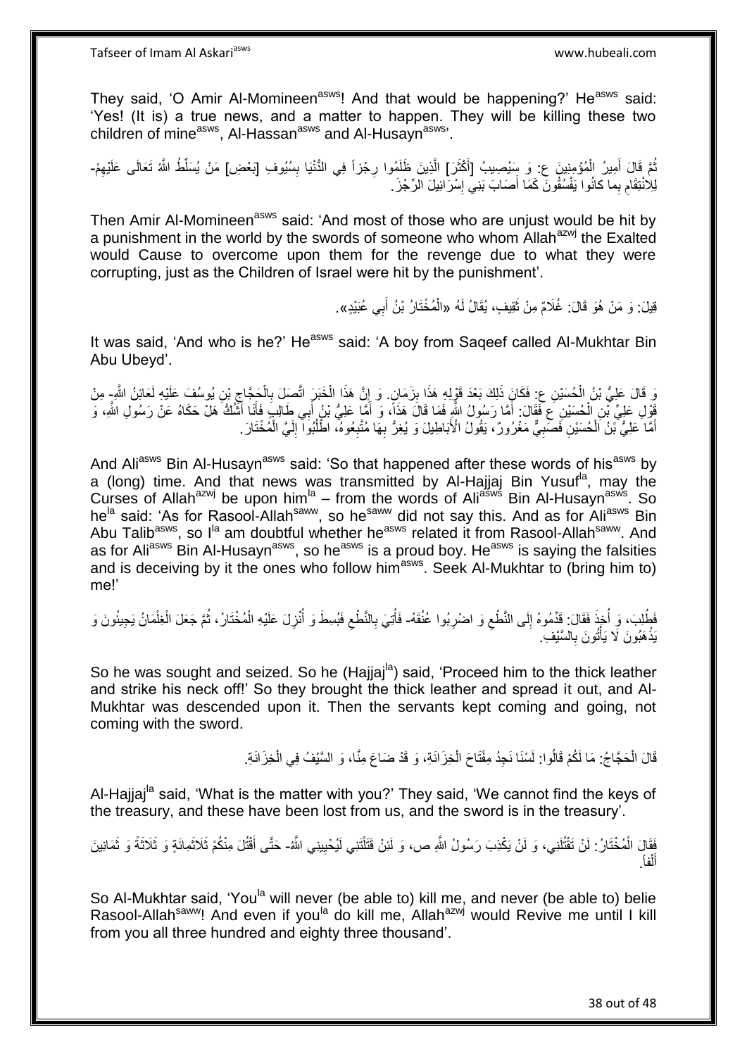They said, 'O Amir Al-Momineen[asws]! And that would be happening?' He[asws] said: 'Yes! (It is) a true news, and a matter to happen. They will be killing these two children of mine[asws], Al-Hassan[asws] and Al-Husayn[asws]'.

ثُمَّ قَالَ أَمِيرُ الْمُؤْمِنِينَ ع: وَ سَيُصِيبُ [أَكْثَرَ] الَّذِينَ ظَلَمُوا رِجْزاً فِي الدُّنْيَا بِسُيُوفِ [بَعْضِ] مَنْ يُسَلِّطُ اللَّهُ تَعَالَى عَلَيْهِمْ- لِلِانْتِقَامِ بِما كانُوا يَفْسُقُونَ كَمَا أَصَابَ بَنِي إِسْرَائِيلَ الرِّجْزَ.

Then Amir Al-Momineen[asws] said: 'And most of those who are unjust would be hit by a punishment in the world by the swords of someone who whom Allah[azwj] the Exalted would Cause to overcome upon them for the revenge due to what they were corrupting, just as the Children of Israel were hit by the punishment'.

قِيلَ: وَ مَنْ هُوَ قَالَ: غُلَامٌ مِنْ ثَقِيفٍ، يُقَالُ لَهُ «الْمُخْتَارُ بْنُ أَبِي عُبَيْدٍ».

It was said, 'And who is he?' He[asws] said: 'A boy from Saqeef called Al-Mukhtar Bin Abu Ubeyd'.

وَ قَالَ عَلِيُّ بْنُ الْحُسَيْنِ ع: فَكَانَ ذَلِكَ بَعْدَ قَوْلِهِ هَذَا بِزَمَانٍ. وَ إِنَّ هَذَا الْخَبَرَ اتَّصَلَ بِالْحَجَّاجِ بْنِ يُوسُفَ عَلَيْهِ لَعَائِنُ اللَّهِ- مِنْ قَوْلِ عَلِيِّ بْنِ الْحُسَيْنِ ع فَقَالَ: أَمَّا رَسُولُ اللَّهِ فَمَا قَالَ هَذَا، وَ أَمَّا عَلِيُّ بْنُ أَبِي طَالِبٍ فَأَنَا أَشُكُّ هَلْ حَكَاهُ عَنْ رَسُولِ اللَّهِ، وَ أَمَّا عَلِيُّ بْنُ الْحُسَيْنِ فَصَبِيٌّ مَغْرُورٌ، يَقُولُ الْأَبَاطِيلَ وَ يُغِرُّ بِهَا مُتَّبِعُوهُ، اطْلُبُوا إِلَيَّ الْمُخْتَارَ.

And Ali[asws] Bin Al-Husayn[asws] said: 'So that happened after these words of his[asws] by a (long) time. And that news was transmitted by Al-Hajjaj Bin Yusuf[la], may the Curses of Allah[azwj] be upon him[la] – from the words of Ali[asws] Bin Al-Husayn[asws]. So he[la] said: 'As for Rasool-Allah[saww], so he[saww] did not say this. And as for Ali[asws] Bin Abu Talib[asws], so I[la] am doubtful whether he[asws] related it from Rasool-Allah[saww]. And as for Ali[asws] Bin Al-Husayn[asws], so he[asws] is a proud boy. He[asws] is saying the falsities and is deceiving by it the ones who follow him[asws]. Seek Al-Mukhtar to (bring him to) me!'

فَطُلِبَ، وَ أُخِذَ فَقَالَ: قَدِّمُوهُ إِلَى النَّطْعِ وَ اضْرِبُوا عُنُقَهُ- فَأُتِيَ بِالنَّطْعِ فَبُسِطَ وَ أُنْزِلَ عَلَيْهِ الْمُخْتَارُ، ثُمَّ جَعَلَ الْغِلْمَانُ يَجِيئُونَ وَ يَذْهَبُونَ لَا يَأْتُونَ بِالسَّيْفِ.

So he was sought and seized. So he (Hajjaj[la]) said, 'Proceed him to the thick leather and strike his neck off!' So they brought the thick leather and spread it out, and Al-Mukhtar was descended upon it. Then the servants kept coming and going, not coming with the sword.

قَالَ الْحَجَّاجُ: مَا لَكُمْ قَالُوا: لَسْنَا نَجِدُ مِفْتَاحَ الْخِزَانَةِ، وَ قَدْ ضَاعَ مِنَّا، وَ السَّيْفُ فِي الْخِزَانَةِ.

Al-Hajjaj[la] said, 'What is the matter with you?' They said, 'We cannot find the keys of the treasury, and these have been lost from us, and the sword is in the treasury'.

فَقَالَ الْمُخْتَارُ: لَنْ تَقْتُلَنِي، وَ لَنْ يَكْذِبَ رَسُولُ اللَّهِ ص، وَ لَئِنْ قَتَلْتَنِي لَيُحْيِينِي اللَّهُ- حَتَّى أَقْتُلَ مِنْكُمْ ثَلَاثَمِائَةٍ وَ ثَلَاثَةً وَ ثَمَانِينَ أَلْفاً.

So Al-Mukhtar said, 'You[la] will never (be able to) kill me, and never (be able to) belie Rasool-Allah[saww]! And even if you[la] do kill me, Allah[azwj] would Revive me until I kill from you all three hundred and eighty three thousand'.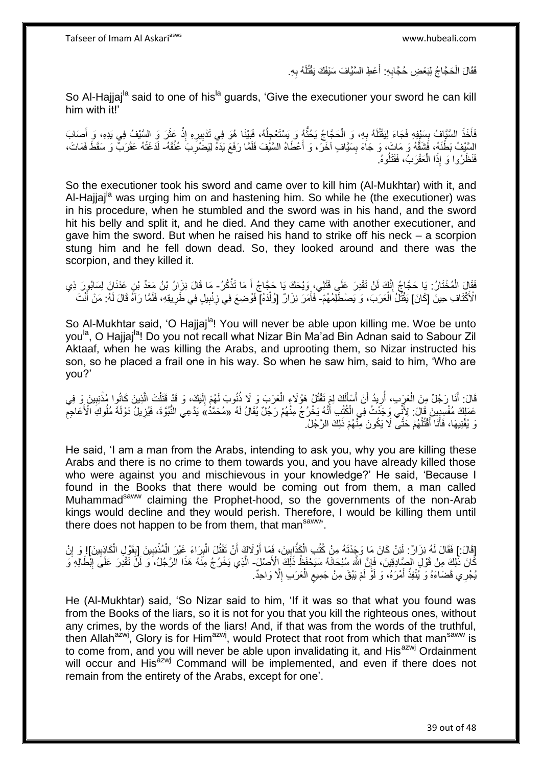فَقَالَ الْحَجَّاجُ لِبَعْضِ حُجَّابِهِ: أَعْطِ السَّيَّافَ سَيْفَكَ يَقْتُلْهُ بِهِ.

So Al-Hajjaj[la] said to one of his[la] guards, 'Give the executioner your sword he can kill him with it!'

فَأَخَذَ السَّيَّافُ بِسَيْفِهِ فَجَاءَ لِيَقْتُلَهُ بِهِ، وَ الْحَجَّاجُ يَحُثُّهُ وَ يَسْتَعْجِلُهُ، فَبَيْنَا هُوَ فِي تَدْبِيرِهِ إِذْ عَثَرَ وَ السَّيْفُ فِي يَدِهِ، وَ أَصَابَ السَّيْفُ بَطْنَهُ، فَشَقَّهُ وَ مَاتَ، وَ جَاءَ بِسَيَّافٍ آخَرَ، وَ أَعْطَاهُ السَّيْفَ فَلَمَّا رَفَعَ يَدَهُ لِيَضْرِبَ عُنُقَهُ- لَدَغَتْهُ عَقْرَبٌ وَ سَقَطَ فَمَاتَ، فَنَظَرُوا وَ إِذَا الْعَقْرَبُ، فَقَتَلُوهُ.

So the executioner took his sword and came over to kill him (Al-Mukhtar) with it, and Al-Hajjaj[la] was urging him on and hastening him. So while he (the executioner) was in his procedure, when he stumbled and the sword was in his hand, and the sword hit his belly and split it, and he died. And they came with another executioner, and gave him the sword. But when he raised his hand to strike off his neck – a scorpion stung him and he fell down dead. So, they looked around and there was the scorpion, and they killed it.

فَقَالَ الْمُخْتَارُ: يَا حَجَّاجُ إِنَّكَ لَنْ تَقْدِرَ عَلَى قَتْلِي، وَيْحَكَ يَا حَجَّاجُ أَ مَا تَذْكُرُ- مَا قَالَ نِزَارُ بْنُ مَعَدِّ بْنِ عَدْنَانَ لِسَابُورَ ذِي الْأَكْتَافِ حِينَ [كَانَ] يَقْتُلُ الْعَرَبَ، وَ يَصْطَلِمُهُمْ- فَأَمَرَ نِزَارٌ [وُلْدَهُ] فَوُضِعَ فِي زِنْبِيلٍ فِي طَرِيقِهِ، فَلَمَّا رَآهُ قَالَ لَهُ: مَنْ أَنْتَ

So Al-Mukhtar said, 'O Hajjaj[la]! You will never be able upon killing me. Woe be unto you[la], O Hajjaj[la]! Do you not recall what Nizar Bin Ma'ad Bin Adnan said to Sabour Zil Aktaaf, when he was killing the Arabs, and uprooting them, so Nizar instructed his son, so he placed a frail one in his way. So when he saw him, said to him, 'Who are you?'

قَالَ: أَنَا رَجُلٌ مِنَ الْعَرَبِ، أُرِيدُ أَنْ أَسْأَلَكَ لِمَ تَقْتُلُ هَؤُلَاءِ الْعَرَبَ وَ لَا ذُنُوبَ لَهُمْ إِلَيْكَ، وَ قَدْ قَتَلْتَ الَّذِينَ كَانُوا مُذْنِبِينَ وَ فِي عَمَلِكَ مُفْسِدِينَ قَالَ: لِأَنِّي وَجَدْتُ فِي الْكُتُبِ أَنَّهُ يَخْرُجُ مِنْهُمْ رَجُلٌ يُقَالُ لَهُ «مُحَمَّدٌ» يَدَّعِي النُّبُوَّةَ، فَيُزِيلُ دَوْلَةَ مُلُوكِ الْأَعَاجِمِ وَ يُفْنِيهَا، فَأَنَا أَقْتُلُهُمْ حَتَّى لَا يَكُونَ مِنْهُمْ ذَلِكَ الرَّجُلُ.

He said, 'I am a man from the Arabs, intending to ask you, why you are killing these Arabs and there is no crime to them towards you, and you have already killed those who were against you and mischievous in your knowledge?' He said, 'Because I found in the Books that there would be coming out from them, a man called Muhammad[saww] claiming the Prophet-hood, so the governments of the non-Arab kings would decline and they would perish. Therefore, I would be killing them until there does not happen to be from them, that man[saww]'.

[قَالَ:] فَقَالَ لَهُ نِزَارٌ: لَئِنْ كَانَ مَا وَجَدْتَهُ مِنْ كُتُبِ الْكَذَّابِينَ، فَمَا أَوْلَاكَ أَنْ تَقْتُلَ الْبُرَآءَ غَيْرَ الْمُذْنِبِينَ [بِقَوْلِ الْكَاذِبِينَ]! وَ إِنْ كَانَ ذَلِكَ مِنْ قَوْلِ الصَّادِقِينَ، فَإِنَّ اللَّهَ سُبْحَانَهُ سَيَحْفَظُ ذَلِكَ الْأَصْلَ- الَّذِي يَخْرُجُ مِنْهُ هَذَا الرَّجُلُ، وَ لَنْ تَقْدِرَ عَلَى إِبْطَالِهِ وَ يُجْرِي قَضَاءَهُ وَ يُنْفِذُ أَمْرَهُ، وَ لَوْ لَمْ يَبْقَ مِنْ جَمِيعِ الْعَرَبِ إِلَّا وَاحِدٌ.

He (Al-Mukhtar) said, 'So Nizar said to him, 'If it was so that what you found was from the Books of the liars, so it is not for you that you kill the righteous ones, without any crimes, by the words of the liars! And, if that was from the words of the truthful, then Allah[azwj], Glory is for Him[azwj], would Protect that root from which that man[saww] is to come from, and you will never be able upon invalidating it, and His[azwj] Ordainment will occur and His[azwj] Command will be implemented, and even if there does not remain from the entirety of the Arabs, except for one'.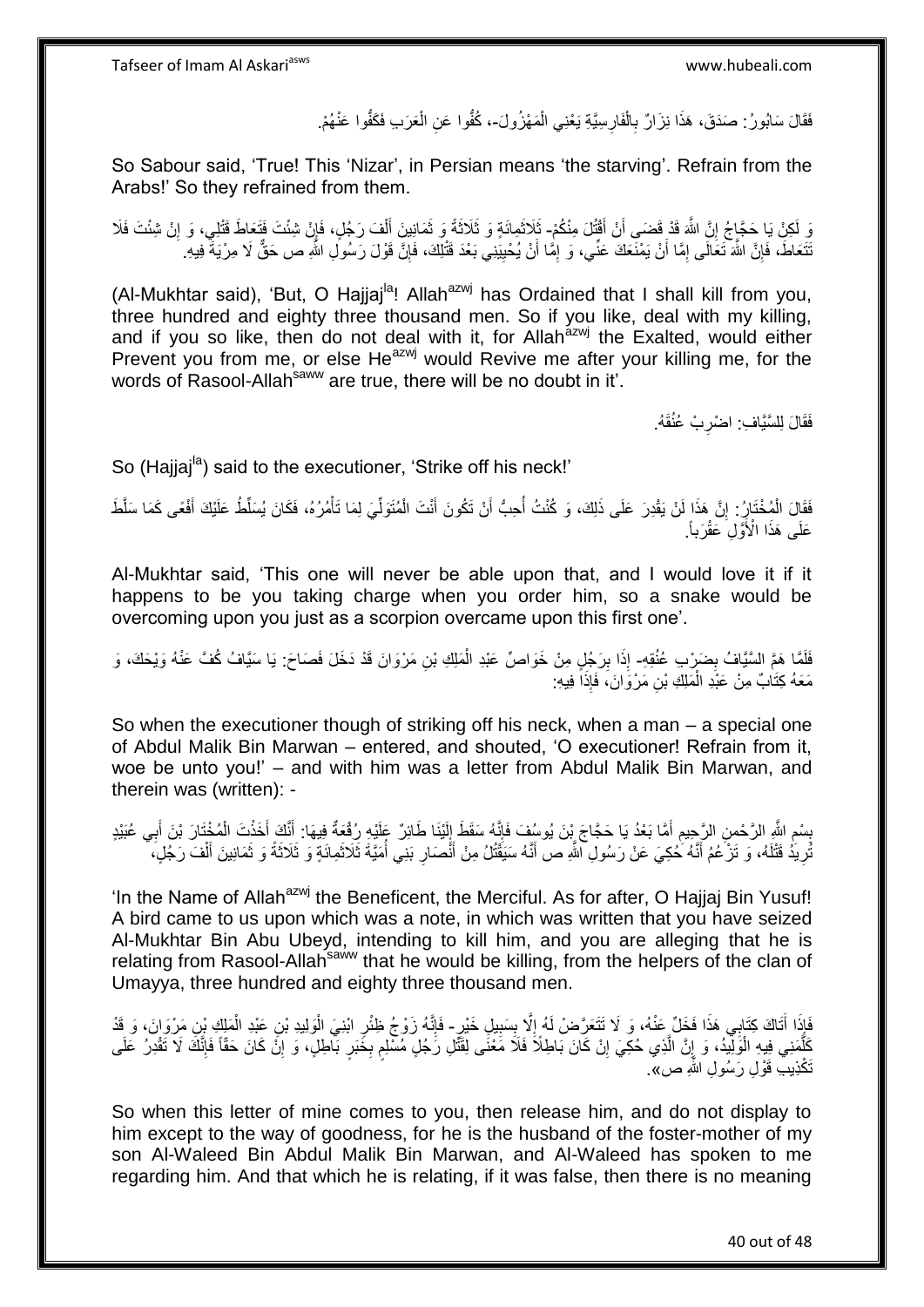فَقَالَ سَابُورُ: صَدَقَ، هَذَا نِزَارٌ بِالْفَارِسِيَّةِ يَعْنِي الْمَهْزُولَ-، كُفُّوا عَنِ الْعَرَبِ فَكَفُّوا عَنْهُمْ.

So Sabour said, 'True! This 'Nizar', in Persian means 'the starving'. Refrain from the Arabs!' So they refrained from them.

وَ لَكِنْ يَا حَجَّاجُ إِنَّ اللَّهَ قَدْ قَضَى أَنْ أَقْتُلَ مِنْكُمْ- ثَلَاثَمِائَةٍ وَ ثَلَاثَةً وَ ثَمَانِينَ أَلْفَ رَجُلٍ، فَإِنْ شِئْتَ فَتَعَاطَ قَتْلِي، وَ إِنْ شِئْتَ فَلَا تَتَعَاطَ، فَإِنَّ اللَّهَ تَعَالَى إِمَّا أَنْ يَمْنَعَكَ عَنِّي، وَ إِمَّا أَنْ يُحْيِيَنِي بَعْدَ قَتْلِكَ، فَإِنَّ قَوْلَ رَسُولِ اللَّهِ ص حَقٌّ لَا مِرْيَةَ فِيهِ.

(Al-Mukhtar said), 'But, O Hajjaj[la]! Allah[azwj] has Ordained that I shall kill from you, three hundred and eighty three thousand men. So if you like, deal with my killing, and if you so like, then do not deal with it, for Allah[azwj] the Exalted, would either Prevent you from me, or else He[azwj] would Revive me after your killing me, for the words of Rasool-Allah[saww] are true, there will be no doubt in it'.

فَقَالَ لِلسَّيَّافِ: اضْرِبْ عُنُقَهُ.

So (Hajjaj[la]) said to the executioner, 'Strike off his neck!'

فَقَالَ الْمُخْتَارُ: إِنَّ هَذَا لَنْ يَقْدِرَ عَلَى ذَلِكَ، وَ كُنْتُ أُحِبُّ أَنْ تَكُونَ أَنْتَ الْمُتَوَلِّيَ لِمَا تَأْمُرُهُ، فَكَانَ يُسَلِّطُ عَلَيْكَ أَفْعًى كَمَا سَلَّطَ عَلَى هَذَا الْأَوَّلِ عَقْرَباً.

Al-Mukhtar said, 'This one will never be able upon that, and I would love it if it happens to be you taking charge when you order him, so a snake would be overcoming upon you just as a scorpion overcame upon this first one'.

فَلَمَّا هَمَّ السَّيَّافُ بِضَرْبِ عُنُقِهِ- إِذَا بِرَجُلٍ مِنْ خَوَاصِّ عَبْدِ الْمَلِكِ بْنِ مَرْوَانَ قَدْ دَخَلَ فَصَاحَ: يَا سَيَّافُ كُفَّ عَنْهُ وَيْحَكَ، وَ مَعَهُ كِتَابٌ مِنْ عَبْدِ الْمَلِكِ بْنِ مَرْوَانَ، فَإِذَا فِيهِ:

So when the executioner though of striking off his neck, when a man – a special one of Abdul Malik Bin Marwan – entered, and shouted, 'O executioner! Refrain from it, woe be unto you!' – and with him was a letter from Abdul Malik Bin Marwan, and therein was (written): -

بِسْمِ اللَّهِ الرَّحْمنِ الرَّحِيمِ أَمَّا بَعْدُ يَا حَجَّاجَ بْنَ يُوسُفَ فَإِنَّهُ سَقَطَ إِلَيْنَا طَائِرٌ عَلَيْهِ رُقْعَةٌ فِيهَا: أَنَّكَ أَخَذْتَ الْمُخْتَارَ بْنَ أَبِي عُبَيْدٍ تُرِيدُ قَتْلَهُ، وَ تَزْعُمُ أَنَّهُ حُكِيَ عَنْ رَسُولِ اللَّهِ ص أَنَّهُ سَيَقْتُلُ مِنْ أَنْصَارِ بَنِي أُمَيَّةَ ثَلَاثَمِائَةٍ وَ ثَلَاثَةً وَ ثَمَانِينَ أَلْفَ رَجُلٍ،

'In the Name of Allah[azwj] the Beneficent, the Merciful. As for after, O Hajjaj Bin Yusuf! A bird came to us upon which was a note, in which was written that you have seized Al-Mukhtar Bin Abu Ubeyd, intending to kill him, and you are alleging that he is relating from Rasool-Allah[saww] that he would be killing, from the helpers of the clan of Umayya, three hundred and eighty three thousand men.

فَإِذَا أَتَاكَ كِتَابِي هَذَا فَخَلِّ عَنْهُ، وَ لَا تَتَعَرَّضْ لَهُ إِلَّا بِسَبِيلِ خَيْرٍ- فَإِنَّهُ زَوْجُ ظِئْرِ ابْنِيَ الْوَلِيدِ بْنِ عَبْدِ الْمَلِكِ بْنِ مَرْوَانَ، وَ قَدْ كَلَّمَنِي فِيهِ الْوَلِيدُ، وَ إِنَّ الَّذِي حُكِيَ إِنْ كَانَ بَاطِلًا فَلَا مَعْنَى لِقَتْلِ رَجُلٍ مُسْلِمٍ بِخَبَرٍ بَاطِلٍ، وَ إِنْ كَانَ حَقّاً فَإِنَّكَ لَا تَقْدِرُ عَلَى تَكْذِيبِ قَوْلِ رَسُولِ اللَّهِ ص».

So when this letter of mine comes to you, then release him, and do not display to him except to the way of goodness, for he is the husband of the foster-mother of my son Al-Waleed Bin Abdul Malik Bin Marwan, and Al-Waleed has spoken to me regarding him. And that which he is relating, if it was false, then there is no meaning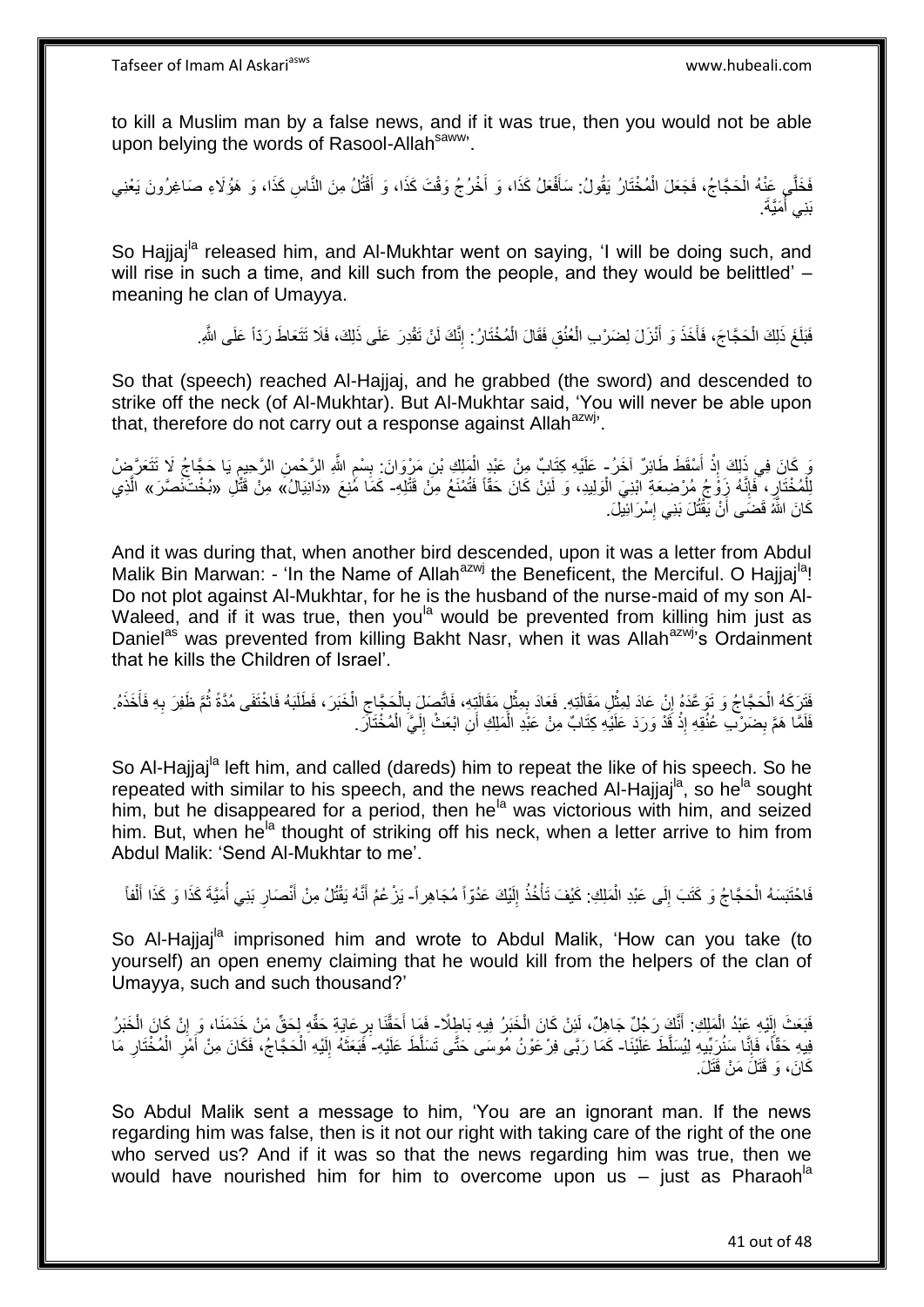to kill a Muslim man by a false news, and if it was true, then you would not be able upon belying the words of Rasool-Allah[saww]'.

فَخَلَّى عَنْهُ الْحَجَّاجُ، فَجَعَلَ الْمُخْتَارُ يَقُولُ: سَأَفْعَلُ كَذَا، وَ أَخْرُجُ وَقْتَ كَذَا، وَ أَقْتُلُ مِنَ النَّاسِ كَذَا، وَ هَؤُلَاءِ صَاغِرُونَ يَعْنِي بَنِي أُمَيَّةَ.

So Hajjaj[la] released him, and Al-Mukhtar went on saying, 'I will be doing such, and will rise in such a time, and kill such from the people, and they would be belittled' – meaning he clan of Umayya.

فَبَلَغَ ذَلِكَ الْحَجَّاجَ، فَأَخَذَ وَ أَنْزَلَ لِضَرْبِ الْعُنُقِ فَقَالَ الْمُخْتَارُ: إِنَّكَ لَنْ تَقْدِرَ عَلَى ذَلِكَ، فَلَا تَتَعَاطَ رَدّاً عَلَى اللَّهِ.

So that (speech) reached Al-Hajjaj, and he grabbed (the sword) and descended to strike off the neck (of Al-Mukhtar). But Al-Mukhtar said, 'You will never be able upon that, therefore do not carry out a response against Allah[azwj]'.

وَ كَانَ فِي ذَلِكَ إِذْ أَسْقَطَ طَائِرٌ آخَرُ- عَلَيْهِ كِتَابٌ مِنْ عَبْدِ الْمَلِكِ بْنِ مَرْوَانَ: بِسْمِ اللَّهِ الرَّحْمنِ الرَّحِيمِ يَا حَجَّاجُ لَا تَتَعَرَّضْ لِلْمُخْتَارِ، فَإِنَّهُ زَوْجُ مُرْضِعَةِ ابْنِيَ الْوَلِيدِ، وَ لَئِنْ كَانَ حَقّاً فَتُمْنَعُ مِنْ قَتْلِهِ- كَمَا مُنِعَ «دَانِيَالُ» مِنْ قَتْلِ «بُخْتَنَصَّرَ» الَّذِي كَانَ اللَّهُ قَضَى أَنْ يَقْتُلَ بَنِي إِسْرَائِيلَ.

And it was during that, when another bird descended, upon it was a letter from Abdul Malik Bin Marwan: - 'In the Name of Allah[azwj] the Beneficent, the Merciful. O Hajjaj[la]! Do not plot against Al-Mukhtar, for he is the husband of the nurse-maid of my son Al-Waleed, and if it was true, then you[la] would be prevented from killing him just as Daniel[as] was prevented from killing Bakht Nasr, when it was Allah[azwj]'s Ordainment that he kills the Children of Israel'.

فَتَرَكَهُ الْحَجَّاجُ وَ تَوَعَّدَهُ إِنْ عَادَ لِمِثْلِ مَقَالَتِهِ. فَعَادَ بِمِثْلِ مَقَالَتِهِ، فَاتَّصَلَ بِالْحَجَّاجِ الْخَبَرُ، فَطَلَبَهُ فَاخْتَفَى مُدَّةً ثُمَّ ظَفِرَ بِهِ فَأَخَذَهُ. فَلَمَّا هَمَّ بِضَرْبِ عُنُقِهِ إِذْ قَدْ وَرَدَ عَلَيْهِ كِتَابٌ مِنْ عَبْدِ الْمَلِكِ أَنِ ابْعَثْ إِلَيَّ الْمُخْتَارَ.

So Al-Hajjaj[la] left him, and called (dareds) him to repeat the like of his speech. So he repeated with similar to his speech, and the news reached Al-Hajjaj[la], so he[la] sought him, but he disappeared for a period, then he[la] was victorious with him, and seized him. But, when he[la] thought of striking off his neck, when a letter arrive to him from Abdul Malik: 'Send Al-Mukhtar to me'.

فَاحْتَبَسَهُ الْحَجَّاجُ وَ كَتَبَ إِلَى عَبْدِ الْمَلِكِ: كَيْفَ تَأْخُذُ إِلَيْكَ عَدُوّاً مُجَاهِراً- يَزْعُمُ أَنَّهُ يَقْتُلُ مِنْ أَنْصَارِ بَنِي أُمَيَّةَ كَذَا وَ كَذَا أَلْفاً

So Al-Hajjaj[la] imprisoned him and wrote to Abdul Malik, 'How can you take (to yourself) an open enemy claiming that he would kill from the helpers of the clan of Umayya, such and such thousand?'

فَبَعَثَ إِلَيْهِ عَبْدُ الْمَلِكِ: أَنَّكَ رَجُلٌ جَاهِلٌ، لَئِنْ كَانَ الْخَبَرُ فِيهِ بَاطِلًا- فَمَا أَحَقَّنَا بِرِعَايَةِ حَقِّهِ لِحَقِّ مَنْ خَدَمَنَا، وَ إِنْ كَانَ الْخَبَرُ فِيهِ حَقّاً، فَإِنَّا سَنُرَبِّيهِ لِيُسَلَّطَ عَلَيْنَا- كَمَا رَبَّى فِرْعَوْنُ مُوسَى حَتَّى تَسَلَّطَ عَلَيْهِ- فَبَعَثَهُ إِلَيْهِ الْحَجَّاجُ، فَكَانَ مِنْ أَمْرِ الْمُخْتَارِ مَا كَانَ، وَ قَتَلَ مَنْ قَتَلَ.

So Abdul Malik sent a message to him, 'You are an ignorant man. If the news regarding him was false, then is it not our right with taking care of the right of the one who served us? And if it was so that the news regarding him was true, then we would have nourished him for him to overcome upon us – just as Pharaoh[la]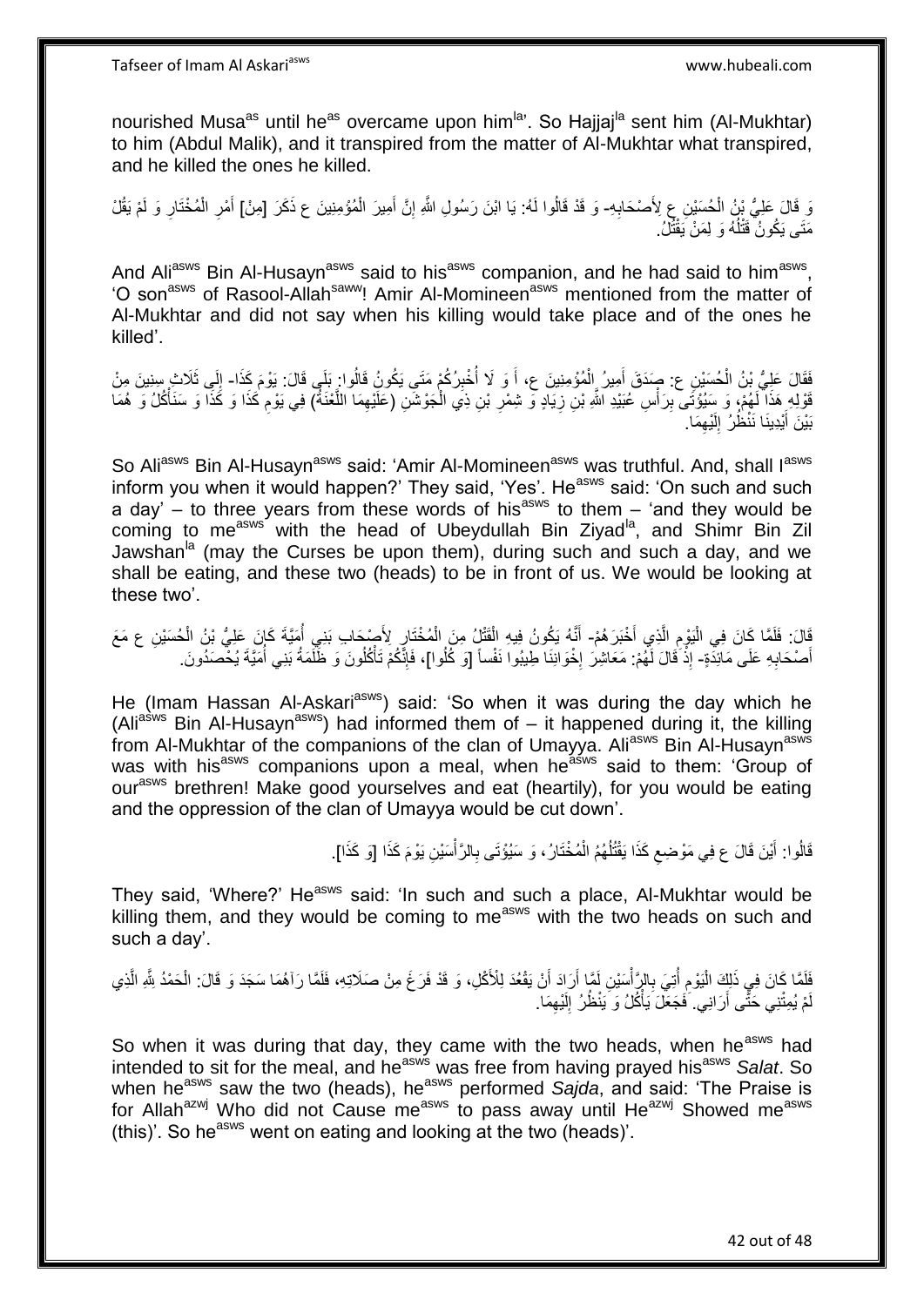nourished Musa[as] until he[as] overcame upon him[la]'. So Hajjaj[la] sent him (Al-Mukhtar) to him (Abdul Malik), and it transpired from the matter of Al-Mukhtar what transpired, and he killed the ones he killed.

وَ قَالَ عَلِيُّ بْنُ الْحُسَيْنِ ع لِأَصْحَابِهِ- وَ قَدْ قَالُوا لَهُ: يَا ابْنَ رَسُولِ اللَّهِ إِنَّ أَمِيرَ الْمُؤْمِنِينَ ع ذَكَرَ [مِنْ] أَمْرِ الْمُخْتَارِ وَ لَمْ يَقُلْ مَتَى يَكُونُ قَتْلُهُ وَ لِمَنْ يَقْتُلُ.

And Ali[asws] Bin Al-Husayn[asws] said to his[asws] companion, and he had said to him[asws], 'O son[asws] of Rasool-Allah[saww]! Amir Al-Momineen[asws] mentioned from the matter of Al-Mukhtar and did not say when his killing would take place and of the ones he killed'.

فَقَالَ عَلِيُّ بْنُ الْحُسَيْنِ ع: صَدَقَ أَمِيرُ الْمُؤْمِنِينَ ع، أَ وَ لَا أُخْبِرُكُمْ مَتَى يَكُونُ قَالُوا: بَلَى قَالَ: يَوْمَ كَذَا- إِلَى ثَلَاثِ سِنِينَ مِنْ قَوْلِهِ هَذَا لَهُمْ- وَ سَيُؤْتَى بِرَأْسِ عُبَيْدِ اللَّهِ بْنِ زِيَادٍ وَ شِمْرِ بْنِ ذِي الْجَوْشَنِ (عَلَيْهِمَا اللَّعْنَةُ) فِي يَوْمِ كَذَا وَ كَذَا وَ سَنَأْكُلُ وَ هُمَا بَيْنَ أَيْدِينَا نَنْظُرُ إِلَيْهِمَا.

So Ali[asws] Bin Al-Husayn[asws] said: 'Amir Al-Momineen[asws] was truthful. And, shall I[asws] inform you when it would happen?' They said, 'Yes'. He[asws] said: 'On such and such a day' – to three years from these words of his[asws] to them – 'and they would be coming to me[asws] with the head of Ubeydullah Bin Ziyad[la], and Shimr Bin Zil Jawshan[la] (may the Curses be upon them), during such and such a day, and we shall be eating, and these two (heads) to be in front of us. We would be looking at these two'.

قَالَ: فَلَمَّا كَانَ فِي الْيَوْمِ الَّذِي أَخْبَرَهُمْ- أَنَّهُ يَكُونُ فِيهِ الْقَتْلُ مِنَ الْمُخْتَارِ لِأَصْحَابِ بَنِي أُمَيَّةَ كَانَ عَلِيُّ بْنُ الْحُسَيْنِ ع مَعَ أَصْحَابِهِ عَلَى مَائِدَةٍ- إِذْ قَالَ لَهُمْ: مَعَاشِرَ إِخْوَانِنَا طِيبُوا نَفْساً [وَ كُلُوا]، فَإِنَّكُمْ تَأْكُلُونَ وَ ظَلَمَةُ بَنِي أُمَيَّةَ يُحْصَدُونَ.

He (Imam Hassan Al-Askari[asws]) said: 'So when it was during the day which he (Ali[asws] Bin Al-Husayn[asws]) had informed them of – it happened during it, the killing from Al-Mukhtar of the companions of the clan of Umayya. Ali[asws] Bin Al-Husayn[asws] was with his[asws] companions upon a meal, when he[asws] said to them: 'Group of our[asws] brethren! Make good yourselves and eat (heartily), for you would be eating and the oppression of the clan of Umayya would be cut down'.

قَالُوا: أَيْنَ قَالَ ع فِي مَوْضِعِ كَذَا يَقْتُلُهُمُ الْمُخْتَارُ، وَ سَيُؤْتَى بِالرَّأْسَيْنِ يَوْمَ كَذَا [وَ كَذَا].

They said, 'Where?' He[asws] said: 'In such and such a place, Al-Mukhtar would be killing them, and they would be coming to me[asws] with the two heads on such and such a day'.

فَلَمَّا كَانَ فِي ذَلِكَ الْيَوْمِ أُتِيَ بِالرَّأْسَيْنِ لَمَّا أَرَادَ أَنْ يَقْعُدَ لِلْأَكْلِ، وَ قَدْ فَرَغَ مِنْ صَلَاتِهِ، فَلَمَّا رَآهُمَا سَجَدَ وَ قَالَ: الْحَمْدُ لِلَّهِ الَّذِي لَمْ يُمِتْنِي حَتَّى أَرَانِي. فَجَعَلَ يَأْكُلُ وَ يَنْظُرُ إِلَيْهِمَا.

So when it was during that day, they came with the two heads, when he[asws] had intended to sit for the meal, and he[asws] was free from having prayed his[asws] *Salat*. So when he[asws] saw the two (heads), he[asws] performed *Sajda*, and said: 'The Praise is for Allah[azwj] Who did not Cause me[asws] to pass away until He[azwj] Showed me[asws] (this)'. So he[asws] went on eating and looking at the two (heads)'.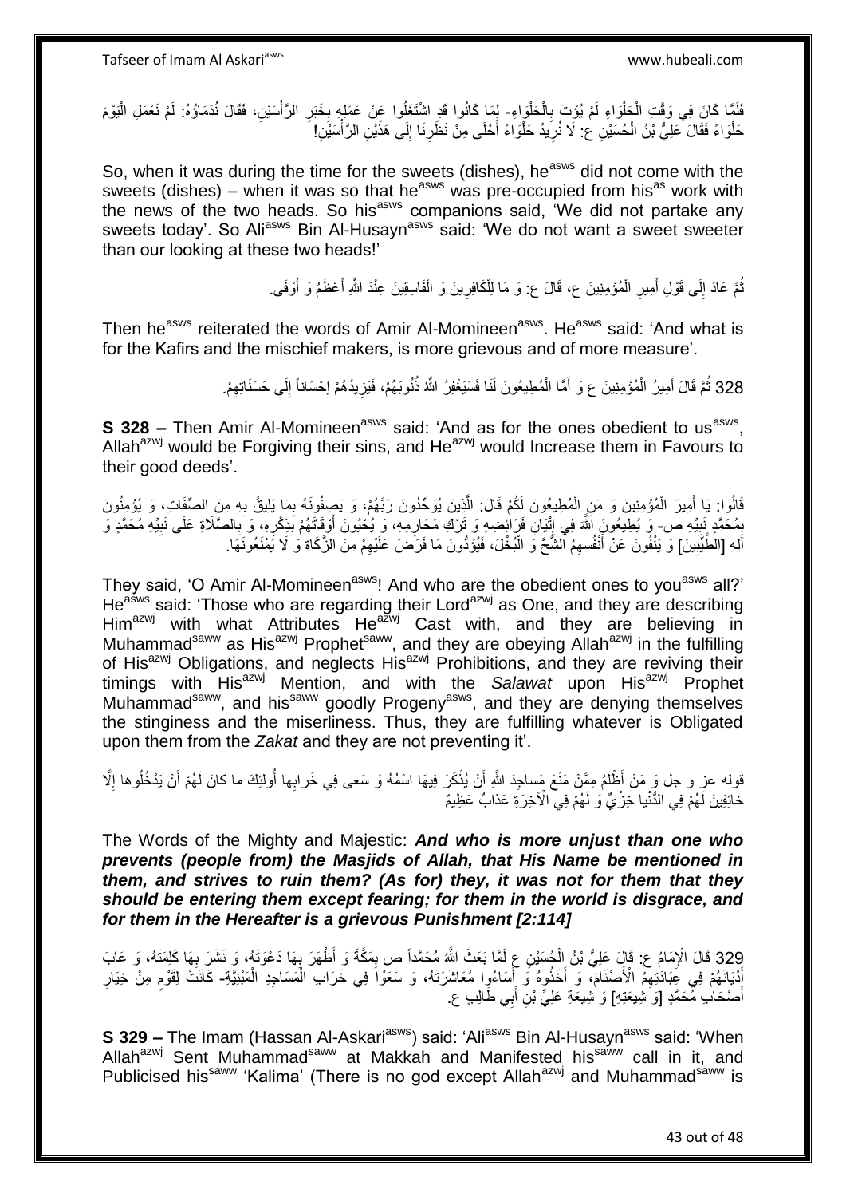فَلَمَّا كَانَ فِي وَقْتِ الْحَلْوَاءِ لَمْ يُؤْتَ بِالْحَلْوَاءِ- لِمَا كَانُوا قَدِ اشْتَغَلُوا عَنْ عَمَلِهِ بِخَبَرِ الرَّأْسَيْنِ، فَقَالَ نُدَمَاؤُهُ: لَمْ نَعْمَلِ الْيَوْمَ حَلْوَاءَ فَقَالَ عَلِيُّ بْنُ الْحُسَيْنِ ع: لَا نُرِيدُ حَلْوَاءَ أَحْلَى مِنْ نَظَرِنَا إِلَى هَذَيْنِ الرَّأْسَيْنِ!

So, when it was during the time for the sweets (dishes), he[asws] did not come with the sweets (dishes) – when it was so that he[asws] was pre-occupied from his[as] work with the news of the two heads. So his[asws] companions said, 'We did not partake any sweets today'. So Ali[asws] Bin Al-Husayn[asws] said: 'We do not want a sweet sweeter than our looking at these two heads!'

ثُمَّ عَادَ إِلَى قَوْلِ أَمِيرِ الْمُؤْمِنِينَ ع، قَالَ ع: وَ مَا لِلْكَافِرِينَ وَ الْفَاسِقِينَ عِنْدَ اللَّهِ أَعْظَمُ وَ أَوْفَى.

Then he[asws] reiterated the words of Amir Al-Momineen[asws]. He[asws] said: 'And what is for the Kafirs and the mischief makers, is more grievous and of more measure'.

328 ثُمَّ قَالَ أَمِيرُ الْمُؤْمِنِينَ ع وَ أَمَّا الْمُطِيعُونَ لَنَا فَسَيَغْفِرُ اللَّهُ ذُنُوبَهُمْ، فَيَزِيدُهُمْ إِحْسَاناً إِلَى حَسَنَاتِهِمْ.

**S 328 –** Then Amir Al-Momineen[asws] said: 'And as for the ones obedient to us[asws], Allah[azwj] would be Forgiving their sins, and He[azwj] would Increase them in Favours to their good deeds'.

قَالُوا: يَا أَمِيرَ الْمُؤْمِنِينَ وَ مَنِ الْمُطِيعُونَ لَكُمْ قَالَ: الَّذِينَ يُوَحِّدُونَ رَبَّهُمْ، وَ يَصِفُونَهُ بِمَا يَلِيقُ بِهِ مِنَ الصِّفَاتِ، وَ يُؤْمِنُونَ بِمُحَمَّدٍ نَبِيِّهِ ص- وَ يُطِيعُونَ اللَّهَ فِي إِتْيَانِ فَرَائِضِهِ وَ تَرْكِ مَحَارِمِهِ، وَ يُحْيُونَ أَوْقَاتَهُمْ بِذِكْرِهِ، وَ بِالصَّلَاةِ عَلَى نَبِيِّهِ مُحَمَّدٍ وَ آلِهِ [الطَّيِّبِينَ] وَ يَنْفُونَ عَنْ أَنْفُسِهِمُ الشُّحَّ وَ الْبُخْلَ، فَيُؤَدُّونَ مَا فَرَضَ عَلَيْهِمْ مِنَ الزَّكَاةِ وَ لَا يَمْنَعُونَهَا.

They said, 'O Amir Al-Momineen[asws]! And who are the obedient ones to you[asws] all?' He[asws] said: 'Those who are regarding their Lord[azwj] as One, and they are describing Him[azwj] with what Attributes He[azwj] Cast with, and they are believing in Muhammad[saww] as His[azwj] Prophet[saww], and they are obeying Allah[azwj] in the fulfilling of His[azwj] Obligations, and neglects His[azwj] Prohibitions, and they are reviving their timings with His[azwj] Mention, and with the *Salawat* upon His[azwj] Prophet Muhammad[saww], and his[saww] goodly Progeny[asws], and they are denying themselves the stinginess and the miserliness. Thus, they are fulfilling whatever is Obligated upon them from the *Zakat* and they are not preventing it'.

قوله عز و جل وَ مَنْ أَظْلَمُ مِمَّنْ مَنَعَ مَساجِدَ اللَّهِ أَنْ يُذْكَرَ فِيهَا اسْمُهُ وَ سَعى فِي خَرابِها أُولئِكَ ما كانَ لَهُمْ أَنْ يَدْخُلُوها إِلَّا خائِفِينَ لَهُمْ فِي الدُّنْيا خِزْيٌ وَ لَهُمْ فِي الْآخِرَةِ عَذابٌ عَظِيمٌ

The Words of the Mighty and Majestic: ***And who is more unjust than one who prevents (people from) the Masjids of Allah, that His Name be mentioned in them, and strives to ruin them? (As for) they, it was not for them that they should be entering them except fearing; for them in the world is disgrace, and for them in the Hereafter is a grievous Punishment [2:114]***

329 قَالَ الْإِمَامُ ع: قَالَ عَلِيُّ بْنُ الْحُسَيْنِ ع لَمَّا بَعَثَ اللَّهُ مُحَمَّداً ص بِمَكَّةَ وَ أَظْهَرَ بِهَا دَعْوَتَهُ، وَ نَشَرَ بِهَا كَلِمَتَهُ، وَ عَابَ أَدْيَانَهُمْ فِي عِبَادَتِهِمُ الْأَصْنَامَ، وَ أَخَذُوهُ وَ أَسَاءُوا مُعَاشَرَتَهُ، وَ سَعَوْا فِي خَرَابِ الْمَسَاجِدِ الْمَبْنِيَّةِ- كَانَتْ لِقَوْمٍ مِنْ خِيَارِ أَصْحَابِ مُحَمَّدٍ [وَ شِيعَتِهِ] وَ شِيعَةِ عَلِيِّ بْنِ أَبِي طَالِبٍ ع.

**S 329 –** The Imam (Hassan Al-Askari[asws]) said: 'Ali[asws] Bin Al-Husayn[asws] said: 'When Allah[azwj] Sent Muhammad[saww] at Makkah and Manifested his[saww] call in it, and Publicised his[saww] 'Kalima' (There is no god except Allah[azwj] and Muhammad[saww] is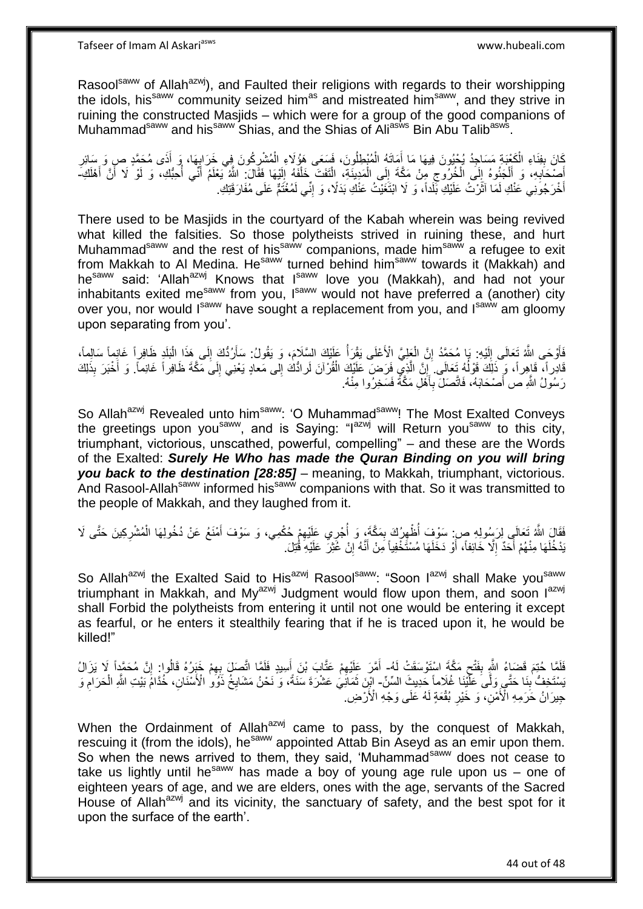Rasool[saww] of Allah[azwj]), and Faulted their religions with regards to their worshipping the idols, his[saww] community seized him[as] and mistreated him[saww], and they strive in ruining the constructed Masjids – which were for a group of the good companions of Muhammad[saww] and his[saww] Shias, and the Shias of Ali[asws] Bin Abu Talib[asws].

كَانَ بِفِنَاءِ الْكَعْبَةِ مَسَاجِدُ يُحْيُونَ فِيهَا مَا أَمَاتَهُ الْمُبْطِلُونَ، فَسَعَى هَؤُلَاءِ الْمُشْرِكُونَ فِي خَرَابِهَا، وَ أَذَى مُحَمَّدٍ ص وَ سَائِرِ أَصْحَابِهِ، وَ أَلْجَئُوهُ إِلَى الْخُرُوجِ مِنْ مَكَّةَ إِلَى الْمَدِينَةِ، الْتَفَتَ خَلْفَهُ إِلَيْهَا فَقَالَ: اللَّهُ يَعْلَمُ أَنِّي أُحِبُّكِ، وَ لَوْ لَا أَنَّ أَهْلَكِ- أَخْرَجُونِي عَنْكِ لَمَا آثَرْتُ عَلَيْكِ بَلَداً، وَ لَا ابْتَغَيْتُ عَنْكِ بَدَلًا، وَ إِنِّي لَمُغْتَمٌّ عَلَى مُفَارَقَتِكِ.

There used to be Masjids in the courtyard of the Kabah wherein was being revived what killed the falsities. So those polytheists strived in ruining these, and hurt Muhammad[saww] and the rest of his[saww] companions, made him[saww] a refugee to exit from Makkah to Al Medina. He[saww] turned behind him[saww] towards it (Makkah) and he[saww] said: 'Allah[azwj] Knows that I[saww] love you (Makkah), and had not your inhabitants exited me[saww] from you, I[saww] would not have preferred a (another) city over you, nor would I[saww] have sought a replacement from you, and I[saww] am gloomy upon separating from you'.

فَأَوْحَى اللَّهُ تَعَالَى إِلَيْهِ: يَا مُحَمَّدُ إِنَّ الْعَلِيَّ الْأَعْلَى يَقْرَأُ عَلَيْكَ السَّلَامَ، وَ يَقُولُ: سَأَرُدُّكَ إِلَى هَذَا الْبَلَدِ ظَافِراً غَانِماً سَالِماً، قَادِراً، قَاهِراً، وَ ذَلِكَ قَوْلُهُ تَعَالَى. إِنَّ الَّذِي فَرَضَ عَلَيْكَ الْقُرْآنَ لَرادُّكَ إِلى مَعادٍ يَعْنِي إِلَى مَكَّةَ ظَافِراً غَانِماً. وَ أَخْبَرَ بِذَلِكَ رَسُولُ اللَّهِ ص أَصْحَابَهُ، فَاتَّصَلَ بِأَهْلِ مَكَّةَ فَسَخِرُوا مِنْهُ.

So Allah[azwj] Revealed unto him[saww]: 'O Muhammad[saww]! The Most Exalted Conveys the greetings upon you[saww], and is Saying: "I[azwj] will Return you[saww] to this city, triumphant, victorious, unscathed, powerful, compelling" – and these are the Words of the Exalted: ***Surely He Who has made the Quran Binding on you will bring you back to the destination [28:85]*** – meaning, to Makkah, triumphant, victorious. And Rasool-Allah[saww] informed his[saww] companions with that. So it was transmitted to the people of Makkah, and they laughed from it.

فَقَالَ اللَّهُ تَعَالَى لِرَسُولِهِ ص: سَوْفَ أُظْهِرُكَ بِمَكَّةَ، وَ أُجْرِي عَلَيْهِمْ حُكْمِي، وَ سَوْفَ أَمْنَعُ عَنْ دُخُولِهَا الْمُشْرِكِينَ حَتَّى لَا يَدْخُلَهَا مِنْهُمْ أَحَدٌ إِلَّا خَائِفاً، أَوْ دَخَلَهَا مُسْتَخْفِياً مِنْ أَنَّهُ إِنْ عُثِرَ عَلَيْهِ قُتِلَ.

So Allah[azwj] the Exalted Said to His[azwj] Rasool[saww]: "Soon I[azwj] shall Make you[saww] triumphant in Makkah, and My[azwj] Judgment would flow upon them, and soon I[azwj] shall Forbid the polytheists from entering it until not one would be entering it except as fearful, or he enters it stealthily fearing that if he is traced upon it, he would be killed!"

فَلَمَّا حُتِمَ قَضَاءُ اللَّهِ بِفَتْحِ مَكَّةَ اسْتَوْسَقَتْ لَهُ- أَمَّرَ عَلَيْهِمْ عَتَّابَ بْنَ أَسِيدٍ فَلَمَّا اتَّصَلَ بِهِمْ خَبَرُهُ قَالُوا: إِنَّ مُحَمَّداً لَا يَزَالُ يَسْتَخِفُّ بِنَا حَتَّى وَلَّى عَلَيْنَا غُلَاماً حَدِيثَ السِّنِّ- ابْنَ ثَمَانِيَ عَشْرَةَ سَنَةً، وَ نَحْنُ مَشَايِخُ ذَوُو الْأَسْنَانِ، خُدَّامُ بَيْتِ اللَّهِ الْحَرَامِ وَ جِيرَانُ حَرَمِهِ الْآمِنِ، وَ خَيْرِ بُقْعَةٍ لَهُ عَلَى وَجْهِ الْأَرْضِ.

When the Ordainment of Allah[azwj] came to pass, by the conquest of Makkah, rescuing it (from the idols), he[saww] appointed Attab Bin Aseyd as an emir upon them. So when the news arrived to them, they said, 'Muhammad[saww] does not cease to take us lightly until he[saww] has made a boy of young age rule upon us – one of eighteen years of age, and we are elders, ones with the age, servants of the Sacred House of Allah[azwj] and its vicinity, the sanctuary of safety, and the best spot for it upon the surface of the earth'.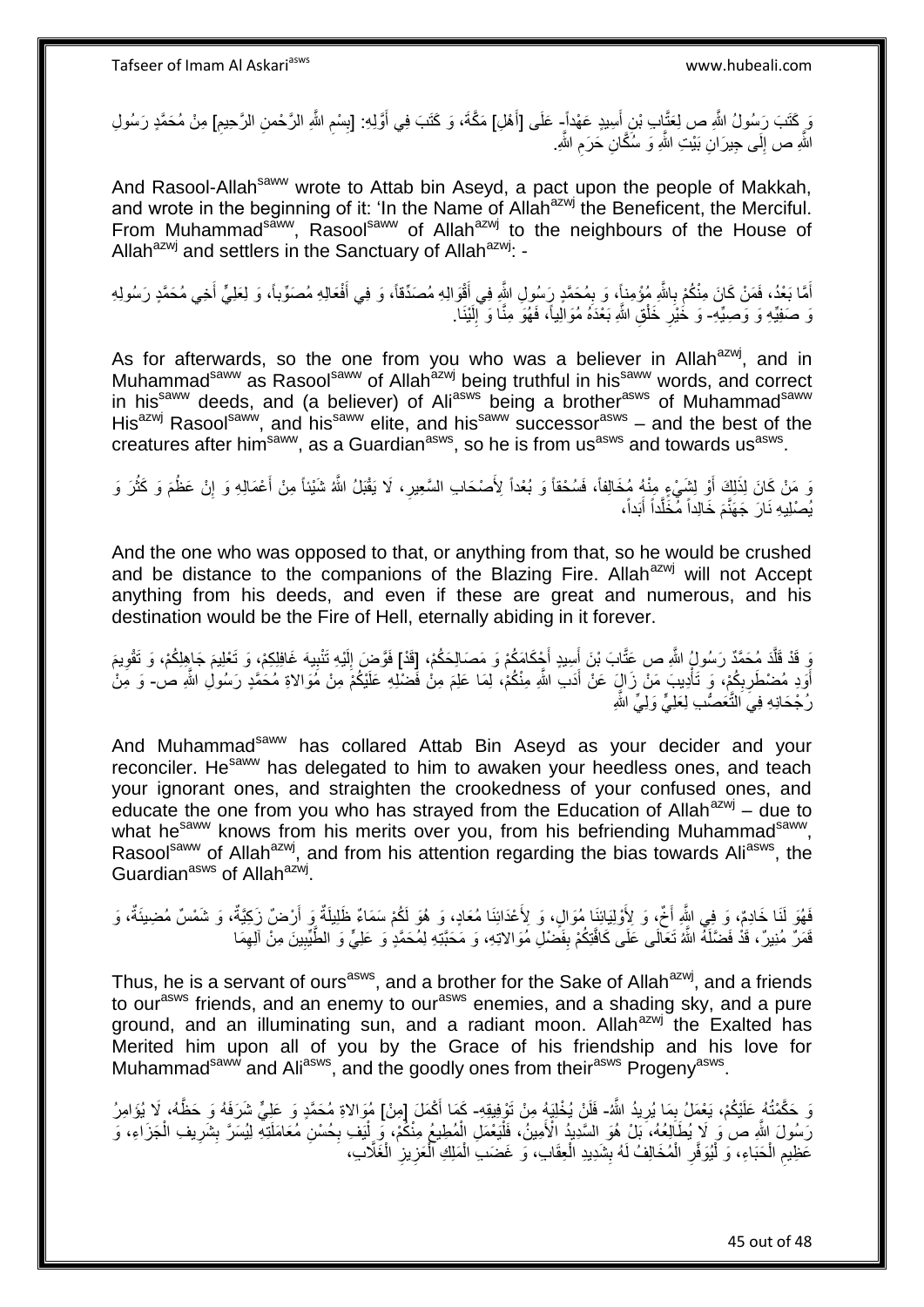وَ كَتَبَ رَسُولُ اللَّهِ ص لِعَتَّابِ بْنِ أَسِيدٍ عَهْداً- عَلَى [أَهْلِ] مَكَّةَ، وَ كَتَبَ فِي أَوَّلِهِ: [بِسْمِ اللَّهِ الرَّحْمنِ الرَّحِيمِ] مِنْ مُحَمَّدٍ رَسُولِ اللَّهِ ص إِلَى جِيرَانِ بَيْتِ اللَّهِ وَ سُكَّانِ حَرَمِ اللَّهِ.

And Rasool-Allah[saww] wrote to Attab bin Aseyd, a pact upon the people of Makkah, and wrote in the beginning of it: 'In the Name of Allah[azwj] the Beneficent, the Merciful. From Muhammad[saww], Rasool[saww] of Allah[azwj] to the neighbours of the House of Allah[azwj] and settlers in the Sanctuary of Allah[azwj]: -

أَمَّا بَعْدُ، فَمَنْ كَانَ مِنْكُمْ بِاللَّهِ مُؤْمِناً، وَ بِمُحَمَّدٍ رَسُولِ اللَّهِ فِي أَقْوَالِهِ مُصَدِّقاً، وَ فِي أَفْعَالِهِ مُصَوِّباً، وَ لِعَلِيٍّ أَخِي مُحَمَّدٍ رَسُولِهِ وَ صَفِيِّهِ وَ وَصِيِّهِ- وَ خَيْرِ خَلْقِ اللَّهِ بَعْدَهُ مُوَالِياً، فَهُوَ مِنَّا وَ إِلَيْنَا.

As for afterwards, so the one from you who was a believer in Allah[azwj], and in Muhammad[saww] as Rasool[saww] of Allah[azwj] being truthful in his[saww] words, and correct in his[saww] deeds, and (a believer) of Ali[asws] being a brother[asws] of Muhammad[saww] His[azwj] Rasool[saww], and his[saww] elite, and his[saww] successor[asws] – and the best of the creatures after him[saww], as a Guardian[asws], so he is from us[asws] and towards us[asws].

وَ مَنْ كَانَ لِذَلِكَ أَوْ لِشَيْءٍ مِنْهُ مُخَالِفاً، فَسُحْقاً وَ بُعْداً لِأَصْحَابِ السَّعِيرِ، لَا يَقْبَلُ اللَّهُ شَيْئاً مِنْ أَعْمَالِهِ وَ إِنْ عَظُمَ وَ كَثُرَ وَ يُصْلِيهِ نَارَ جَهَنَّمَ خَالِداً مُخَلَّداً أَبَداً،

And the one who was opposed to that, or anything from that, so he would be crushed and be distance to the companions of the Blazing Fire. Allah[azwj] will not Accept anything from his deeds, and even if these are great and numerous, and his destination would be the Fire of Hell, eternally abiding in it forever.

وَ قَدْ قَلَّدَ مُحَمَّدٌ رَسُولُ اللَّهِ ص عَتَّابَ بْنَ أَسِيدٍ أَحْكَامَكُمْ وَ مَصَالِحَكُمْ، [قَدْ] فَوَّضَ إِلَيْهِ تَنْبِيهَ غَافِلِكُمْ، وَ تَعْلِيمَ جَاهِلِكُمْ، وَ تَقْوِيمَ أَوَدِ مُضْطَرِبِكُمْ، وَ تَأْدِيبَ مَنْ زَالَ عَنْ أَدَبِ اللَّهِ مِنْكُمْ، لِمَا عَلِمَ مِنْ فَضْلِهِ عَلَيْكُمْ مِنْ مُوَالاةِ مُحَمَّدٍ رَسُولِ اللَّهِ ص- وَ مِنْ رُجْحَانِهِ فِي التَّعَصُّبِ لِعَلِيٍّ وَلِيِّ اللَّهِ

And Muhammad[saww] has collared Attab Bin Aseyd as your decider and your reconciler. He[saww] has delegated to him to awaken your heedless ones, and teach your ignorant ones, and straighten the crookedness of your confused ones, and educate the one from you who has strayed from the Education of Allah[azwj] – due to what he[saww] knows from his merits over you, from his befriending Muhammad[saww], Rasool[saww] of Allah[azwj], and from his attention regarding the bias towards Ali[asws], the Guardian[asws] of Allah[azwj].

فَهُوَ لَنَا خَادِمٌ، وَ فِي اللَّهِ أَخٌ، وَ لِأَوْلِيَائِنَا مُوَالٍ، وَ لِأَعْدَائِنَا مُعَادٍ، وَ هُوَ لَكُمْ سَمَاءٌ ظَلِيلَةٌ وَ أَرْضٌ زَكِيَّةٌ، وَ شَمْسٌ مُضِيئَةٌ، وَ قَمَرٌ مُنِيرٌ، قَدْ فَضَّلَهُ اللَّهُ تَعَالَى عَلَى كَافَّتِكُمْ بِفَضْلِ مُوَالاتِهِ، وَ مَحَبَّتِهِ لِمُحَمَّدٍ وَ عَلِيٍّ وَ الطَّيِّبِينَ مِنْ آلِهِمَا

Thus, he is a servant of ours[asws], and a brother for the Sake of Allah[azwj], and a friends to our[asws] friends, and an enemy to our[asws] enemies, and a shading sky, and a pure ground, and an illuminating sun, and a radiant moon. Allah[azwj] the Exalted has Merited him upon all of you by the Grace of his friendship and his love for Muhammad[saww] and Ali[asws], and the goodly ones from their[asws] Progeny[asws].

وَ حَكَّمْتُهُ عَلَيْكُمْ، يَعْمَلُ بِمَا يُرِيدُ اللَّهُ- فَلَنْ يُخْلِيَهُ مِنْ تَوْفِيقِهِ- كَمَا أَكْمَلَ [مِنْ] مُوَالاةِ مُحَمَّدٍ وَ عَلِيٍّ شَرَفَهُ وَ حَظَّهُ، لَا يُؤَامِرُ رَسُولَ اللَّهِ ص وَ لَا يُطَالِعُهُ، بَلْ هُوَ السَّدِيدُ الْأَمِينُ، فَلْيَعْمَلِ الْمُطِيعُ مِنْكُمْ، وَ لْيَفِ بِحُسْنِ مُعَامَلَتِهِ لِيُسَرَّ بِشَرِيفِ الْجَزَاءِ، وَ عَظِيمِ الْحِبَاءِ، وَ لْيَتَوَفَّرِ الْمُخَالِفُ لَهُ بِشَدِيدِ الْعِقَابِ، وَ غَضَبِ الْمَلِكِ الْعَزِيزِ الْغَلَّابِ،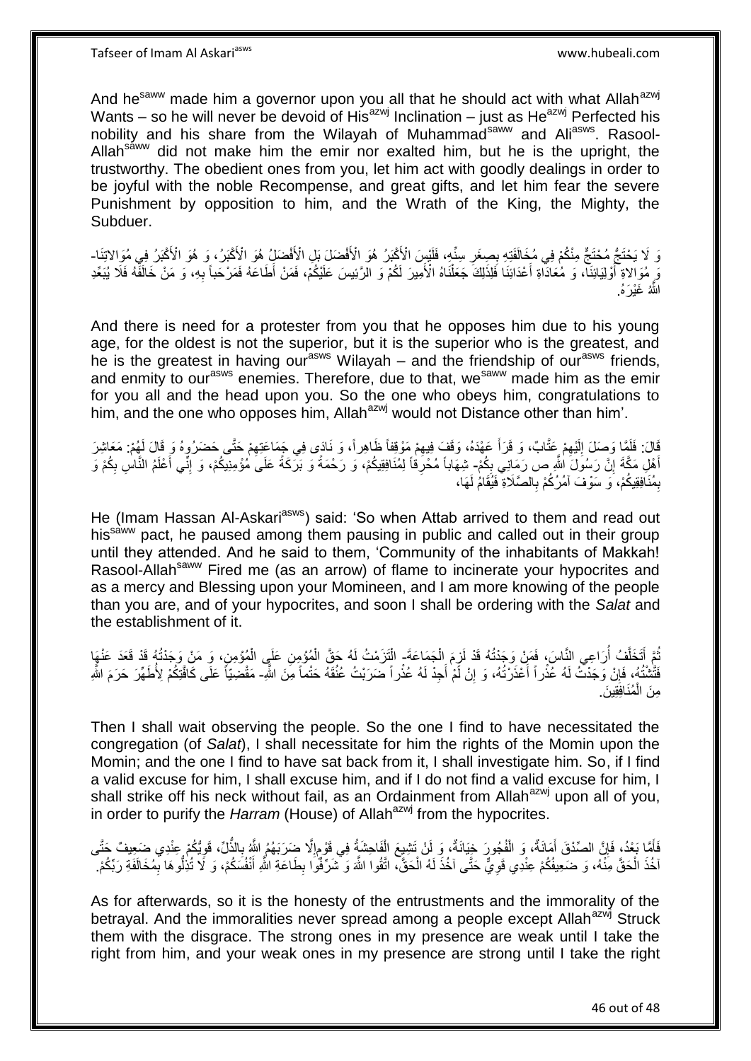And he[saww] made him a governor upon you all that he should act with what Allah[azwj] Wants – so he will never be devoid of His[azwj] Inclination – just as He[azwj] Perfected his nobility and his share from the Wilayah of Muhammad[saww] and Ali[asws]. Rasool-Allah[saww] did not make him the emir nor exalted him, but he is the upright, the trustworthy. The obedient ones from you, let him act with goodly dealings in order to be joyful with the noble Recompense, and great gifts, and let him fear the severe Punishment by opposition to him, and the Wrath of the King, the Mighty, the Subduer.

وَ لَا يَحْتَجُّ مُحْتَجٌّ مِنْكُمْ فِي مُخَالَفَتِهِ بِصِغَرِ سِنِّهِ، فَلَيْسَ الْأَكْبَرُ هُوَ الْأَفْضَلَ بَلِ الْأَفْضَلُ هُوَ الْأَكْبَرُ، وَ هُوَ الْأَكْبَرُ فِي مُوَالاتِنَا- وَ مُوَالاةِ أَوْلِيَائِنَا، وَ مُعَادَاةِ أَعْدَائِنَا فَلِذَلِكَ جَعَلْنَاهُ الْأَمِيرَ لَكُمْ وَ الرَّئِيسَ عَلَيْكُمْ، فَمَنْ أَطَاعَهُ فَمَرْحَباً بِهِ، وَ مَنْ خَالَفَهُ فَلَا يُبْعِدِ اللَّهُ غَيْرَهُ.

And there is need for a protester from you that he opposes him due to his young age, for the oldest is not the superior, but it is the superior who is the greatest, and he is the greatest in having our[asws] Wilayah – and the friendship of our[asws] friends, and enmity to our[asws] enemies. Therefore, due to that, we[saww] made him as the emir for you all and the head upon you. So the one who obeys him, congratulations to him, and the one who opposes him, Allah[azwj] would not Distance other than him'.

قَالَ: فَلَمَّا وَصَلَ إِلَيْهِمْ عَتَّابٌ، وَ قَرَأَ عَهْدَهُ، وَقَفَ فِيهِمْ مَوْقِفاً ظَاهِراً، وَ نَادَى فِي جَمَاعَتِهِمْ حَتَّى حَضَرُوهُ وَ قَالَ لَهُمْ: مَعَاشِرَ أَهْلِ مَكَّةَ إِنَّ رَسُولَ اللَّهِ ص رَمَانِي بِكُمْ- شِهَاباً مُحْرِقاً لِمُنَافِقِيكُمْ، وَ رَحْمَةً وَ بَرَكَةً عَلَى مُؤْمِنِيكُمْ، وَ إِنِّي أَعْلَمُ النَّاسِ بِكُمْ وَ بِمُنَافِقِيكُمْ، وَ سَوْفَ آمُرُكُمْ بِالصَّلَاةِ فَيُقَامُ لَهَا،

He (Imam Hassan Al-Askari[asws]) said: 'So when Attab arrived to them and read out his[saww] pact, he paused among them pausing in public and called out in their group until they attended. And he said to them, 'Community of the inhabitants of Makkah! Rasool-Allah[saww] Fired me (as an arrow) of flame to incinerate your hypocrites and as a mercy and Blessing upon your Momineen, and I am more knowing of the people than you are, and of your hypocrites, and soon I shall be ordering with the *Salat* and the establishment of it.

ثُمَّ أَتَخَلَّفُ أُرَاعِي النَّاسَ، فَمَنْ وَجَدْتُهُ قَدْ لَزِمَ الْجَمَاعَةَ- الْتَزَمْتُ لَهُ حَقَّ الْمُؤْمِنِ عَلَى الْمُؤْمِنِ، وَ مَنْ وَجَدْتُهُ قَدْ قَعَدَ عَنْهَا فَتَّشْتُهُ، فَإِنْ وَجَدْتُ لَهُ عُذْراً أَعْذَرْتُهُ، وَ إِنْ لَمْ أَجِدْ لَهُ عُذْراً ضَرَبْتُ عُنُقَهُ حَتْماً مِنَ اللَّهِ- مَقْضِيّاً عَلَى كَافَّتِكُمْ لِأُطَهِّرَ حَرَمَ اللَّهِ مِنَ الْمُنَافِقِينَ.

Then I shall wait observing the people. So the one I find to have necessitated the congregation (of *Salat*), I shall necessitate for him the rights of the Momin upon the Momin; and the one I find to have sat back from it, I shall investigate him. So, if I find a valid excuse for him, I shall excuse him, and if I do not find a valid excuse for him, I shall strike off his neck without fail, as an Ordainment from Allah[azwj] upon all of you, in order to purify the *Harram* (House) of Allah[azwj] from the hypocrites.

فَأَمَّا بَعْدُ، فَإِنَّ الصِّدْقَ أَمَانَةٌ، وَ الْفُجُورَ خِيَانَةٌ، وَ لَنْ تَشِيعَ الْفَاحِشَةُ فِي قَوْمٍ إِلَّا ضَرَبَهُمُ اللَّهُ بِالذُّلِّ، قَوِيُّكُمْ عِنْدِي ضَعِيفٌ حَتَّى آخُذَ الْحَقَّ مِنْهُ، وَ ضَعِيفُكُمْ عِنْدِي قَوِيٌّ حَتَّى آخُذَ لَهُ الْحَقَّ، اتَّقُوا اللَّهَ وَ شَرِّفُوا بِطَاعَةِ اللَّهِ أَنْفُسَكُمْ، وَ لَا تُذِلُّوهَا بِمُخَالَفَةِ رَبِّكُمْ.

As for afterwards, so it is the honesty of the entrustments and the immorality of the betrayal. And the immoralities never spread among a people except Allah[azwj] Struck them with the disgrace. The strong ones in my presence are weak until I take the right from him, and your weak ones in my presence are strong until I take the right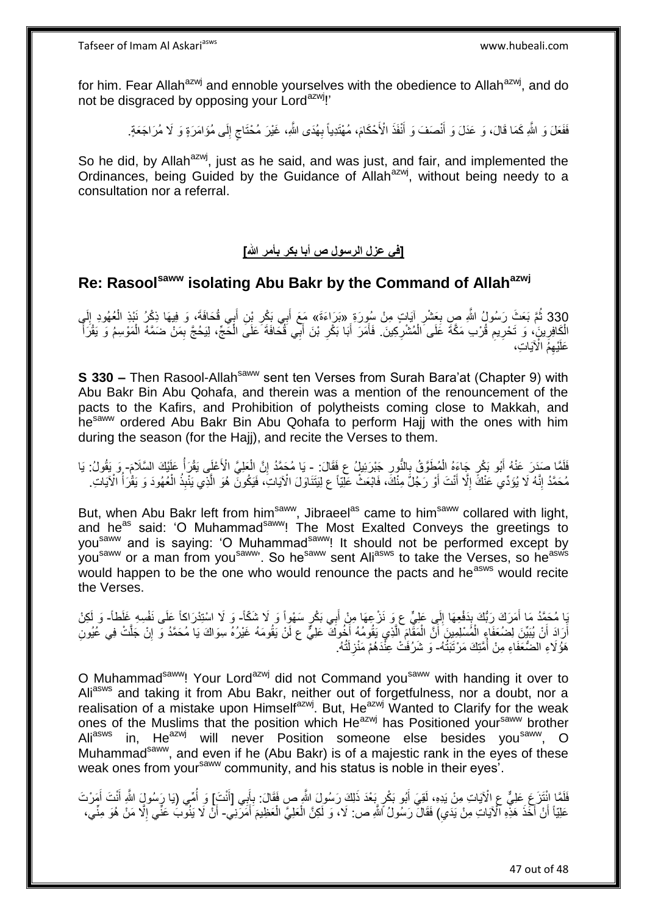for him. Fear Allah[azwj] and ennoble yourselves with the obedience to Allah[azwj], and do not be disgraced by opposing your Lord[azwj]!'

فَفَعَلَ وَ اللَّهِ كَمَا قَالَ، وَ عَدَلَ وَ أَنْصَفَ وَ أَنْفَذَ الْأَحْكَامَ، مُهْتَدِياً بِهُدَى اللَّهِ، غَيْرَ مُحْتَاجٍ إِلَى مُؤَامَرَةٍ وَ لَا مُرَاجَعَةٍ.

So he did, by Allah[azwj], just as he said, and was just, and fair, and implemented the Ordinances, being Guided by the Guidance of Allah[azwj], without being needy to a consultation nor a referral.

## [فِي عزل الرسول ص أبا بكر بأمر الله]

## Re: Rasool[saww] isolating Abu Bakr by the Command of Allah[azwj]

330 ثُمَّ بَعَثَ رَسُولُ اللَّهِ ص بِعَشْرِ آيَاتٍ مِنْ سُورَةِ «بَرَاءَةٌ» مَعَ أَبِي بَكْرِ بْنِ أَبِي قُحَافَةَ، وَ فِيهَا ذِكْرُ نَبْذِ الْعُهُودِ إِلَى الْكَافِرِينَ، وَ تَحْرِيمِ قُرْبِ مَكَّةَ عَلَى الْمُشْرِكِينَ. فَأَمَرَ أَبَا بَكْرِ بْنَ أَبِي قُحَافَةَ عَلَى الْحَجِّ، لِيَحُجَّ بِمَنْ ضَمَّهُ الْمَوْسِمُ وَ يَقْرَأَ عَلَيْهِمُ الْآيَاتِ،

**S 330 –** Then Rasool-Allah[saww] sent ten Verses from Surah Bara'at (Chapter 9) with Abu Bakr Bin Abu Qohafa, and therein was a mention of the renouncement of the pacts to the Kafirs, and Prohibition of polytheists coming close to Makkah, and he[saww] ordered Abu Bakr Bin Abu Qohafa to perform Hajj with the ones with him during the season (for the Hajj), and recite the Verses to them.

فَلَمَّا صَدَرَ عَنْهُ أَبُو بَكْرٍ جَاءَهُ الْمُطَوَّقُ بِالنُّورِ جَبْرَئِيلُ ع فَقَالَ: - يَا مُحَمَّدُ إِنَّ الْعَلِيَّ الْأَعْلَى يَقْرَأُ عَلَيْكَ السَّلَامَ- وَ يَقُولُ: يَا مُحَمَّدُ إِنَّهُ لَا يُؤَدِّي عَنْكَ إِلَّا أَنْتَ أَوْ رَجُلٌ مِنْكَ، فَابْعَثْ عَلِيّاً ع لِيَتَنَاوَلَ الْآيَاتِ، فَيَكُونَ هُوَ الَّذِي يَنْبِذُ الْعُهُودَ وَ يَقْرَأُ الْآيَاتِ.

But, when Abu Bakr left from him[saww], Jibraeel[as] came to him[saww] collared with light, and he[as] said: 'O Muhammad[saww]! The Most Exalted Conveys the greetings to you[saww] and is saying: 'O Muhammad[saww]! It should not be performed except by you[saww] or a man from you[saww]'. So he[saww] sent Ali[asws] to take the Verses, so he[asws] would happen to be the one who would renounce the pacts and he[asws] would recite the Verses.

يَا مُحَمَّدُ مَا أَمَرَكَ رَبُّكَ بِدَفْعِهَا إِلَى عَلِيٍّ ع وَ نَزْعِهَا مِنْ أَبِي بَكْرٍ سَهْواً وَ لَا شَكّاً- وَ لَا اسْتِدْرَاكاً عَلَى نَفْسِهِ غَلَطاً- وَ لَكِنْ أَرَادَ أَنْ يُبَيِّنَ لِضُعَفَاءِ الْمُسْلِمِينَ أَنَّ الْمَقَامَ الَّذِي يَقُومُهُ أَخُوكَ عَلِيٌّ ع لَنْ يَقُومَهُ غَيْرُهُ سِوَاكَ يَا مُحَمَّدُ وَ إِنْ جَلَّتْ فِي عُيُونِ هَؤُلَاءِ الضُّعَفَاءِ مِنْ أُمَّتِكَ مَرْتَبَتُهُ- وَ شَرُفَتْ عِنْدَهُمْ مَنْزِلَتُهُ.

O Muhammad[saww]! Your Lord[azwj] did not Command you[saww] with handing it over to Ali[asws] and taking it from Abu Bakr, neither out of forgetfulness, nor a doubt, nor a realisation of a mistake upon Himself[azwj]. But, He[azwj] Wanted to Clarify for the weak ones of the Muslims that the position which He[azwj] has Positioned your[saww] brother Ali[asws] in, He[azwj] will never Position someone else besides you[saww], O Muhammad[saww], and even if he (Abu Bakr) is of a majestic rank in the eyes of these weak ones from your[saww] community, and his status is noble in their eyes'.

فَلَمَّا انْتَزَعَ عَلِيٌّ ع الْآيَاتِ مِنْ يَدِهِ، لَقِيَ أَبُو بَكْرٍ بَعْدَ ذَلِكَ رَسُولَ اللَّهِ ص فَقَالَ: بِأَبِي [أَنْتَ] وَ أُمِّي (يَا رَسُولَ اللَّهِ أَنْتَ أَمَرْتَ عَلِيّاً أَنْ أَخَذَ هَذِهِ الْآيَاتِ مِنْ يَدِي) فَقَالَ رَسُولُ اللَّهِ ص: لَا، وَ لَكِنَّ الْعَلِيَّ الْعَظِيمَ أَمَرَنِي- أَنْ لَا يَنُوبَ عَنِّي إِلَّا مَنْ هُوَ مِنِّي،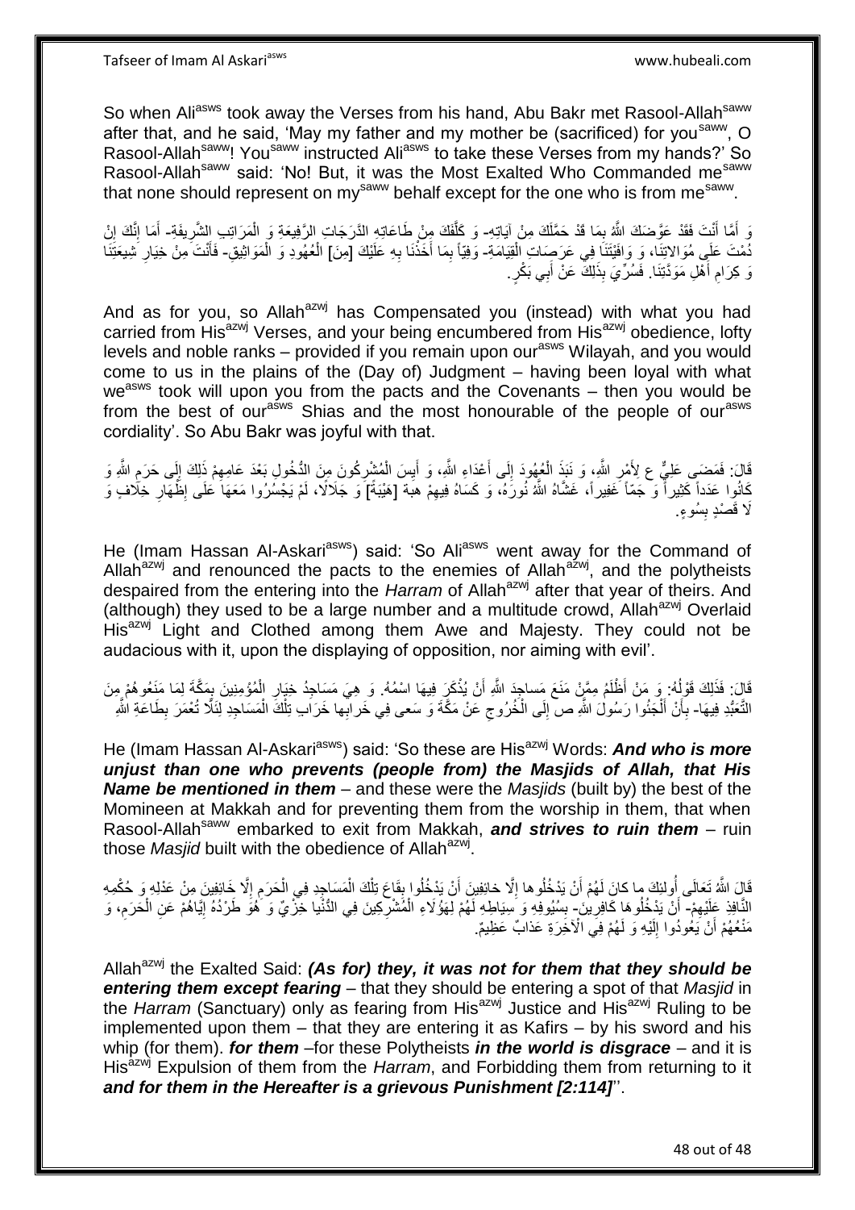So when Ali[asws] took away the Verses from his hand, Abu Bakr met Rasool-Allah[saww] after that, and he said, 'May my father and my mother be (sacrificed) for you[saww], O Rasool-Allah[saww]! You[saww] instructed Ali[asws] to take these Verses from my hands?' So Rasool-Allah[saww] said: 'No! But, it was the Most Exalted Who Commanded me[saww] that none should represent on my[saww] behalf except for the one who is from me[saww].

وَ أَمَّا أَنْتَ فَقَدْ عَوَّضَكَ اللَّهُ بِمَا قَدْ حَمَّلَكَ مِنْ آيَاتِهِ- وَ كَلَّفَكَ مِنْ طَاعَاتِهِ الدَّرَجَاتِ الرَّفِيعَةِ وَ الْمَرَاتِبَ الشَّرِيفَةَ- أَمَا إِنَّكَ إِنْ دُمْتَ عَلَى مُوَالاتِنَا، وَ وَافَيْتَنَا فِي عَرَصَاتِ الْقِيَامَةِ- وَفِيّاً بِمَا أَخَذْنَا بِهِ عَلَيْكَ [مِنَ] الْعُهُودِ وَ الْمَوَاثِيقِ- فَأَنْتَ مِنْ خِيَارِ شِيعَتِنَا وَ كِرَامِ أَهْلِ مَوَدَّتِنَا. فَسُرِّيَ بِذَلِكَ عَنْ أَبِي بَكْرٍ.

And as for you, so Allah[azwj] has Compensated you (instead) with what you had carried from His[azwj] Verses, and your being encumbered from His[azwj] obedience, lofty levels and noble ranks – provided if you remain upon our[asws] Wilayah, and you would come to us in the plains of the (Day of) Judgment – having been loyal with what we[asws] took will upon you from the pacts and the Covenants – then you would be from the best of our[asws] Shias and the most honourable of the people of our[asws] cordiality'. So Abu Bakr was joyful with that.

قَالَ: فَمَضَى عَلِيٌّ ع لِأَمْرِ اللَّهِ، وَ نَبَذَ الْعُهُودَ إِلَى أَعْدَاءِ اللَّهِ، وَ أَيِسَ الْمُشْرِكُونَ مِنَ الدُّخُولِ بَعْدَ عَامِهِمْ ذَلِكَ إِلَى حَرَمِ اللَّهِ وَ كَانُوا عَدَداً كَثِيراً وَ جَمّاً غَفِيراً، غَشَّاهُ اللَّهُ نُورَهُ، وَ كَسَاهُ فِيهِمْ هِبَةً [هَيْبَةً] وَ جَلَالًا، لَمْ يَجْسُرُوا مَعَهَا عَلَى إِظْهَارِ خِلَافٍ وَ لَا قَصْدٍ بِسُوءٍ.

He (Imam Hassan Al-Askari[asws]) said: 'So Ali[asws] went away for the Command of Allah[azwj] and renounced the pacts to the enemies of Allah[azwj], and the polytheists despaired from the entering into the *Harram* of Allah[azwj] after that year of theirs. And (although) they used to be a large number and a multitude crowd, Allah[azwj] Overlaid His[azwj] Light and Clothed among them Awe and Majesty. They could not be audacious with it, upon the displaying of opposition, nor aiming with evil'.

قَالَ: فَذَلِكَ قَوْلُهُ: وَ مَنْ أَظْلَمُ مِمَّنْ مَنَعَ مَساجِدَ اللَّهِ أَنْ يُذْكَرَ فِيهَا اسْمُهُ. وَ هِيَ مَسَاجِدُ خِيَارِ الْمُؤْمِنِينَ بِمَكَّةَ لِمَا مَنَعُوهُمْ مِنَ التَّعَبُّدِ فِيهَا- بِأَنْ أَلْجَئُوا رَسُولَ اللَّهِ ص إِلَى الْخُرُوجِ عَنْ مَكَّةَ وَ سَعى فِي خَرابِها خَرَابِ تِلْكَ الْمَسَاجِدِ لِئَلَّا تُعْمَرَ بِطَاعَةِ اللَّهِ

He (Imam Hassan Al-Askari[asws]) said: 'So these are His[azwj] Words: ***And who is more unjust than one who prevents (people from) the Masjids of Allah, that His Name be mentioned in them*** – and these were the *Masjids* (built by) the best of the Momineen at Makkah and for preventing them from the worship in them, that when Rasool-Allah[saww] embarked to exit from Makkah, ***and strives to ruin them*** – ruin those *Masjid* built with the obedience of Allah[azwj].

قَالَ اللَّهُ تَعَالَى أُولئِكَ ما كانَ لَهُمْ أَنْ يَدْخُلُوها إِلَّا خائِفِينَ أَنْ يَدْخُلُوا بِقَاعَ تِلْكَ الْمَسَاجِدِ فِي الْحَرَمِ إِلَّا خَائِفِينَ مِنْ عَدْلِهِ وَ حُكْمِهِ النَّافِذِ عَلَيْهِمْ- أَنْ يَدْخُلُوهَا كَافِرِينَ- بِسُيُوفِهِ وَ سِيَاطِهِ لَهُمْ لِهَؤُلَاءِ الْمُشْرِكِينَ فِي الدُّنْيا خِزْيٌ وَ هُوَ طَرْدُهُ إِيَّاهُمْ عَنِ الْحَرَمِ، وَ مَنْعُهُمْ أَنْ يَعُودُوا إِلَيْهِ وَ لَهُمْ فِي الْآخِرَةِ عَذابٌ عَظِيمٌ.

Allah[azwj] the Exalted Said: ***(As for) they, it was not for them that they should be entering them except fearing*** – that they should be entering a spot of that *Masjid* in the *Harram* (Sanctuary) only as fearing from His[azwj] Justice and His[azwj] Ruling to be implemented upon them – that they are entering it as Kafirs – by his sword and his whip (for them). ***for them*** –for these Polytheists ***in the world is disgrace*** – and it is His[azwj] Expulsion of them from the *Harram*, and Forbidding them from returning to it ***and for them in the Hereafter is a grievous Punishment [2:114]***''.